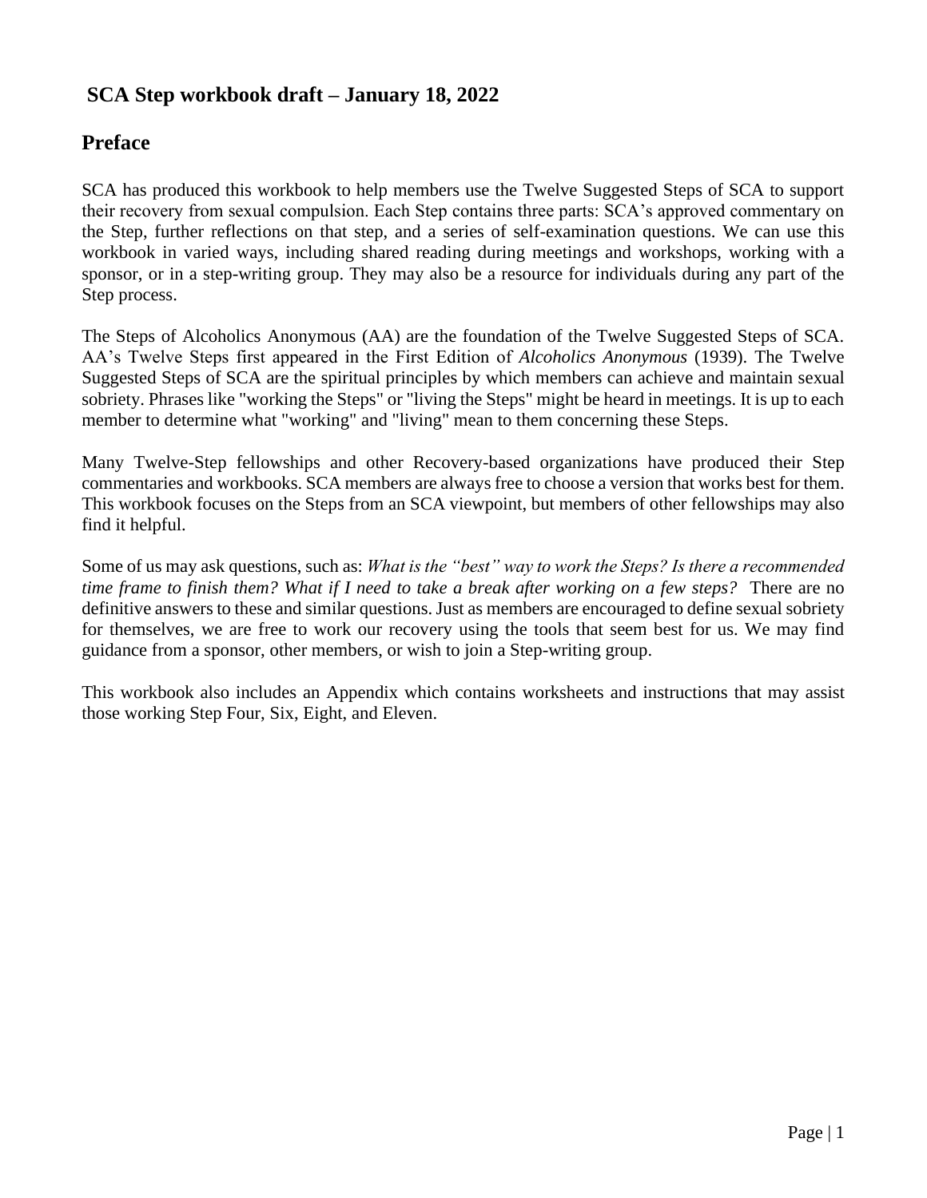# SCA Step workbook draft – January 18, 2022

## Preface

SCA has produced this workbook to help members use the Twelve Suggested Steps of SCA to support their recovery from sexual compulsion. Each Step contains three parts: SCA's approved commentary on the Step, further reflections on that step, and a series of self-examination questions. We can use this workbook in varied ways, including shared reading during meetings and workshops, working with a sponsor, or in a step-writing group. They may also be a resource for individuals during any part of the Step process.

The Steps of Alcoholics Anonymous (AA) are the foundation of the Twelve Suggested Steps of SCA. AA's Twelve Steps first appeared in the First Edition of *Alcoholics Anonymous* (1939). The Twelve Suggested Steps of SCA are the spiritual principles by which members can achieve and maintain sexual sobriety. Phrases like "working the Steps" or "living the Steps" might be heard in meetings. It is up to each member to determine what "working" and "living" mean to them concerning these Steps.

Many Twelve-Step fellowships and other Recovery-based organizations have produced their Step commentaries and workbooks. SCA members are always free to choose a version that works best for them. This workbook focuses on the Steps from an SCA viewpoint, but members of other fellowships may also find it helpful.

Some of us may ask questions, such as: *What is the "best" way to work the Steps? Is there a recommended time frame to finish them? What if I need to take a break after working on a few steps?* There are no definitive answers to these and similar questions. Just as members are encouraged to define sexual sobriety for themselves, we are free to work our recovery using the tools that seem best for us. We may find guidance from a sponsor, other members, or wish to join a Step-writing group.

This workbook also includes an Appendix which contains worksheets and instructions that may assist those working Step Four, Six, Eight, and Eleven.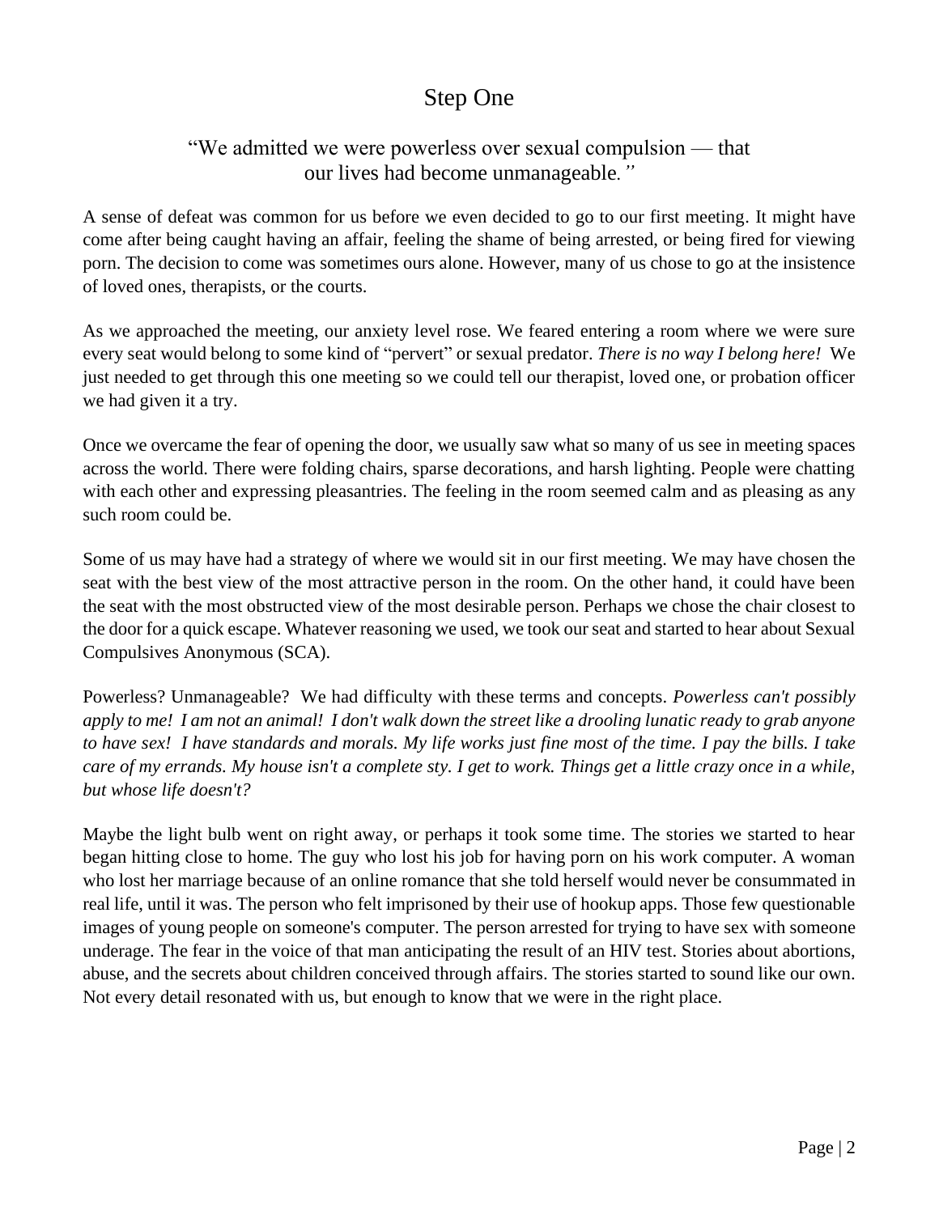# Step One

## "We admitted we were powerless over sexual compulsion — that our lives had become unmanageable*."*

A sense of defeat was common for us before we even decided to go to our first meeting. It might have come after being caught having an affair, feeling the shame of being arrested, or being fired for viewing porn. The decision to come was sometimes ours alone. However, many of us chose to go at the insistence of loved ones, therapists, or the courts.

As we approached the meeting, our anxiety level rose. We feared entering a room where we were sure every seat would belong to some kind of "pervert" or sexual predator. *There is no way I belong here!* We just needed to get through this one meeting so we could tell our therapist, loved one, or probation officer we had given it a try.

Once we overcame the fear of opening the door, we usually saw what so many of us see in meeting spaces across the world. There were folding chairs, sparse decorations, and harsh lighting. People were chatting with each other and expressing pleasantries. The feeling in the room seemed calm and as pleasing as any such room could be.

Some of us may have had a strategy of where we would sit in our first meeting. We may have chosen the seat with the best view of the most attractive person in the room. On the other hand, it could have been the seat with the most obstructed view of the most desirable person. Perhaps we chose the chair closest to the door for a quick escape. Whatever reasoning we used, we took our seat and started to hear about Sexual Compulsives Anonymous (SCA).

Powerless? Unmanageable? We had difficulty with these terms and concepts. *Powerless can't possibly apply to me! I am not an animal! I don't walk down the street like a drooling lunatic ready to grab anyone to have sex! I have standards and morals. My life works just fine most of the time. I pay the bills. I take care of my errands. My house isn't a complete sty. I get to work. Things get a little crazy once in a while, but whose life doesn't?*

Maybe the light bulb went on right away, or perhaps it took some time. The stories we started to hear began hitting close to home. The guy who lost his job for having porn on his work computer. A woman who lost her marriage because of an online romance that she told herself would never be consummated in real life, until it was. The person who felt imprisoned by their use of hookup apps. Those few questionable images of young people on someone's computer. The person arrested for trying to have sex with someone underage. The fear in the voice of that man anticipating the result of an HIV test. Stories about abortions, abuse, and the secrets about children conceived through affairs. The stories started to sound like our own. Not every detail resonated with us, but enough to know that we were in the right place.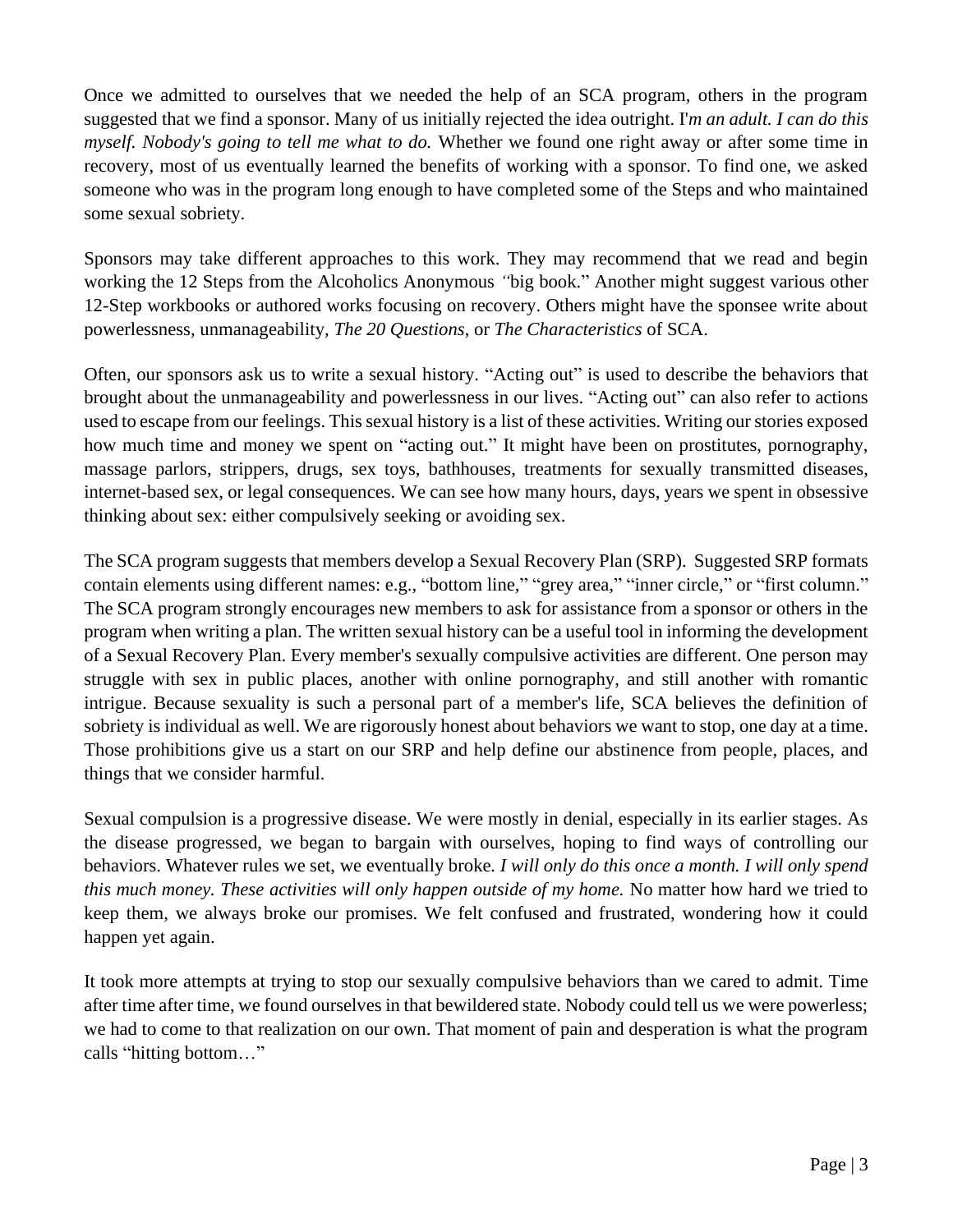Once we admitted to ourselves that we needed the help of an SCA program, others in the program suggested that we find a sponsor. Many of us initially rejected the idea outright. *I'm an adult. I can do this myself. Nobody's going to tell me what to do.* Whether we found one right away or after some time in recovery, most of us eventually learned the benefits of working with a sponsor. To find one, we asked someone who was in the program long enough to have completed some of the Steps and who maintained some sexual sobriety.

Sponsors may take different approaches to this work. They may recommend that we read and begin working the 12 Steps from the Alcoholics Anonymous "big book." Another might suggest various other 12-Step workbooks or authored works focusing on recovery. Others might have the sponsee write about powerlessness, unmanageability, *The 20 Questions*, or *The Characteristics* of SCA.

Often, our sponsors ask us to write a sexual history. "Acting out" is used to describe the behaviors that brought about the unmanageability and powerlessness in our lives. "Acting out" can also refer to actions used to escape from our feelings. This sexual history is a list of these activities. Writing our stories exposed how much time and money we spent on "acting out." It might have been on prostitutes, pornography, massage parlors, strippers, drugs, sex toys, bathhouses, treatments for sexually transmitted diseases, internet-based sex, or legal consequences. We can see how many hours, days, years we spent in obsessive thinking about sex: either compulsively seeking or avoiding sex.

The SCA program suggests that members develop a Sexual Recovery Plan (SRP). Suggested SRP formats contain elements using different names: e.g., "bottom line," "grey area," "inner circle," or "first column." The SCA program strongly encourages new members to ask for assistance from a sponsor or others in the program when writing a plan. The written sexual history can be a useful tool in informing the development of a Sexual Recovery Plan. Every member's sexually compulsive activities are different. One person may struggle with sex in public places, another with online pornography, and still another with romantic intrigue. Because sexuality is such a personal part of a member's life, SCA believes the definition of sobriety is individual as well. We are rigorously honest about behaviors we want to stop, one day at a time. Those prohibitions give us a start on our SRP and help define our abstinence from people, places, and things that we consider harmful.

Sexual compulsion is a progressive disease. We were mostly in denial, especially in its earlier stages. As the disease progressed, we began to bargain with ourselves, hoping to find ways of controlling our behaviors. Whatever rules we set, we eventually broke. *I will only do this once a month. I will only spend this much money. These activities will only happen outside of my home.* No matter how hard we tried to keep them, we always broke our promises. We felt confused and frustrated, wondering how it could happen yet again.

It took more attempts at trying to stop our sexually compulsive behaviors than we cared to admit. Time after time after time, we found ourselves in that bewildered state. Nobody could tell us we were powerless; we had to come to that realization on our own. That moment of pain and desperation is what the program calls "hitting bottom…"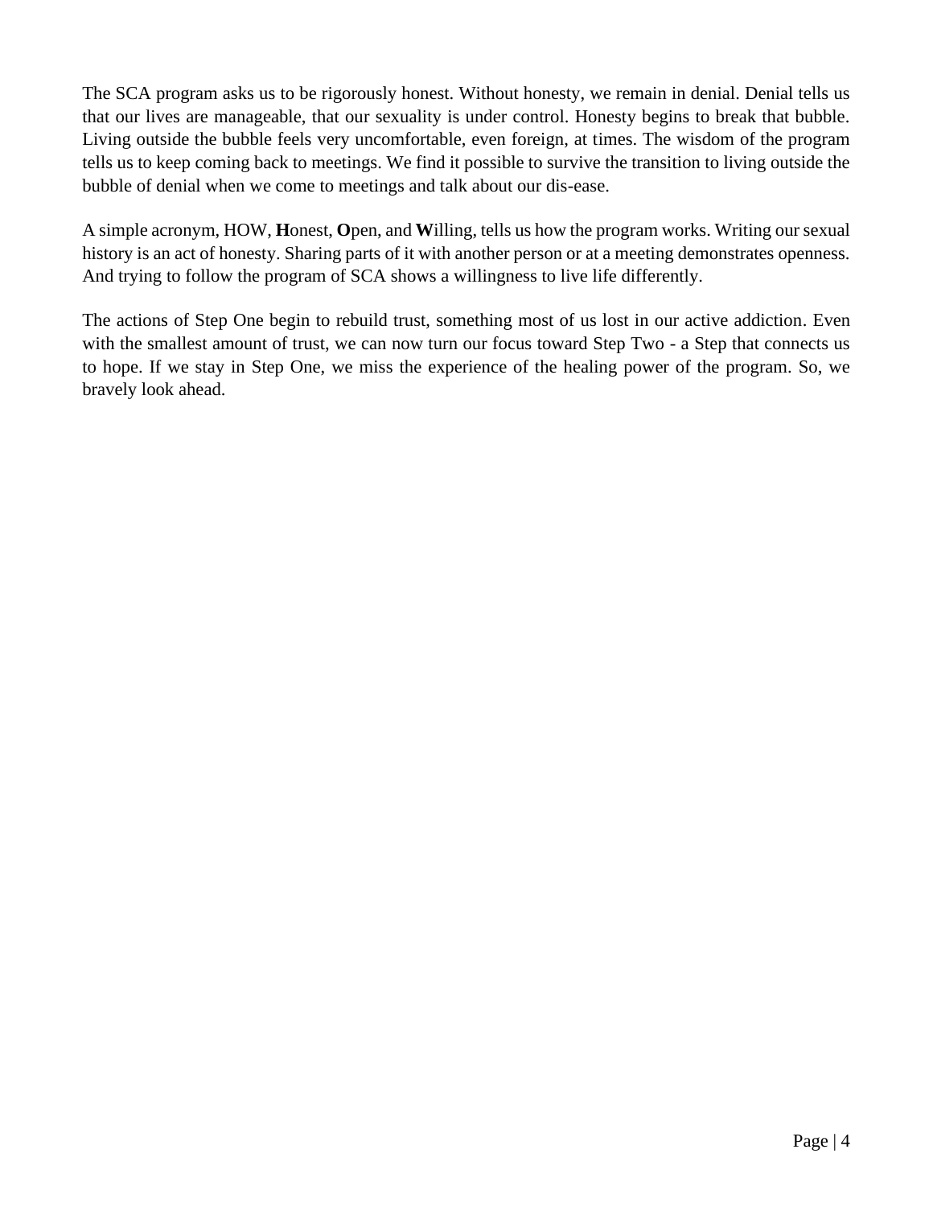The SCA program asks us to be rigorously honest. Without honesty, we remain in denial. Denial tells us that our lives are manageable, that our sexuality is under control. Honesty begins to break that bubble. Living outside the bubble feels very uncomfortable, even foreign, at times. The wisdom of the program tells us to keep coming back to meetings. We find it possible to survive the transition to living outside the bubble of denial when we come to meetings and talk about our dis-ease.

A simple acronym, HOW, **H**onest, **O**pen, and **W**illing, tells us how the program works. Writing our sexual history is an act of honesty. Sharing parts of it with another person or at a meeting demonstrates openness. And trying to follow the program of SCA shows a willingness to live life differently.

The actions of Step One begin to rebuild trust, something most of us lost in our active addiction. Even with the smallest amount of trust, we can now turn our focus toward Step Two - a Step that connects us to hope. If we stay in Step One, we miss the experience of the healing power of the program. So, we bravely look ahead.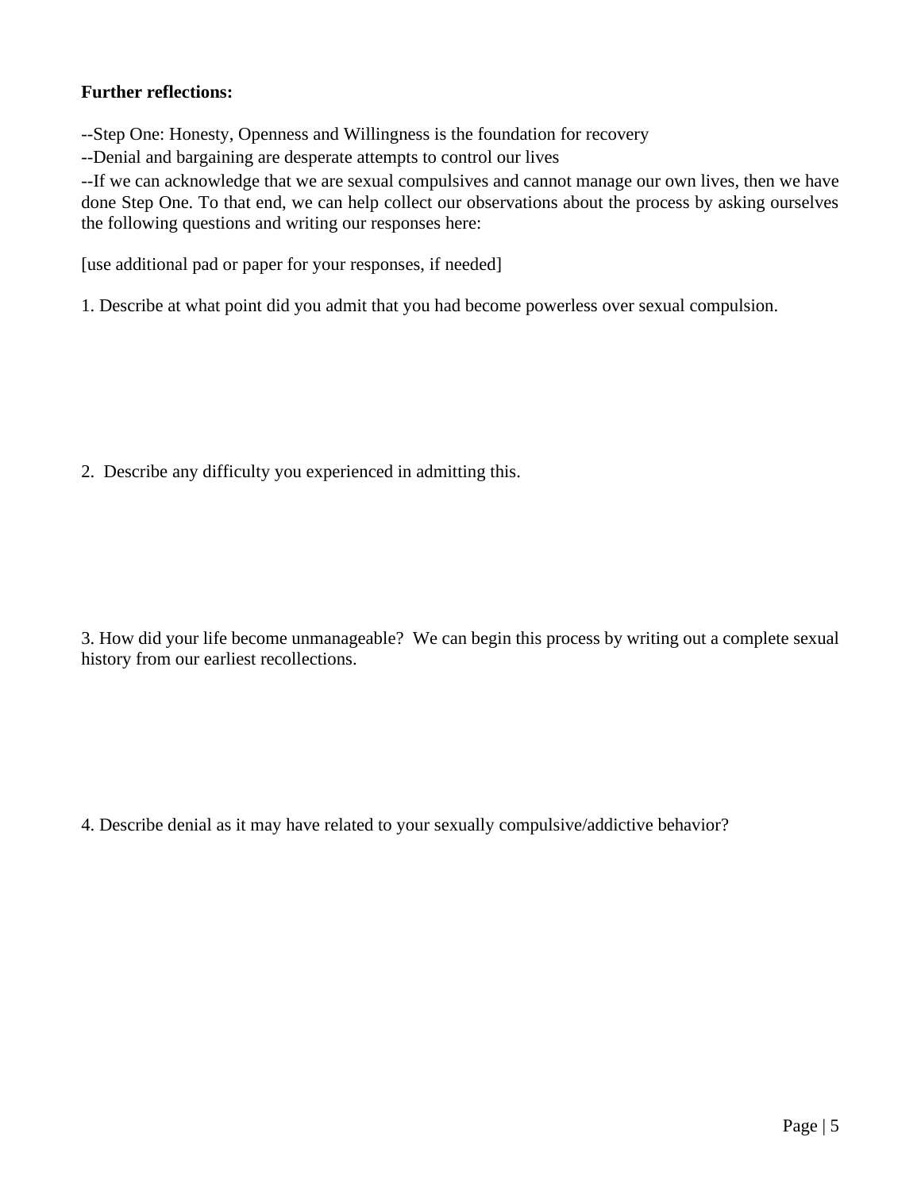**Further reflections:**

--Step One: Honesty, Openness and Willingness is the foundation for recovery

--Denial and bargaining are desperate attempts to control our lives

--If we can acknowledge that we are sexual compulsives and cannot manage our own lives, then we have done Step One. To that end, we can help collect our observations about the process by asking ourselves the following questions and writing our responses here:

[use additional pad or paper for your responses, if needed]

1. Describe at what point did you admit that you had become powerless over sexual compulsion.

2. Describe any difficulty you experienced in admitting this.

3. How did your life become unmanageable? We can begin this process by writing out a complete sexual history from our earliest recollections.

4. Describe denial as it may have related to your sexually compulsive/addictive behavior?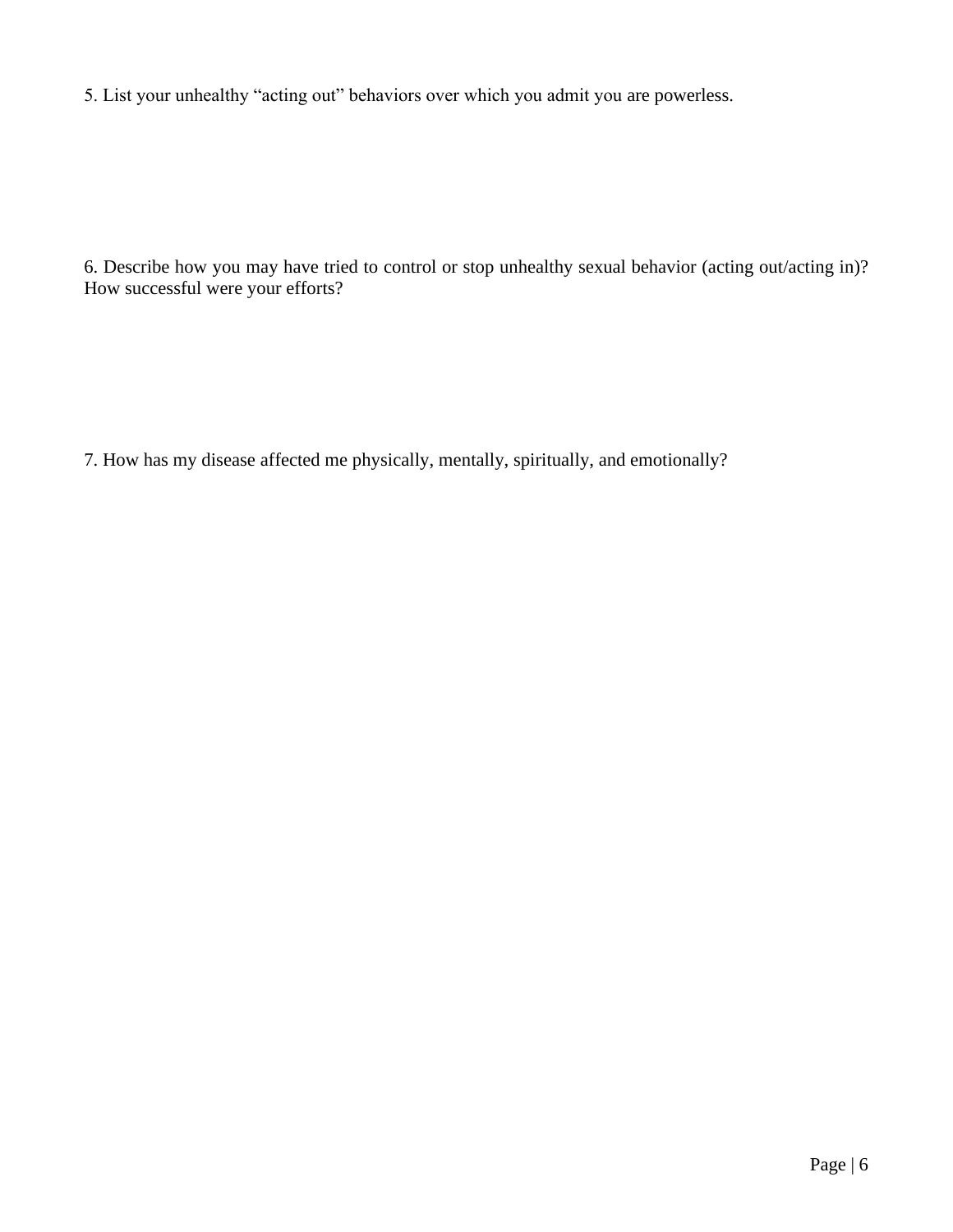5. List your unhealthy "acting out" behaviors over which you admit you are powerless.

6. Describe how you may have tried to control or stop unhealthy sexual behavior (acting out/acting in)? How successful were your efforts?

7. How has my disease affected me physically, mentally, spiritually, and emotionally?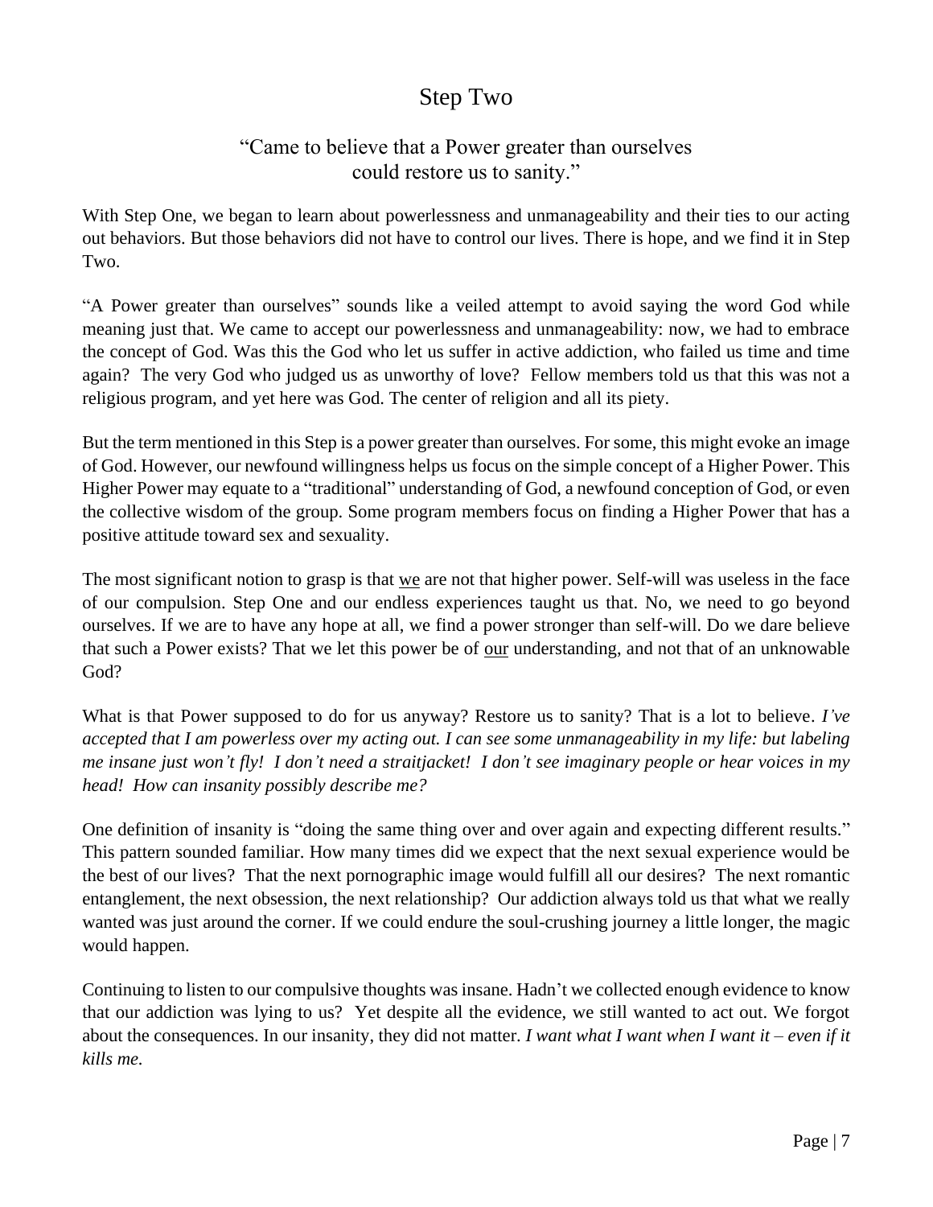# Step Two

## "Came to believe that a Power greater than ourselves could restore us to sanity."

With Step One, we began to learn about powerlessness and unmanageability and their ties to our acting out behaviors. But those behaviors did not have to control our lives. There is hope, and we find it in Step Two.

"A Power greater than ourselves" sounds like a veiled attempt to avoid saying the word God while meaning just that. We came to accept our powerlessness and unmanageability: now, we had to embrace the concept of God. Was this the God who let us suffer in active addiction, who failed us time and time again? The very God who judged us as unworthy of love? Fellow members told us that this was not a religious program, and yet here was God. The center of religion and all its piety.

But the term mentioned in this Step is a power greater than ourselves. For some, this might evoke an image of God. However, our newfound willingness helps us focus on the simple concept of a Higher Power. This Higher Power may equate to a "traditional" understanding of God, a newfound conception of God, or even the collective wisdom of the group. Some program members focus on finding a Higher Power that has a positive attitude toward sex and sexuality.

The most significant notion to grasp is that <u>we</u> are not that higher power. Self-will was useless in the face of our compulsion. Step One and our endless experiences taught us that. No, we need to go beyond ourselves. If we are to have any hope at all, we find a power stronger than self-will. Do we dare believe that such a Power exists? That we let this power be of <u>our</u> understanding, and not that of an unknowable God?

What is that Power supposed to do for us anyway? Restore us to sanity? That is a lot to believe. *I've accepted that I am powerless over my acting out. I can see some unmanageability in my life: but labeling me insane just won't fly! I don't need a straitjacket! I don't see imaginary people or hear voices in my head! How can insanity possibly describe me?*

One definition of insanity is "doing the same thing over and over again and expecting different results." This pattern sounded familiar. How many times did we expect that the next sexual experience would be the best of our lives? That the next pornographic image would fulfill all our desires? The next romantic entanglement, the next obsession, the next relationship? Our addiction always told us that what we really wanted was just around the corner. If we could endure the soul-crushing journey a little longer, the magic would happen.

Continuing to listen to our compulsive thoughts was insane. Hadn't we collected enough evidence to know that our addiction was lying to us? Yet despite all the evidence, we still wanted to act out. We forgot about the consequences. In our insanity, they did not matter. *I want what I want when I want it – even if it kills me.*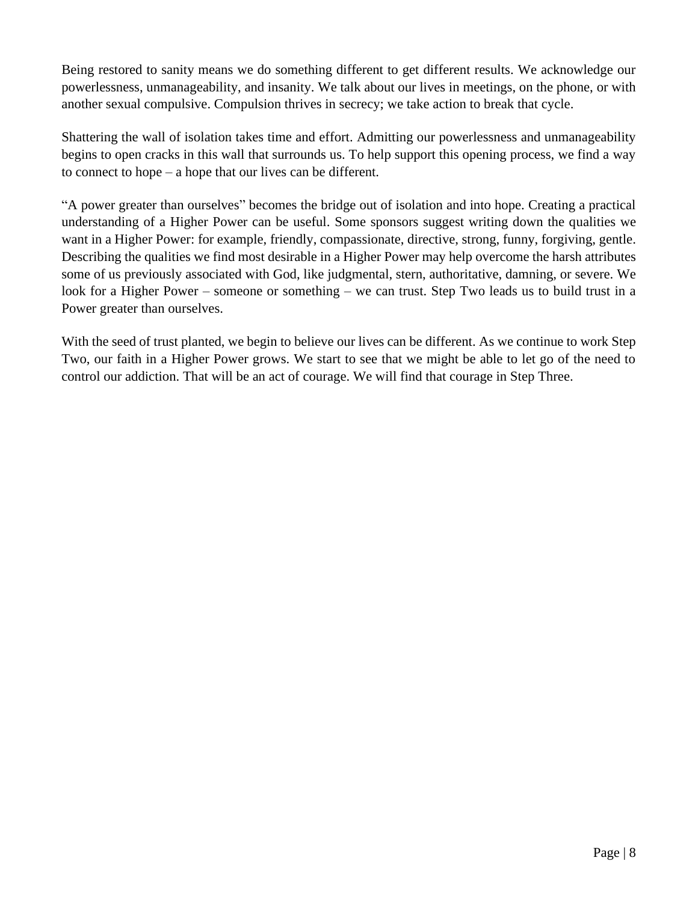Being restored to sanity means we do something different to get different results. We acknowledge our powerlessness, unmanageability, and insanity. We talk about our lives in meetings, on the phone, or with another sexual compulsive. Compulsion thrives in secrecy; we take action to break that cycle.

Shattering the wall of isolation takes time and effort. Admitting our powerlessness and unmanageability begins to open cracks in this wall that surrounds us. To help support this opening process, we find a way to connect to hope – a hope that our lives can be different.

"A power greater than ourselves" becomes the bridge out of isolation and into hope. Creating a practical understanding of a Higher Power can be useful. Some sponsors suggest writing down the qualities we want in a Higher Power: for example, friendly, compassionate, directive, strong, funny, forgiving, gentle. Describing the qualities we find most desirable in a Higher Power may help overcome the harsh attributes some of us previously associated with God, like judgmental, stern, authoritative, damning, or severe. We look for a Higher Power – someone or something – we can trust. Step Two leads us to build trust in a Power greater than ourselves.

With the seed of trust planted, we begin to believe our lives can be different. As we continue to work Step Two, our faith in a Higher Power grows. We start to see that we might be able to let go of the need to control our addiction. That will be an act of courage. We will find that courage in Step Three.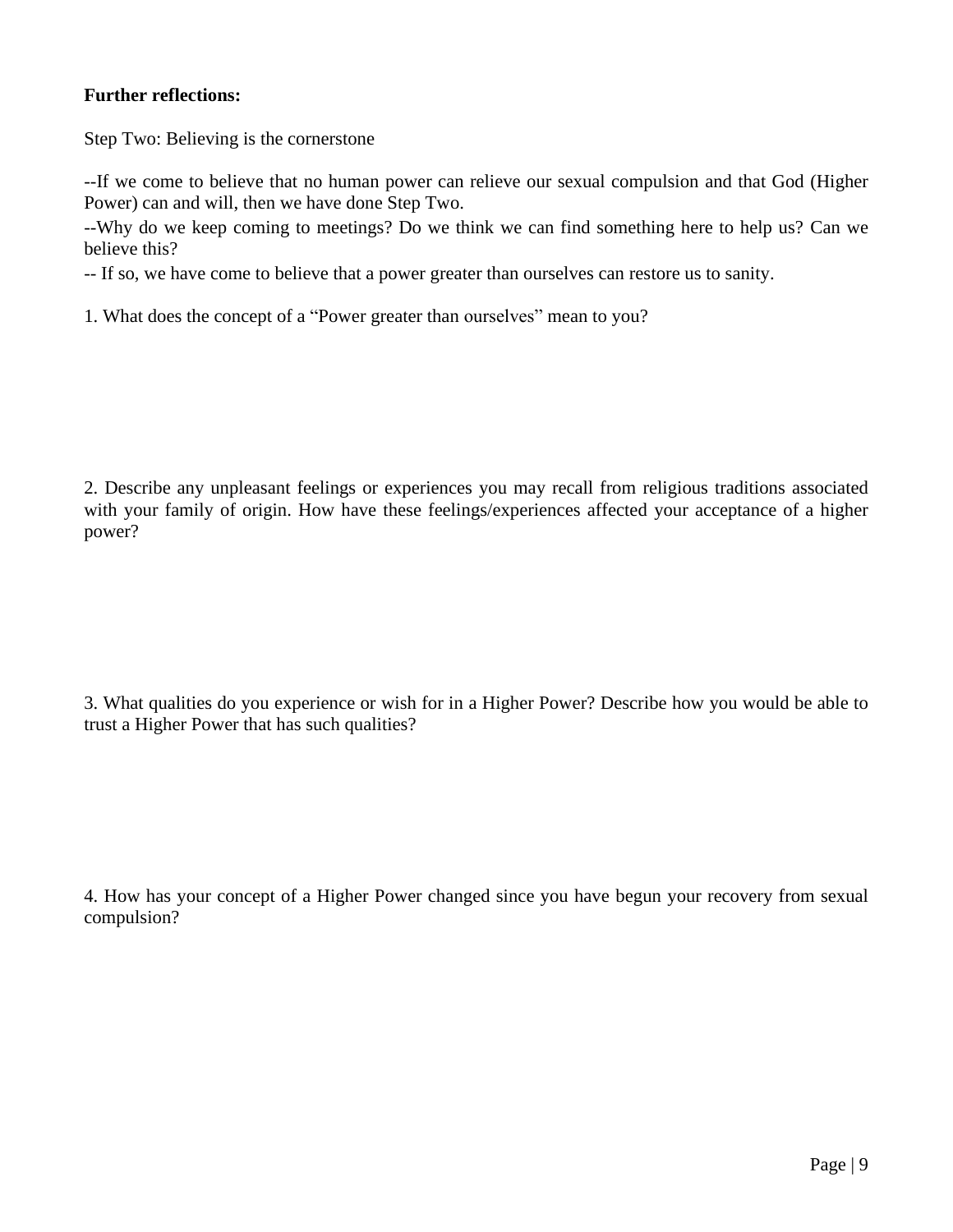**Further reflections:**

Step Two: Believing is the cornerstone

--If we come to believe that no human power can relieve our sexual compulsion and that God (Higher Power) can and will, then we have done Step Two.

--Why do we keep coming to meetings? Do we think we can find something here to help us? Can we believe this?

-- If so, we have come to believe that a power greater than ourselves can restore us to sanity.

1. What does the concept of a "Power greater than ourselves" mean to you?

2. Describe any unpleasant feelings or experiences you may recall from religious traditions associated with your family of origin. How have these feelings/experiences affected your acceptance of a higher power?

3. What qualities do you experience or wish for in a Higher Power? Describe how you would be able to trust a Higher Power that has such qualities?

4. How has your concept of a Higher Power changed since you have begun your recovery from sexual compulsion?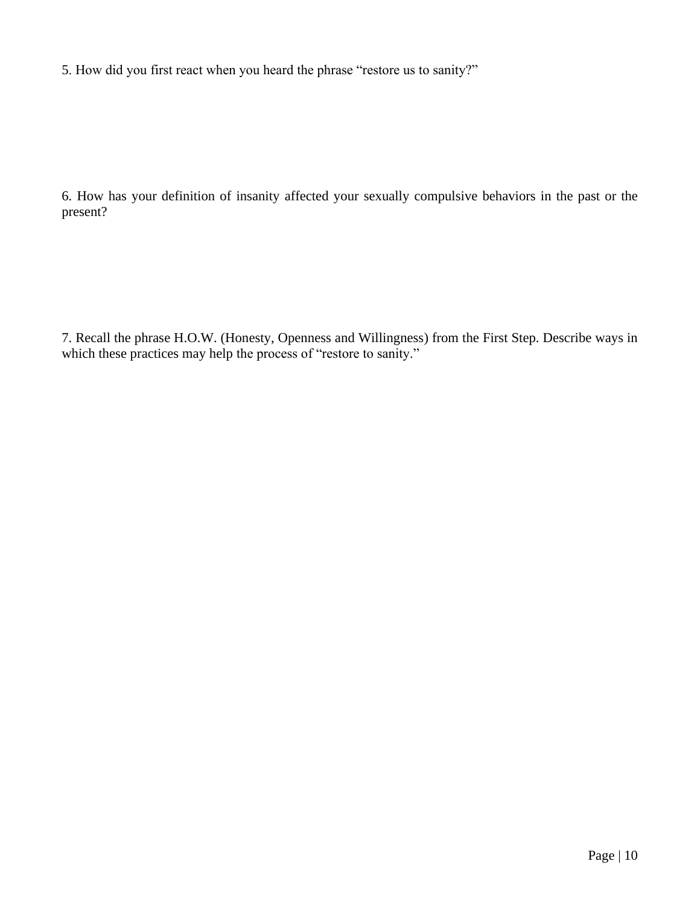5. How did you first react when you heard the phrase “restore us to sanity?”

6. How has your definition of insanity affected your sexually compulsive behaviors in the past or the present?

7. Recall the phrase H.O.W. (Honesty, Openness and Willingness) from the First Step. Describe ways in which these practices may help the process of “restore to sanity.”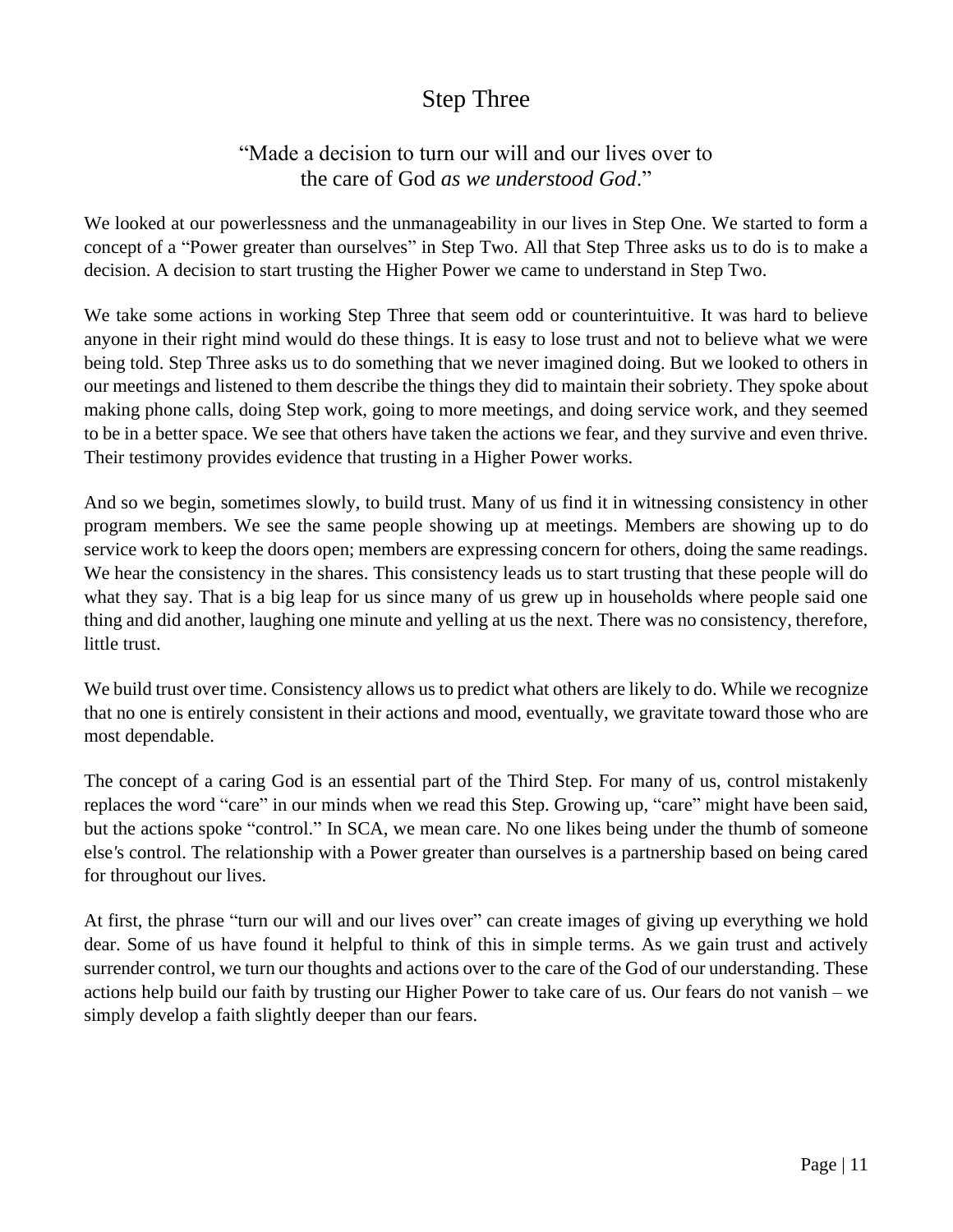# Step Three

“Made a decision to turn our will and our lives over to the care of God *as we understood God*.”

We looked at our powerlessness and the unmanageability in our lives in Step One. We started to form a concept of a “Power greater than ourselves” in Step Two. All that Step Three asks us to do is to make a decision. A decision to start trusting the Higher Power we came to understand in Step Two.

We take some actions in working Step Three that seem odd or counterintuitive. It was hard to believe anyone in their right mind would do these things. It is easy to lose trust and not to believe what we were being told. Step Three asks us to do something that we never imagined doing. But we looked to others in our meetings and listened to them describe the things they did to maintain their sobriety. They spoke about making phone calls, doing Step work, going to more meetings, and doing service work, and they seemed to be in a better space. We see that others have taken the actions we fear, and they survive and even thrive. Their testimony provides evidence that trusting in a Higher Power works.

And so we begin, sometimes slowly, to build trust. Many of us find it in witnessing consistency in other program members. We see the same people showing up at meetings. Members are showing up to do service work to keep the doors open; members are expressing concern for others, doing the same readings. We hear the consistency in the shares. This consistency leads us to start trusting that these people will do what they say. That is a big leap for us since many of us grew up in households where people said one thing and did another, laughing one minute and yelling at us the next. There was no consistency, therefore, little trust.

We build trust over time. Consistency allows us to predict what others are likely to do. While we recognize that no one is entirely consistent in their actions and mood, eventually, we gravitate toward those who are most dependable.

The concept of a caring God is an essential part of the Third Step. For many of us, control mistakenly replaces the word “care” in our minds when we read this Step. Growing up, “care” might have been said, but the actions spoke “control.” In SCA, we mean care. No one likes being under the thumb of someone else′s control. The relationship with a Power greater than ourselves is a partnership based on being cared for throughout our lives.

At first, the phrase “turn our will and our lives over” can create images of giving up everything we hold dear. Some of us have found it helpful to think of this in simple terms. As we gain trust and actively surrender control, we turn our thoughts and actions over to the care of the God of our understanding. These actions help build our faith by trusting our Higher Power to take care of us. Our fears do not vanish – we simply develop a faith slightly deeper than our fears.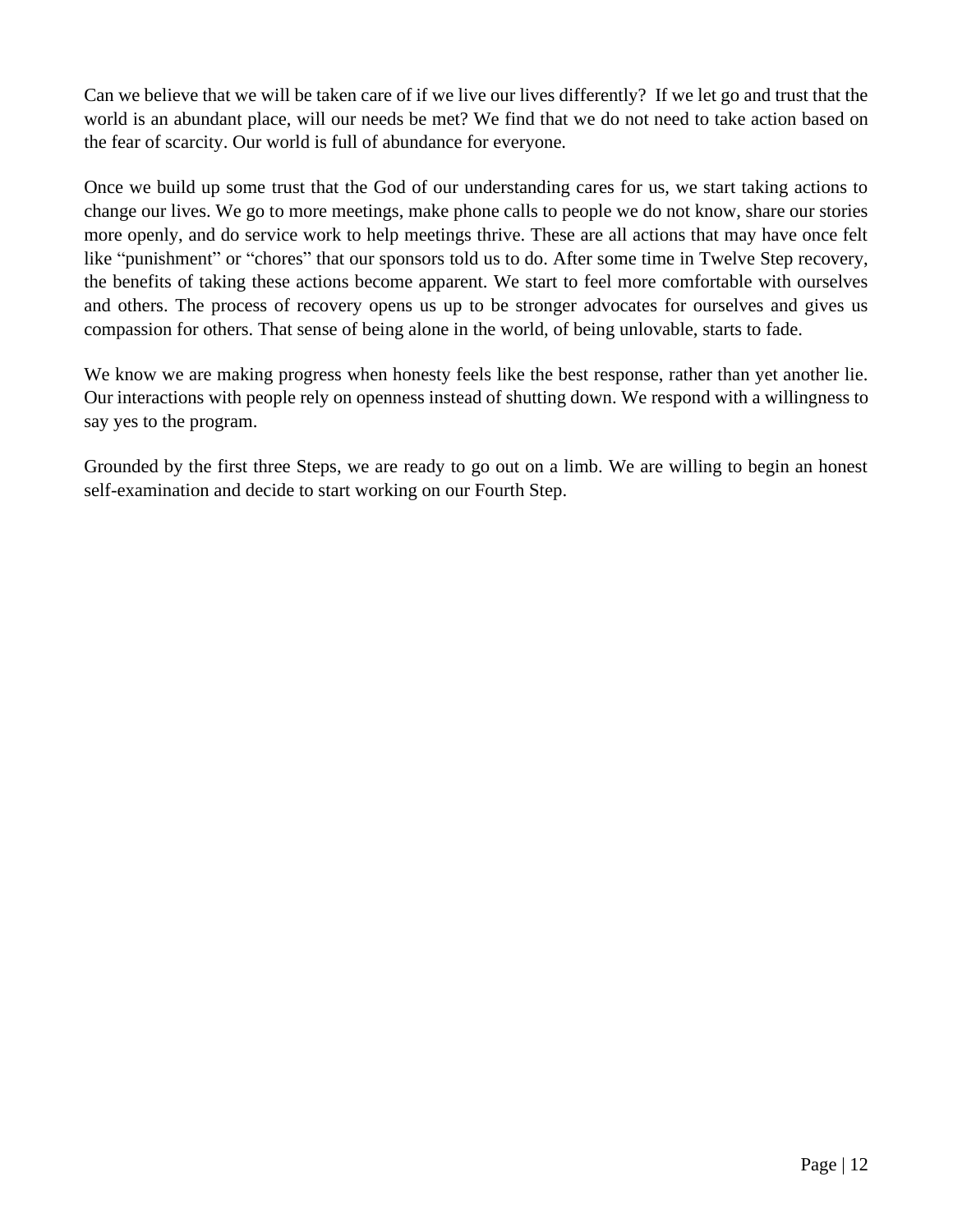Can we believe that we will be taken care of if we live our lives differently? If we let go and trust that the world is an abundant place, will our needs be met? We find that we do not need to take action based on the fear of scarcity. Our world is full of abundance for everyone.

Once we build up some trust that the God of our understanding cares for us, we start taking actions to change our lives. We go to more meetings, make phone calls to people we do not know, share our stories more openly, and do service work to help meetings thrive. These are all actions that may have once felt like "punishment" or "chores" that our sponsors told us to do. After some time in Twelve Step recovery, the benefits of taking these actions become apparent. We start to feel more comfortable with ourselves and others. The process of recovery opens us up to be stronger advocates for ourselves and gives us compassion for others. That sense of being alone in the world, of being unlovable, starts to fade.

We know we are making progress when honesty feels like the best response, rather than yet another lie. Our interactions with people rely on openness instead of shutting down. We respond with a willingness to say yes to the program.

Grounded by the first three Steps, we are ready to go out on a limb. We are willing to begin an honest self-examination and decide to start working on our Fourth Step.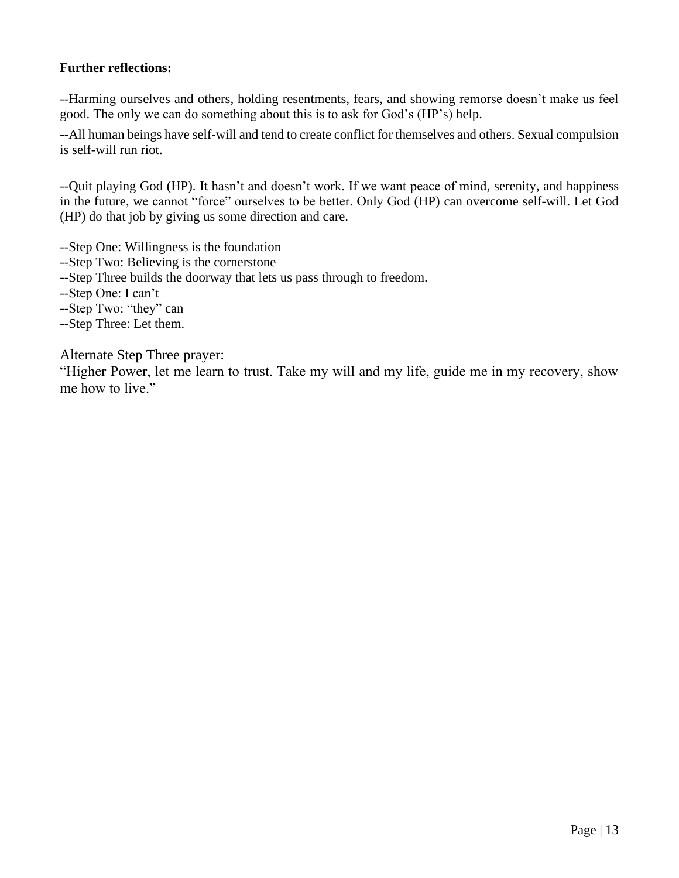**Further reflections:**

--Harming ourselves and others, holding resentments, fears, and showing remorse doesn't make us feel good. The only we can do something about this is to ask for God's (HP's) help.

--All human beings have self-will and tend to create conflict for themselves and others. Sexual compulsion is self-will run riot.

--Quit playing God (HP). It hasn't and doesn't work. If we want peace of mind, serenity, and happiness in the future, we cannot "force" ourselves to be better. Only God (HP) can overcome self-will. Let God (HP) do that job by giving us some direction and care.

--Step One: Willingness is the foundation
--Step Two: Believing is the cornerstone
--Step Three builds the doorway that lets us pass through to freedom.
--Step One: I can't
--Step Two: "they" can
--Step Three: Let them.

Alternate Step Three prayer:
"Higher Power, let me learn to trust. Take my will and my life, guide me in my recovery, show me how to live."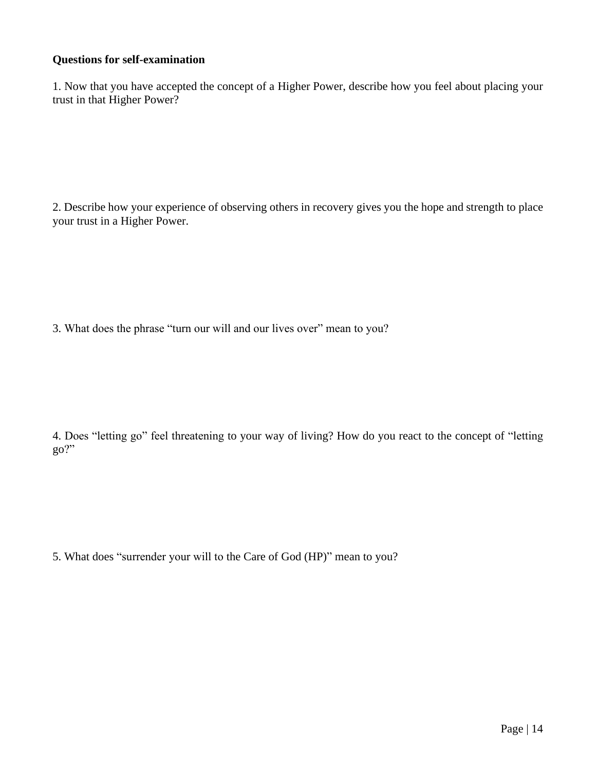**Questions for self-examination**

1. Now that you have accepted the concept of a Higher Power, describe how you feel about placing your trust in that Higher Power?

2. Describe how your experience of observing others in recovery gives you the hope and strength to place your trust in a Higher Power.

3. What does the phrase “turn our will and our lives over” mean to you?

4. Does “letting go” feel threatening to your way of living? How do you react to the concept of “letting go?”

5. What does “surrender your will to the Care of God (HP)” mean to you?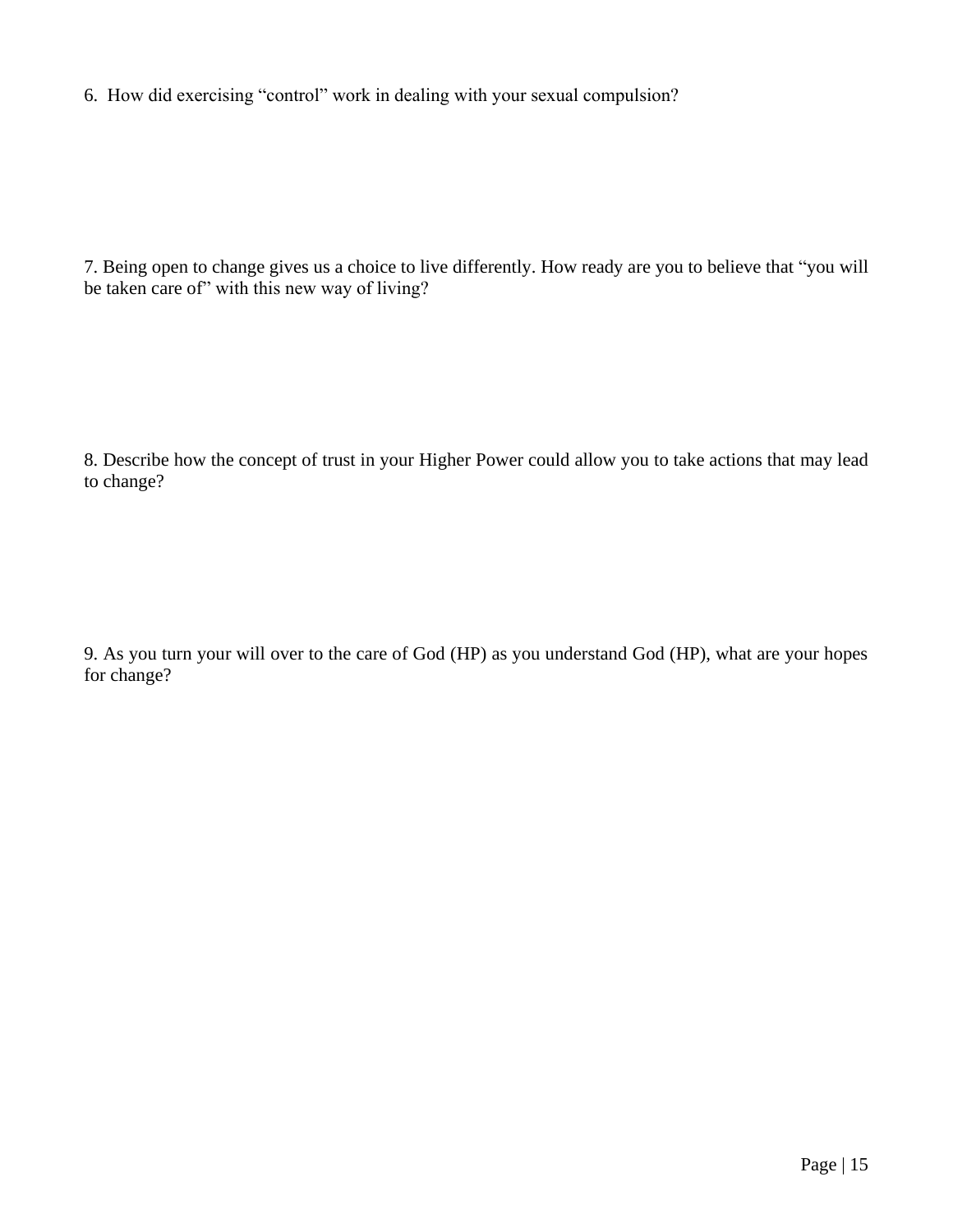6. How did exercising “control” work in dealing with your sexual compulsion?

7. Being open to change gives us a choice to live differently. How ready are you to believe that “you will be taken care of” with this new way of living?

8. Describe how the concept of trust in your Higher Power could allow you to take actions that may lead to change?

9. As you turn your will over to the care of God (HP) as you understand God (HP), what are your hopes for change?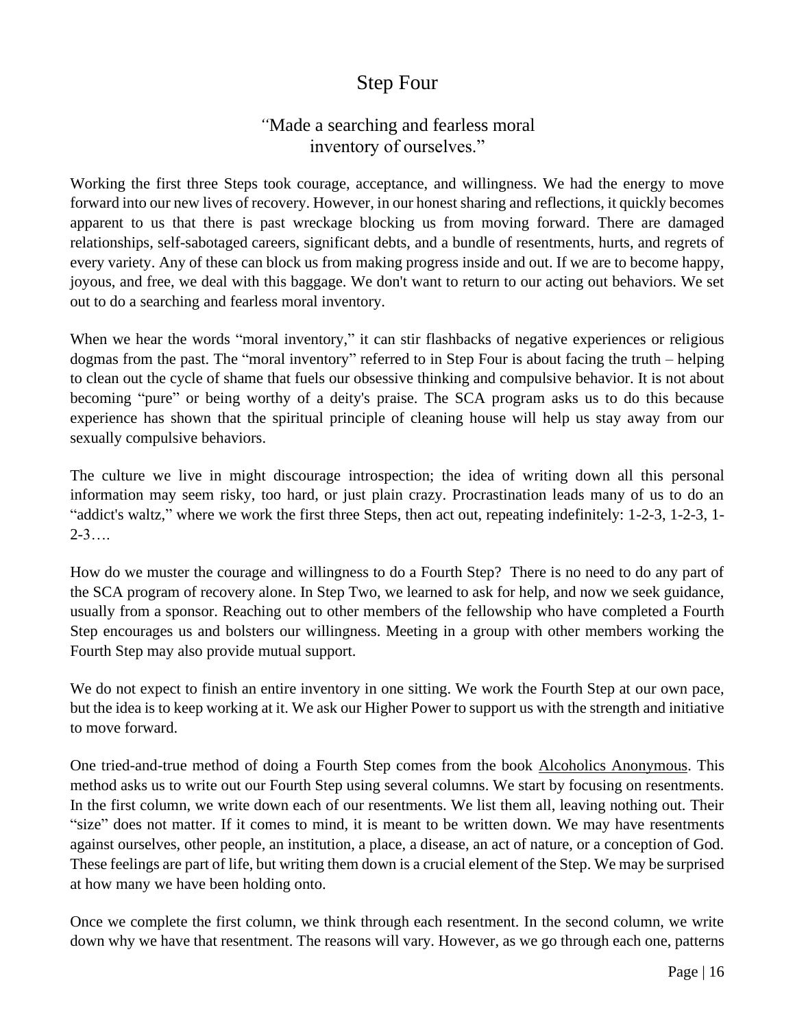# Step Four

## "Made a searching and fearless moral inventory of ourselves."

Working the first three Steps took courage, acceptance, and willingness. We had the energy to move forward into our new lives of recovery. However, in our honest sharing and reflections, it quickly becomes apparent to us that there is past wreckage blocking us from moving forward. There are damaged relationships, self-sabotaged careers, significant debts, and a bundle of resentments, hurts, and regrets of every variety. Any of these can block us from making progress inside and out. If we are to become happy, joyous, and free, we deal with this baggage. We don't want to return to our acting out behaviors. We set out to do a searching and fearless moral inventory.

When we hear the words "moral inventory," it can stir flashbacks of negative experiences or religious dogmas from the past. The "moral inventory" referred to in Step Four is about facing the truth – helping to clean out the cycle of shame that fuels our obsessive thinking and compulsive behavior. It is not about becoming "pure" or being worthy of a deity's praise. The SCA program asks us to do this because experience has shown that the spiritual principle of cleaning house will help us stay away from our sexually compulsive behaviors.

The culture we live in might discourage introspection; the idea of writing down all this personal information may seem risky, too hard, or just plain crazy. Procrastination leads many of us to do an "addict's waltz," where we work the first three Steps, then act out, repeating indefinitely: 1-2-3, 1-2-3, 1-2-3….

How do we muster the courage and willingness to do a Fourth Step? There is no need to do any part of the SCA program of recovery alone. In Step Two, we learned to ask for help, and now we seek guidance, usually from a sponsor. Reaching out to other members of the fellowship who have completed a Fourth Step encourages us and bolsters our willingness. Meeting in a group with other members working the Fourth Step may also provide mutual support.

We do not expect to finish an entire inventory in one sitting. We work the Fourth Step at our own pace, but the idea is to keep working at it. We ask our Higher Power to support us with the strength and initiative to move forward.

One tried-and-true method of doing a Fourth Step comes from the book Alcoholics Anonymous. This method asks us to write out our Fourth Step using several columns. We start by focusing on resentments. In the first column, we write down each of our resentments. We list them all, leaving nothing out. Their "size" does not matter. If it comes to mind, it is meant to be written down. We may have resentments against ourselves, other people, an institution, a place, a disease, an act of nature, or a conception of God. These feelings are part of life, but writing them down is a crucial element of the Step. We may be surprised at how many we have been holding onto.

Once we complete the first column, we think through each resentment. In the second column, we write down why we have that resentment. The reasons will vary. However, as we go through each one, patterns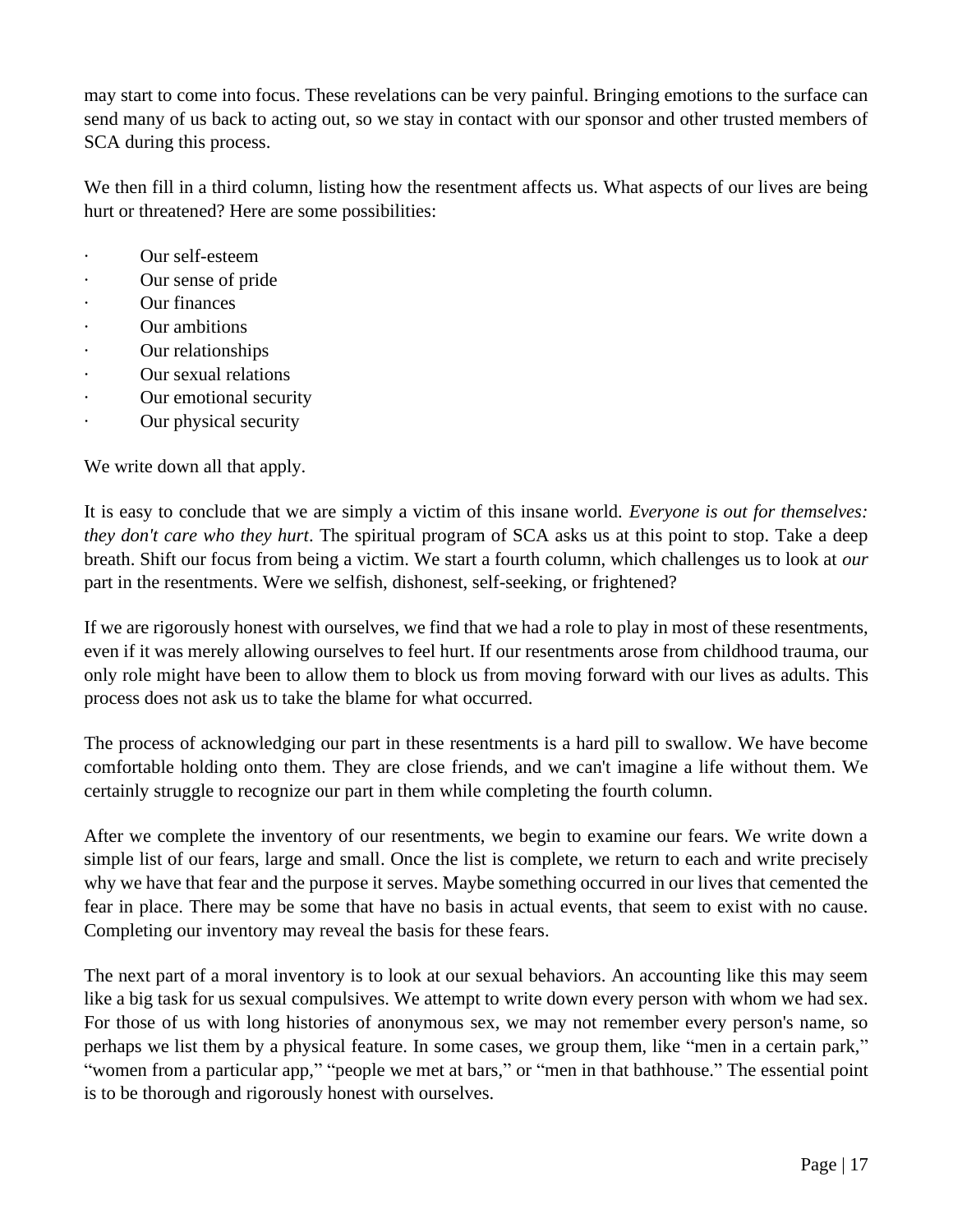may start to come into focus. These revelations can be very painful. Bringing emotions to the surface can send many of us back to acting out, so we stay in contact with our sponsor and other trusted members of SCA during this process.

We then fill in a third column, listing how the resentment affects us. What aspects of our lives are being hurt or threatened? Here are some possibilities:

- Our self-esteem
- Our sense of pride
- Our finances
- Our ambitions
- Our relationships
- Our sexual relations
- Our emotional security
- Our physical security

We write down all that apply.

It is easy to conclude that we are simply a victim of this insane world. *Everyone is out for themselves: they don't care who they hurt*. The spiritual program of SCA asks us at this point to stop. Take a deep breath. Shift our focus from being a victim. We start a fourth column, which challenges us to look at *our* part in the resentments. Were we selfish, dishonest, self-seeking, or frightened?

If we are rigorously honest with ourselves, we find that we had a role to play in most of these resentments, even if it was merely allowing ourselves to feel hurt. If our resentments arose from childhood trauma, our only role might have been to allow them to block us from moving forward with our lives as adults. This process does not ask us to take the blame for what occurred.

The process of acknowledging our part in these resentments is a hard pill to swallow. We have become comfortable holding onto them. They are close friends, and we can't imagine a life without them. We certainly struggle to recognize our part in them while completing the fourth column.

After we complete the inventory of our resentments, we begin to examine our fears. We write down a simple list of our fears, large and small. Once the list is complete, we return to each and write precisely why we have that fear and the purpose it serves. Maybe something occurred in our lives that cemented the fear in place. There may be some that have no basis in actual events, that seem to exist with no cause. Completing our inventory may reveal the basis for these fears.

The next part of a moral inventory is to look at our sexual behaviors. An accounting like this may seem like a big task for us sexual compulsives. We attempt to write down every person with whom we had sex. For those of us with long histories of anonymous sex, we may not remember every person's name, so perhaps we list them by a physical feature. In some cases, we group them, like "men in a certain park," "women from a particular app," "people we met at bars," or "men in that bathhouse." The essential point is to be thorough and rigorously honest with ourselves.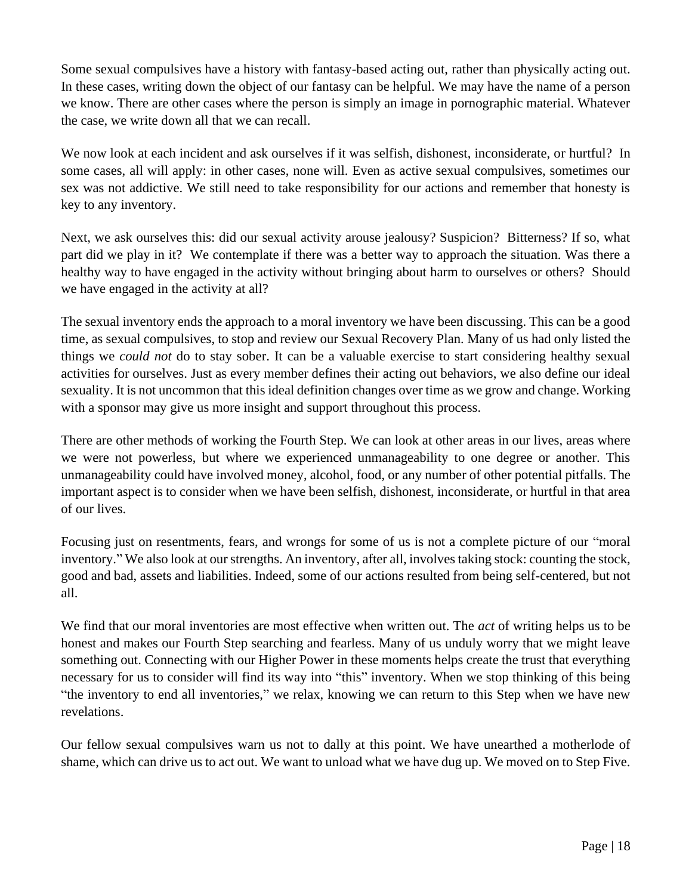Some sexual compulsives have a history with fantasy-based acting out, rather than physically acting out. In these cases, writing down the object of our fantasy can be helpful. We may have the name of a person we know. There are other cases where the person is simply an image in pornographic material. Whatever the case, we write down all that we can recall.

We now look at each incident and ask ourselves if it was selfish, dishonest, inconsiderate, or hurtful? In some cases, all will apply: in other cases, none will. Even as active sexual compulsives, sometimes our sex was not addictive. We still need to take responsibility for our actions and remember that honesty is key to any inventory.

Next, we ask ourselves this: did our sexual activity arouse jealousy? Suspicion? Bitterness? If so, what part did we play in it? We contemplate if there was a better way to approach the situation. Was there a healthy way to have engaged in the activity without bringing about harm to ourselves or others? Should we have engaged in the activity at all?

The sexual inventory ends the approach to a moral inventory we have been discussing. This can be a good time, as sexual compulsives, to stop and review our Sexual Recovery Plan. Many of us had only listed the things we *could not* do to stay sober. It can be a valuable exercise to start considering healthy sexual activities for ourselves. Just as every member defines their acting out behaviors, we also define our ideal sexuality. It is not uncommon that this ideal definition changes over time as we grow and change. Working with a sponsor may give us more insight and support throughout this process.

There are other methods of working the Fourth Step. We can look at other areas in our lives, areas where we were not powerless, but where we experienced unmanageability to one degree or another. This unmanageability could have involved money, alcohol, food, or any number of other potential pitfalls. The important aspect is to consider when we have been selfish, dishonest, inconsiderate, or hurtful in that area of our lives.

Focusing just on resentments, fears, and wrongs for some of us is not a complete picture of our "moral inventory." We also look at our strengths. An inventory, after all, involves taking stock: counting the stock, good and bad, assets and liabilities. Indeed, some of our actions resulted from being self-centered, but not all.

We find that our moral inventories are most effective when written out. The *act* of writing helps us to be honest and makes our Fourth Step searching and fearless. Many of us unduly worry that we might leave something out. Connecting with our Higher Power in these moments helps create the trust that everything necessary for us to consider will find its way into "this" inventory. When we stop thinking of this being "the inventory to end all inventories," we relax, knowing we can return to this Step when we have new revelations.

Our fellow sexual compulsives warn us not to dally at this point. We have unearthed a motherlode of shame, which can drive us to act out. We want to unload what we have dug up. We moved on to Step Five.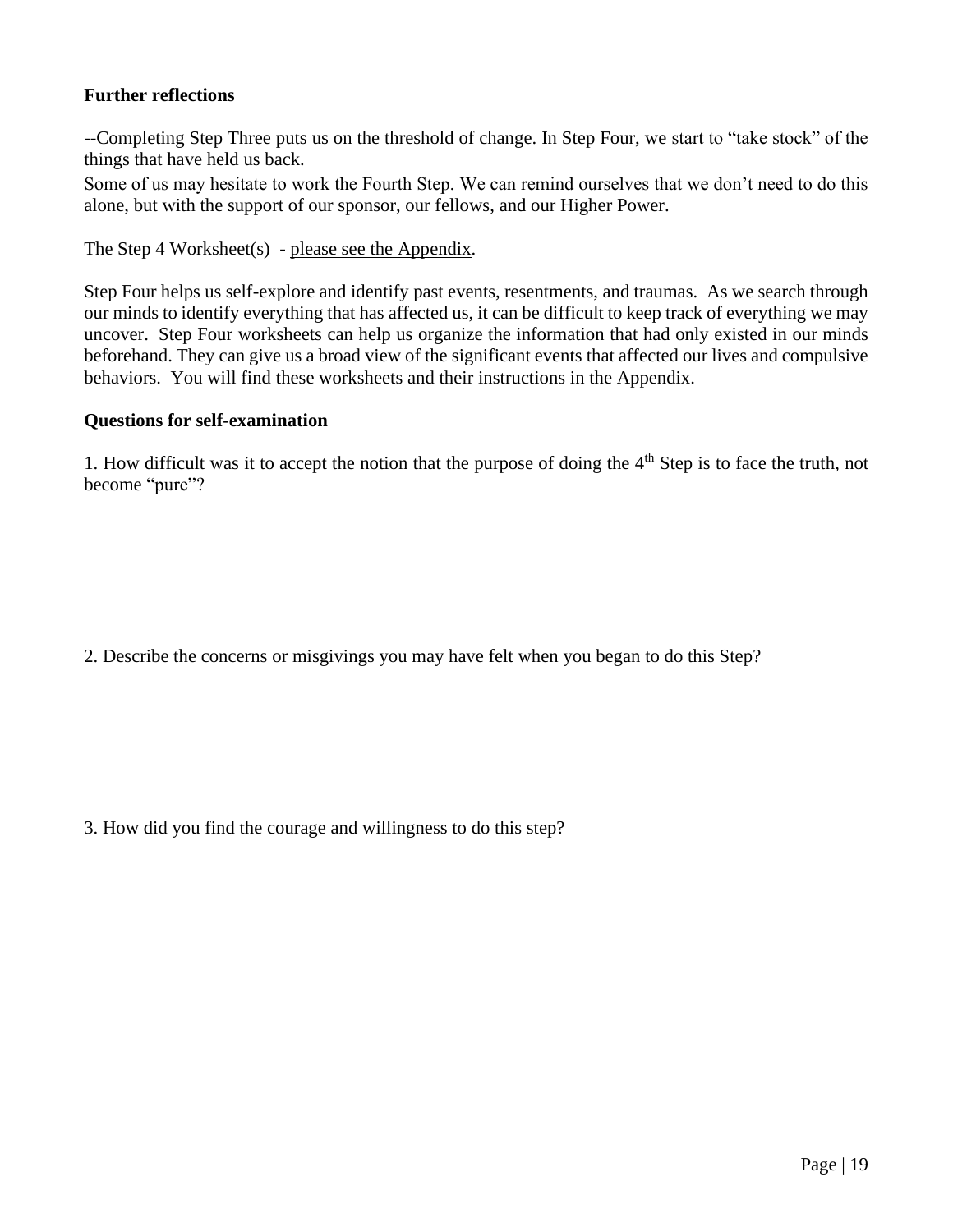**Further reflections**

--Completing Step Three puts us on the threshold of change. In Step Four, we start to "take stock" of the things that have held us back.

Some of us may hesitate to work the Fourth Step. We can remind ourselves that we don't need to do this alone, but with the support of our sponsor, our fellows, and our Higher Power.

The Step 4 Worksheet(s) - please see the Appendix.

Step Four helps us self-explore and identify past events, resentments, and traumas. As we search through our minds to identify everything that has affected us, it can be difficult to keep track of everything we may uncover. Step Four worksheets can help us organize the information that had only existed in our minds beforehand. They can give us a broad view of the significant events that affected our lives and compulsive behaviors. You will find these worksheets and their instructions in the Appendix.

**Questions for self-examination**

1. How difficult was it to accept the notion that the purpose of doing the 4th Step is to face the truth, not become "pure"?

2. Describe the concerns or misgivings you may have felt when you began to do this Step?

3. How did you find the courage and willingness to do this step?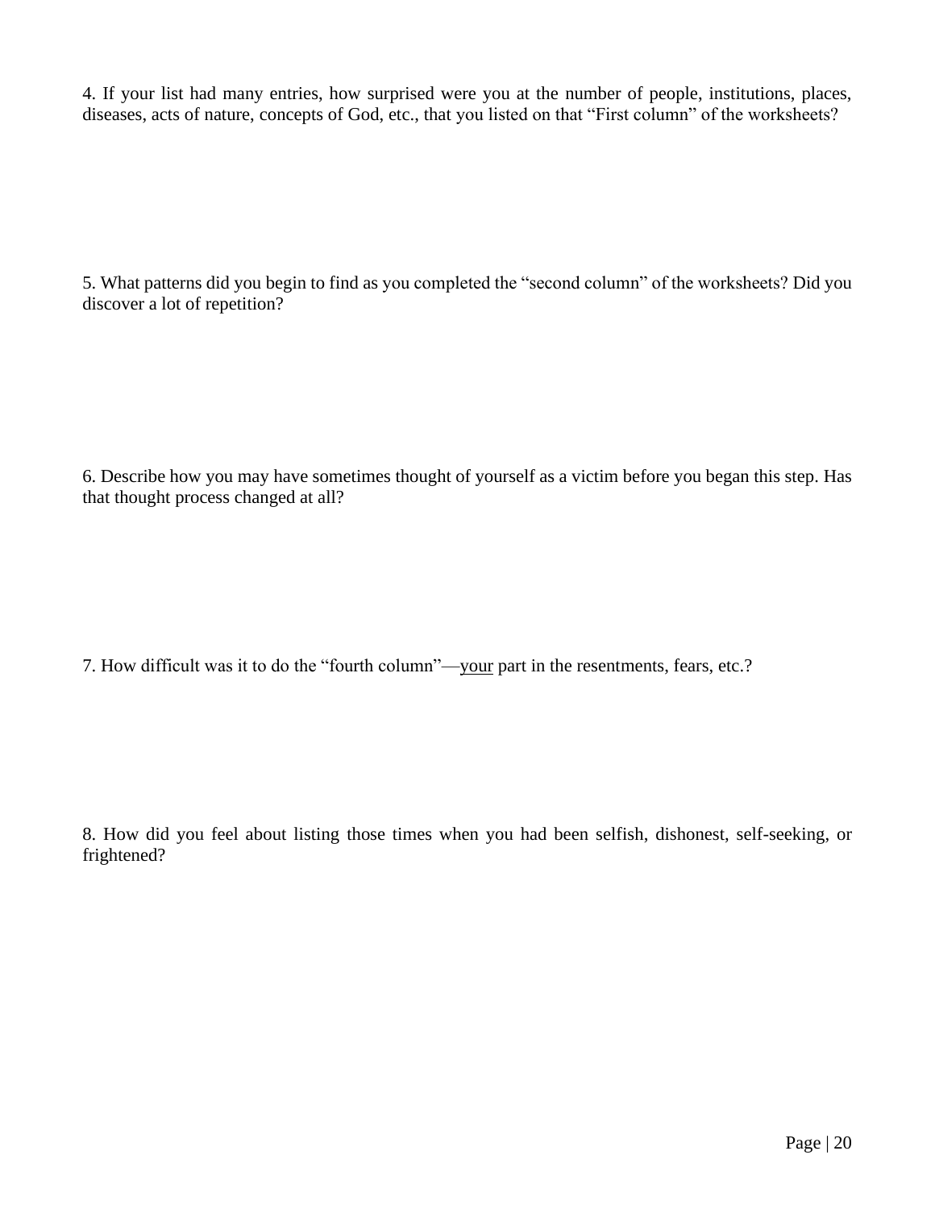4. If your list had many entries, how surprised were you at the number of people, institutions, places, diseases, acts of nature, concepts of God, etc., that you listed on that "First column" of the worksheets?

5. What patterns did you begin to find as you completed the "second column" of the worksheets? Did you discover a lot of repetition?

6. Describe how you may have sometimes thought of yourself as a victim before you began this step. Has that thought process changed at all?

7. How difficult was it to do the "fourth column"—<u>your</u> part in the resentments, fears, etc.?

8. How did you feel about listing those times when you had been selfish, dishonest, self-seeking, or frightened?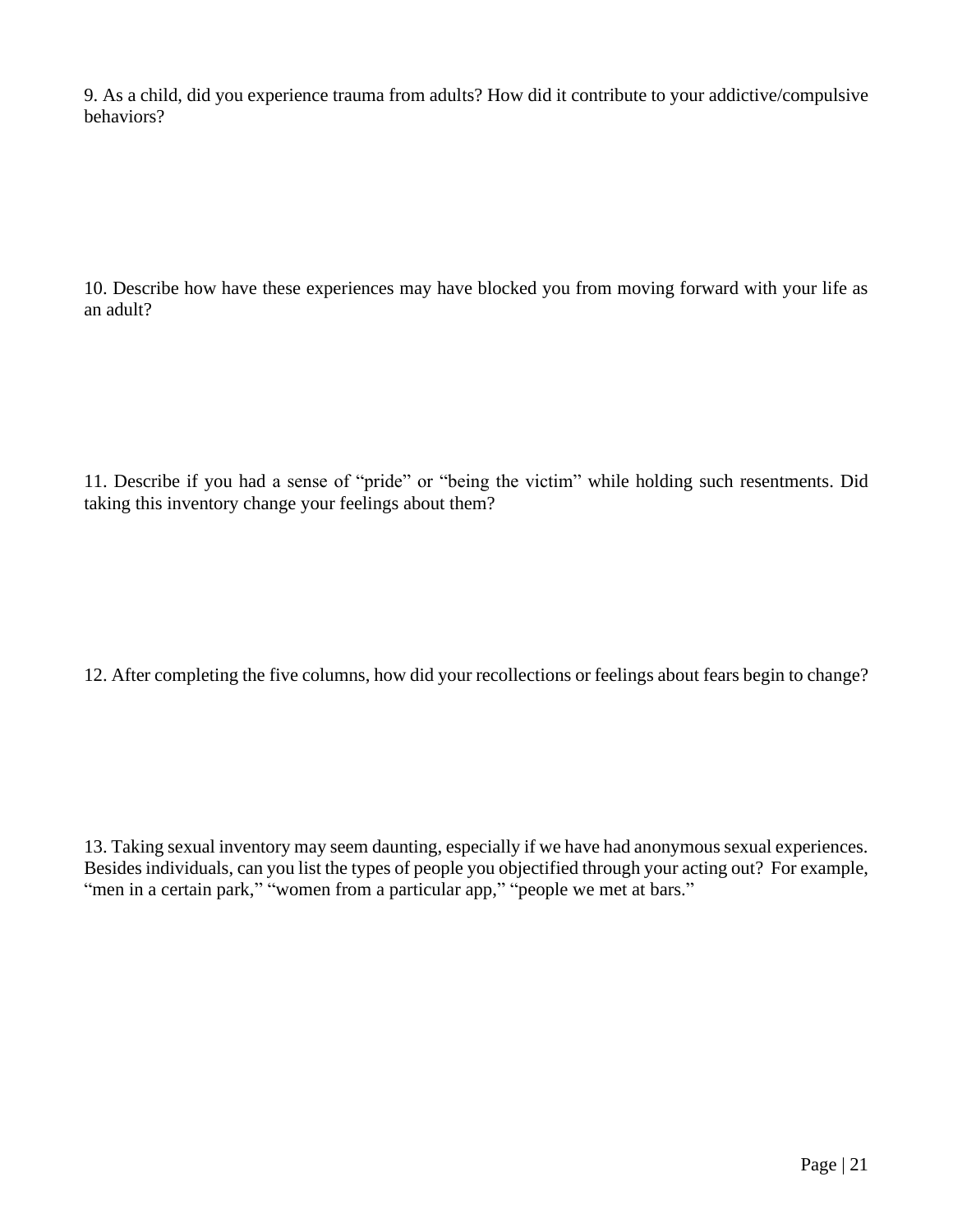9. As a child, did you experience trauma from adults? How did it contribute to your addictive/compulsive behaviors?

10. Describe how have these experiences may have blocked you from moving forward with your life as an adult?

11. Describe if you had a sense of "pride" or "being the victim" while holding such resentments. Did taking this inventory change your feelings about them?

12. After completing the five columns, how did your recollections or feelings about fears begin to change?

13. Taking sexual inventory may seem daunting, especially if we have had anonymous sexual experiences. Besides individuals, can you list the types of people you objectified through your acting out? For example, "men in a certain park," "women from a particular app," "people we met at bars."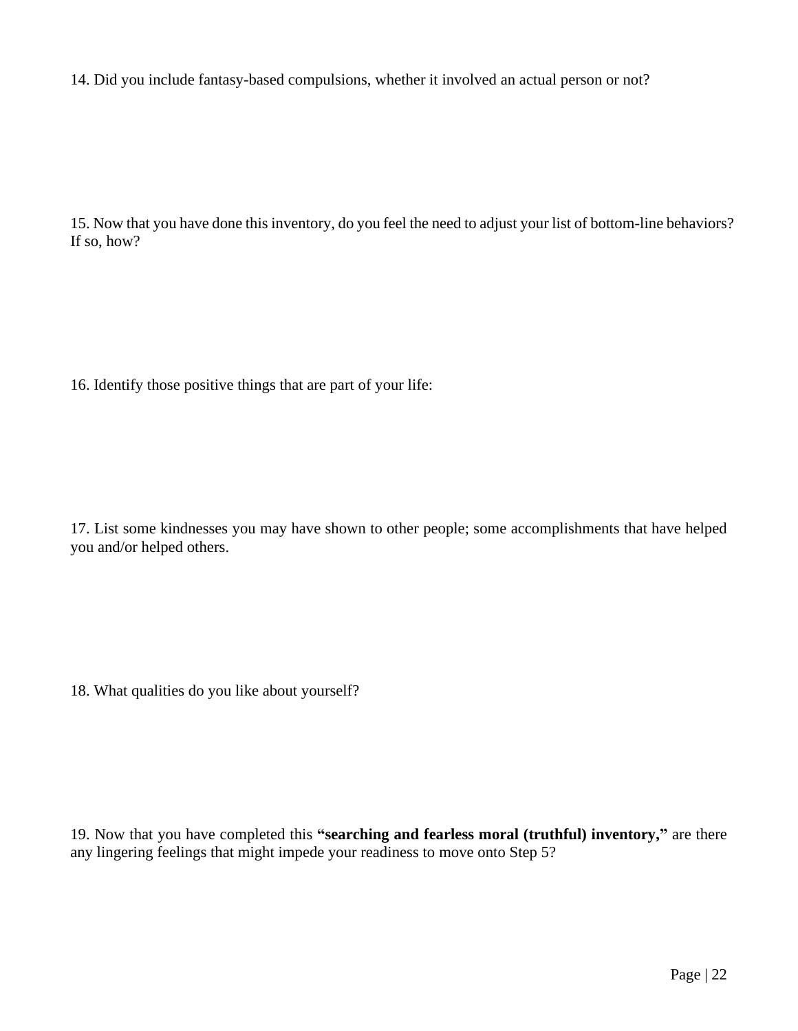14. Did you include fantasy-based compulsions, whether it involved an actual person or not?

15. Now that you have done this inventory, do you feel the need to adjust your list of bottom-line behaviors? If so, how?

16. Identify those positive things that are part of your life:

17. List some kindnesses you may have shown to other people; some accomplishments that have helped you and/or helped others.

18. What qualities do you like about yourself?

19. Now that you have completed this **"searching and fearless moral (truthful) inventory,"** are there any lingering feelings that might impede your readiness to move onto Step 5?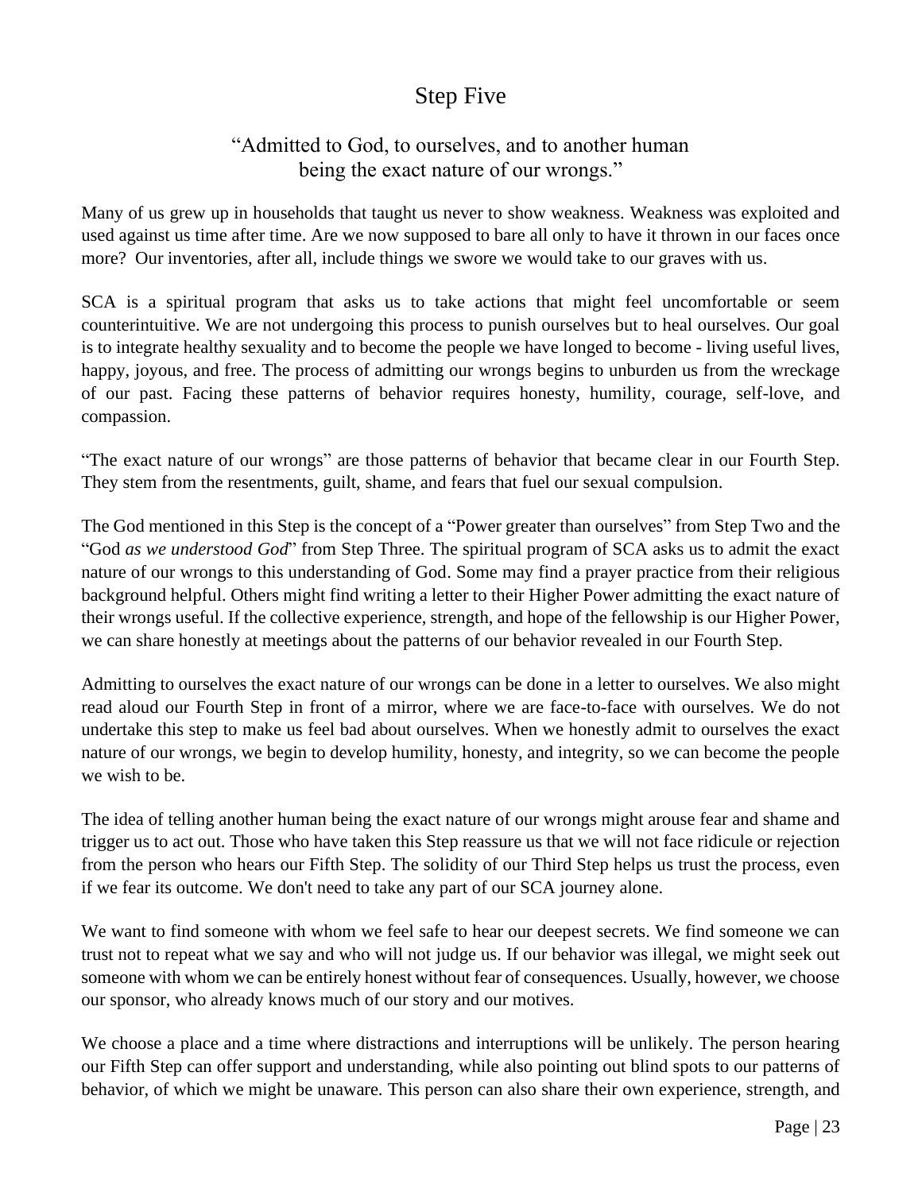# Step Five

### "Admitted to God, to ourselves, and to another human being the exact nature of our wrongs."

Many of us grew up in households that taught us never to show weakness. Weakness was exploited and used against us time after time. Are we now supposed to bare all only to have it thrown in our faces once more? Our inventories, after all, include things we swore we would take to our graves with us.

SCA is a spiritual program that asks us to take actions that might feel uncomfortable or seem counterintuitive. We are not undergoing this process to punish ourselves but to heal ourselves. Our goal is to integrate healthy sexuality and to become the people we have longed to become - living useful lives, happy, joyous, and free. The process of admitting our wrongs begins to unburden us from the wreckage of our past. Facing these patterns of behavior requires honesty, humility, courage, self-love, and compassion.

"The exact nature of our wrongs" are those patterns of behavior that became clear in our Fourth Step. They stem from the resentments, guilt, shame, and fears that fuel our sexual compulsion.

The God mentioned in this Step is the concept of a "Power greater than ourselves" from Step Two and the "God *as we understood God*" from Step Three. The spiritual program of SCA asks us to admit the exact nature of our wrongs to this understanding of God. Some may find a prayer practice from their religious background helpful. Others might find writing a letter to their Higher Power admitting the exact nature of their wrongs useful. If the collective experience, strength, and hope of the fellowship is our Higher Power, we can share honestly at meetings about the patterns of our behavior revealed in our Fourth Step.

Admitting to ourselves the exact nature of our wrongs can be done in a letter to ourselves. We also might read aloud our Fourth Step in front of a mirror, where we are face-to-face with ourselves. We do not undertake this step to make us feel bad about ourselves. When we honestly admit to ourselves the exact nature of our wrongs, we begin to develop humility, honesty, and integrity, so we can become the people we wish to be.

The idea of telling another human being the exact nature of our wrongs might arouse fear and shame and trigger us to act out. Those who have taken this Step reassure us that we will not face ridicule or rejection from the person who hears our Fifth Step. The solidity of our Third Step helps us trust the process, even if we fear its outcome. We don't need to take any part of our SCA journey alone.

We want to find someone with whom we feel safe to hear our deepest secrets. We find someone we can trust not to repeat what we say and who will not judge us. If our behavior was illegal, we might seek out someone with whom we can be entirely honest without fear of consequences. Usually, however, we choose our sponsor, who already knows much of our story and our motives.

We choose a place and a time where distractions and interruptions will be unlikely. The person hearing our Fifth Step can offer support and understanding, while also pointing out blind spots to our patterns of behavior, of which we might be unaware. This person can also share their own experience, strength, and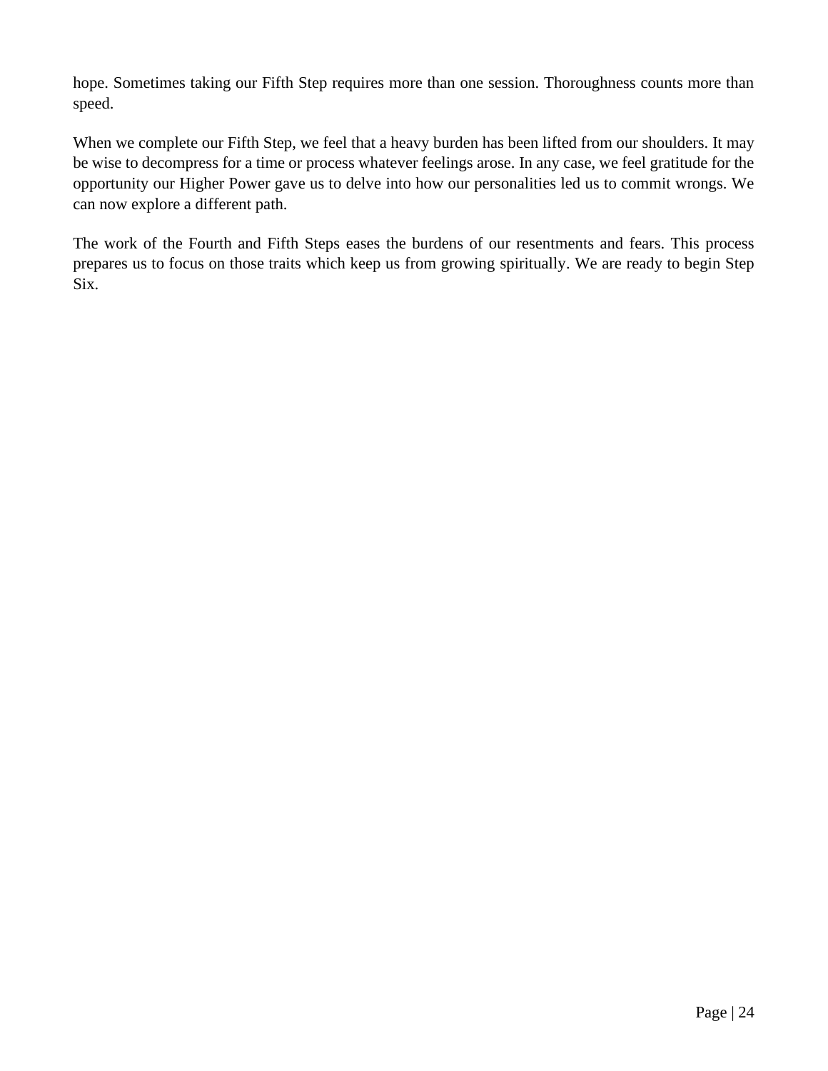hope. Sometimes taking our Fifth Step requires more than one session. Thoroughness counts more than speed.

When we complete our Fifth Step, we feel that a heavy burden has been lifted from our shoulders. It may be wise to decompress for a time or process whatever feelings arose. In any case, we feel gratitude for the opportunity our Higher Power gave us to delve into how our personalities led us to commit wrongs. We can now explore a different path.

The work of the Fourth and Fifth Steps eases the burdens of our resentments and fears. This process prepares us to focus on those traits which keep us from growing spiritually. We are ready to begin Step Six.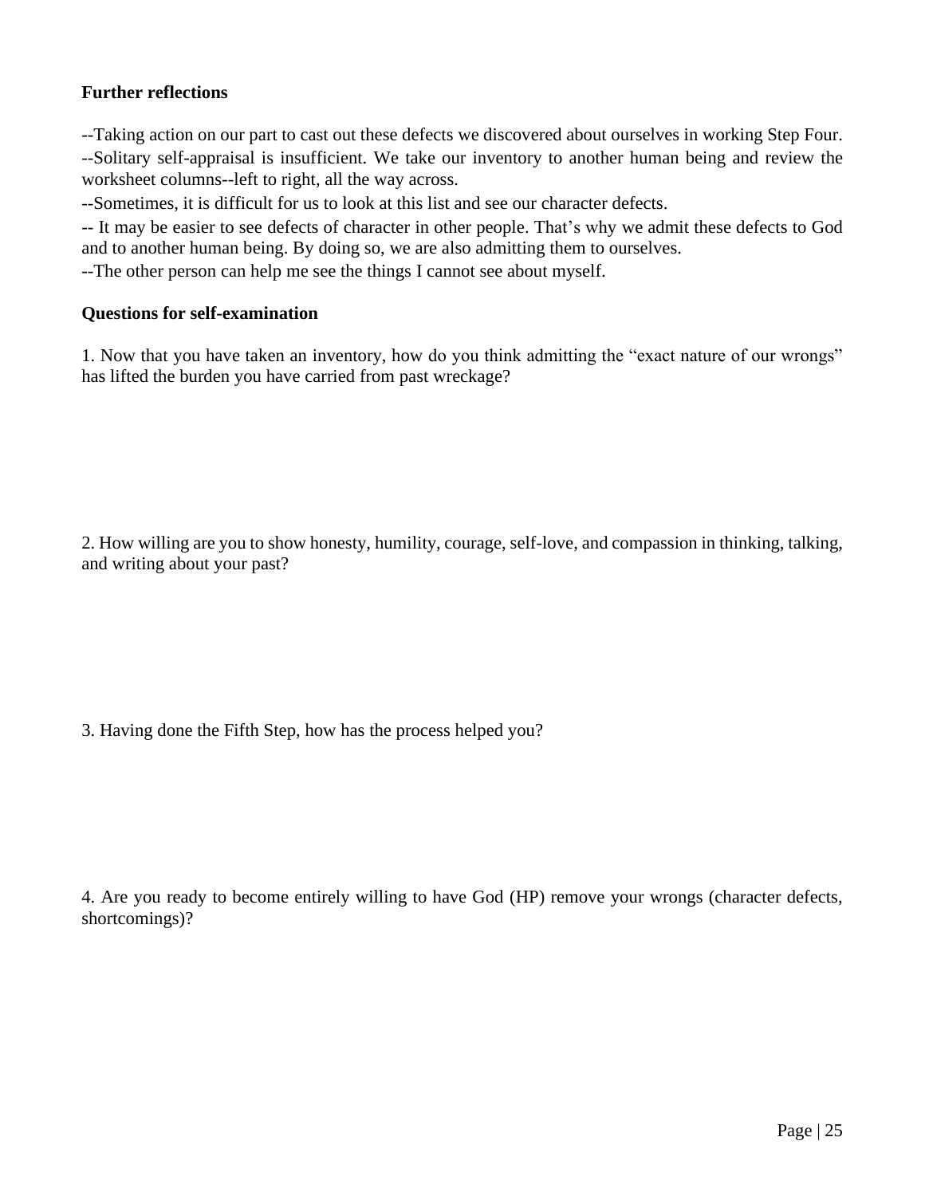**Further reflections**

--Taking action on our part to cast out these defects we discovered about ourselves in working Step Four.
--Solitary self-appraisal is insufficient. We take our inventory to another human being and review the worksheet columns--left to right, all the way across.

--Sometimes, it is difficult for us to look at this list and see our character defects.

-- It may be easier to see defects of character in other people. That's why we admit these defects to God and to another human being. By doing so, we are also admitting them to ourselves.

--The other person can help me see the things I cannot see about myself.

**Questions for self-examination**

1. Now that you have taken an inventory, how do you think admitting the "exact nature of our wrongs" has lifted the burden you have carried from past wreckage?

2. How willing are you to show honesty, humility, courage, self-love, and compassion in thinking, talking, and writing about your past?

3. Having done the Fifth Step, how has the process helped you?

4. Are you ready to become entirely willing to have God (HP) remove your wrongs (character defects, shortcomings)?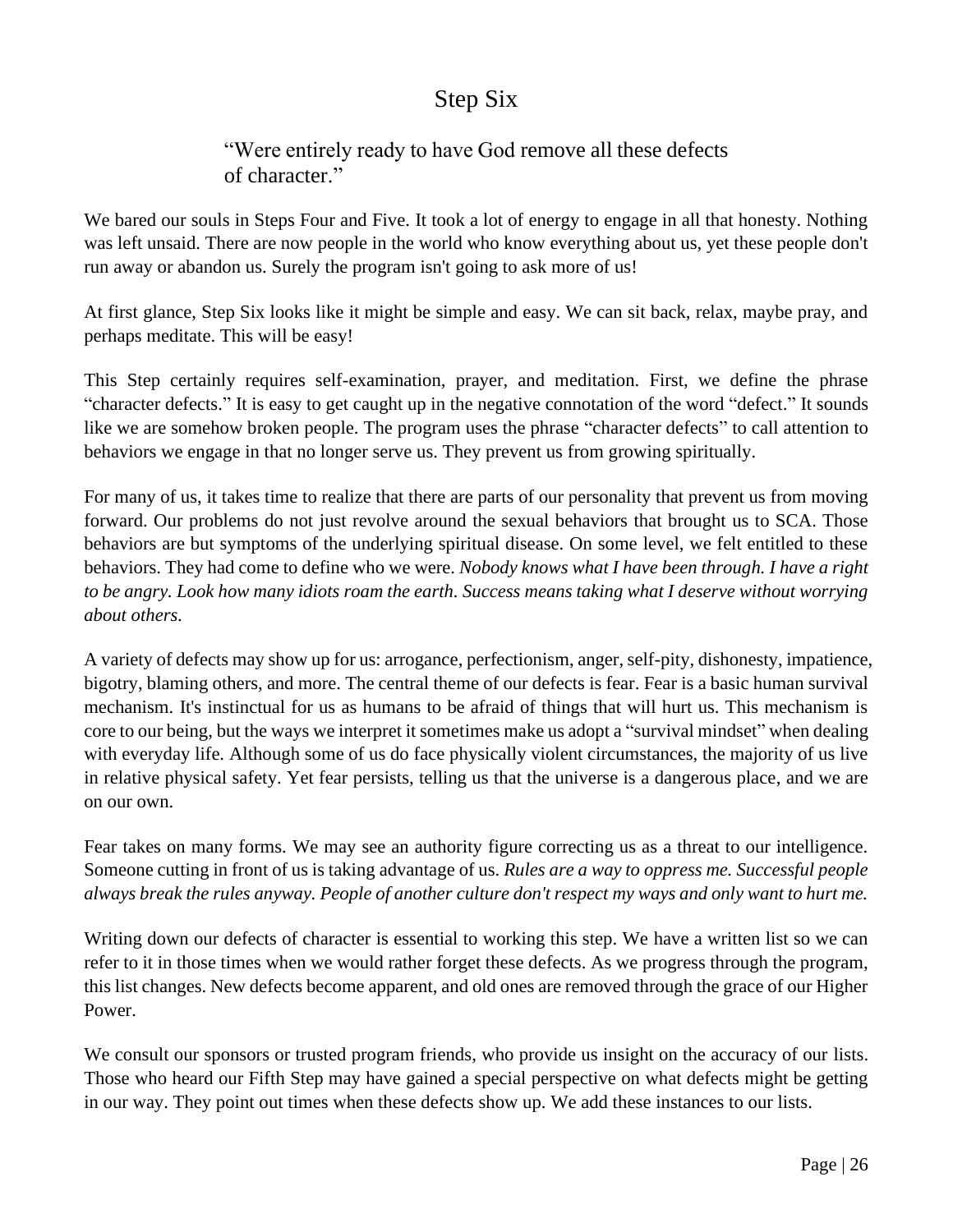# Step Six

> "Were entirely ready to have God remove all these defects of character."

We bared our souls in Steps Four and Five. It took a lot of energy to engage in all that honesty. Nothing was left unsaid. There are now people in the world who know everything about us, yet these people don't run away or abandon us. Surely the program isn't going to ask more of us!

At first glance, Step Six looks like it might be simple and easy. We can sit back, relax, maybe pray, and perhaps meditate. This will be easy!

This Step certainly requires self-examination, prayer, and meditation. First, we define the phrase "character defects." It is easy to get caught up in the negative connotation of the word "defect." It sounds like we are somehow broken people. The program uses the phrase "character defects" to call attention to behaviors we engage in that no longer serve us. They prevent us from growing spiritually.

For many of us, it takes time to realize that there are parts of our personality that prevent us from moving forward. Our problems do not just revolve around the sexual behaviors that brought us to SCA. Those behaviors are but symptoms of the underlying spiritual disease. On some level, we felt entitled to these behaviors. They had come to define who we were. *Nobody knows what I have been through. I have a right to be angry. Look how many idiots roam the earth. Success means taking what I deserve without worrying about others.*

A variety of defects may show up for us: arrogance, perfectionism, anger, self-pity, dishonesty, impatience, bigotry, blaming others, and more. The central theme of our defects is fear. Fear is a basic human survival mechanism. It's instinctual for us as humans to be afraid of things that will hurt us. This mechanism is core to our being, but the ways we interpret it sometimes make us adopt a "survival mindset" when dealing with everyday life. Although some of us do face physically violent circumstances, the majority of us live in relative physical safety. Yet fear persists, telling us that the universe is a dangerous place, and we are on our own.

Fear takes on many forms. We may see an authority figure correcting us as a threat to our intelligence. Someone cutting in front of us is taking advantage of us. *Rules are a way to oppress me. Successful people always break the rules anyway. People of another culture don't respect my ways and only want to hurt me.*

Writing down our defects of character is essential to working this step. We have a written list so we can refer to it in those times when we would rather forget these defects. As we progress through the program, this list changes. New defects become apparent, and old ones are removed through the grace of our Higher Power.

We consult our sponsors or trusted program friends, who provide us insight on the accuracy of our lists. Those who heard our Fifth Step may have gained a special perspective on what defects might be getting in our way. They point out times when these defects show up. We add these instances to our lists.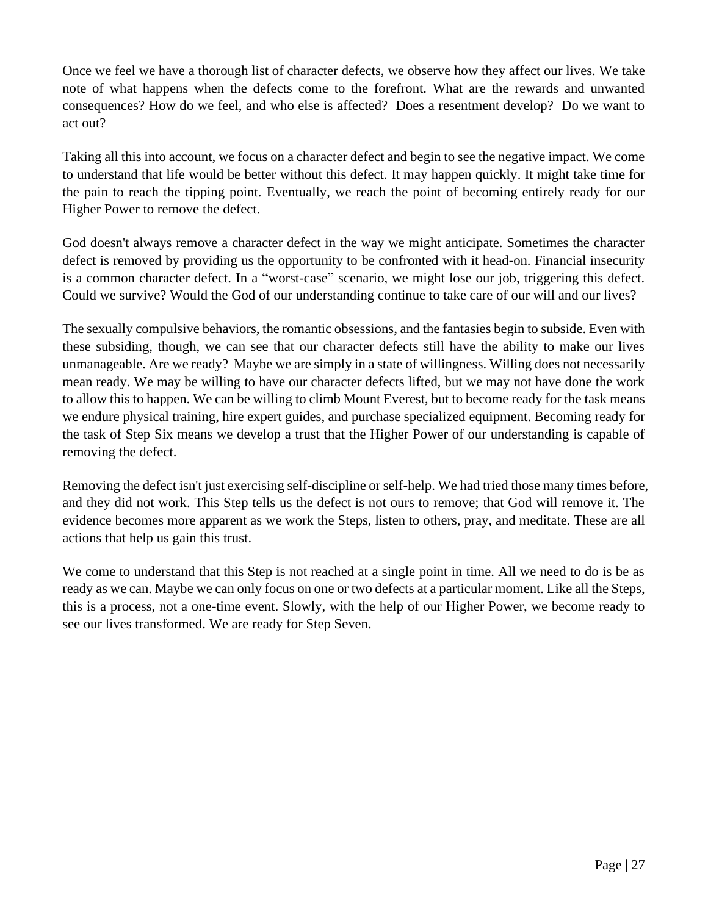Once we feel we have a thorough list of character defects, we observe how they affect our lives. We take note of what happens when the defects come to the forefront. What are the rewards and unwanted consequences? How do we feel, and who else is affected? Does a resentment develop? Do we want to act out?

Taking all this into account, we focus on a character defect and begin to see the negative impact. We come to understand that life would be better without this defect. It may happen quickly. It might take time for the pain to reach the tipping point. Eventually, we reach the point of becoming entirely ready for our Higher Power to remove the defect.

God doesn't always remove a character defect in the way we might anticipate. Sometimes the character defect is removed by providing us the opportunity to be confronted with it head-on. Financial insecurity is a common character defect. In a "worst-case" scenario, we might lose our job, triggering this defect. Could we survive? Would the God of our understanding continue to take care of our will and our lives?

The sexually compulsive behaviors, the romantic obsessions, and the fantasies begin to subside. Even with these subsiding, though, we can see that our character defects still have the ability to make our lives unmanageable. Are we ready? Maybe we are simply in a state of willingness. Willing does not necessarily mean ready. We may be willing to have our character defects lifted, but we may not have done the work to allow this to happen. We can be willing to climb Mount Everest, but to become ready for the task means we endure physical training, hire expert guides, and purchase specialized equipment. Becoming ready for the task of Step Six means we develop a trust that the Higher Power of our understanding is capable of removing the defect.

Removing the defect isn't just exercising self-discipline or self-help. We had tried those many times before, and they did not work. This Step tells us the defect is not ours to remove; that God will remove it. The evidence becomes more apparent as we work the Steps, listen to others, pray, and meditate. These are all actions that help us gain this trust.

We come to understand that this Step is not reached at a single point in time. All we need to do is be as ready as we can. Maybe we can only focus on one or two defects at a particular moment. Like all the Steps, this is a process, not a one-time event. Slowly, with the help of our Higher Power, we become ready to see our lives transformed. We are ready for Step Seven.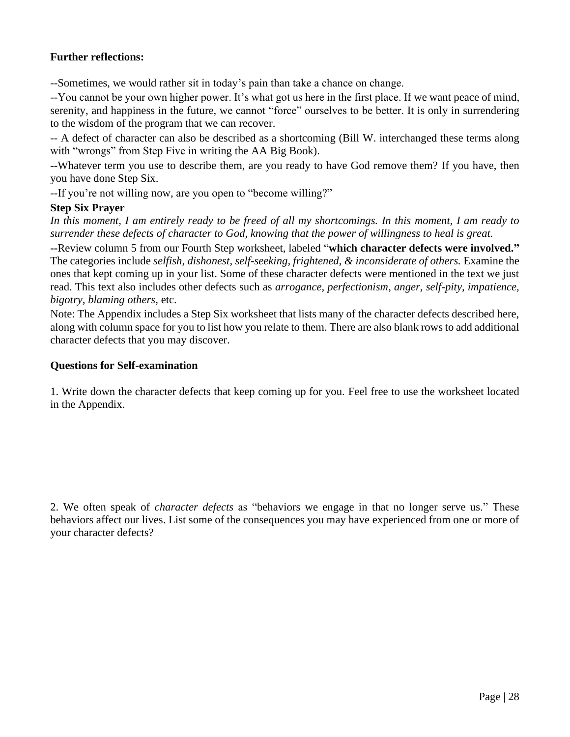**Further reflections:**

--Sometimes, we would rather sit in today's pain than take a chance on change.

--You cannot be your own higher power. It's what got us here in the first place. If we want peace of mind, serenity, and happiness in the future, we cannot "force" ourselves to be better. It is only in surrendering to the wisdom of the program that we can recover.

-- A defect of character can also be described as a shortcoming (Bill W. interchanged these terms along with "wrongs" from Step Five in writing the AA Big Book).

--Whatever term you use to describe them, are you ready to have God remove them? If you have, then you have done Step Six.

--If you're not willing now, are you open to "become willing?"

**Step Six Prayer**

*In this moment, I am entirely ready to be freed of all my shortcomings. In this moment, I am ready to surrender these defects of character to God, knowing that the power of willingness to heal is great.*

--Review column 5 from our Fourth Step worksheet, labeled "**which character defects were involved."** The categories include *selfish, dishonest, self-seeking, frightened, & inconsiderate of others.* Examine the ones that kept coming up in your list. Some of these character defects were mentioned in the text we just read. This text also includes other defects such as *arrogance, perfectionism, anger, self-pity, impatience, bigotry, blaming others,* etc.

Note: The Appendix includes a Step Six worksheet that lists many of the character defects described here, along with column space for you to list how you relate to them. There are also blank rows to add additional character defects that you may discover.

**Questions for Self-examination**

1. Write down the character defects that keep coming up for you. Feel free to use the worksheet located in the Appendix.

2. We often speak of *character defects* as "behaviors we engage in that no longer serve us." These behaviors affect our lives. List some of the consequences you may have experienced from one or more of your character defects?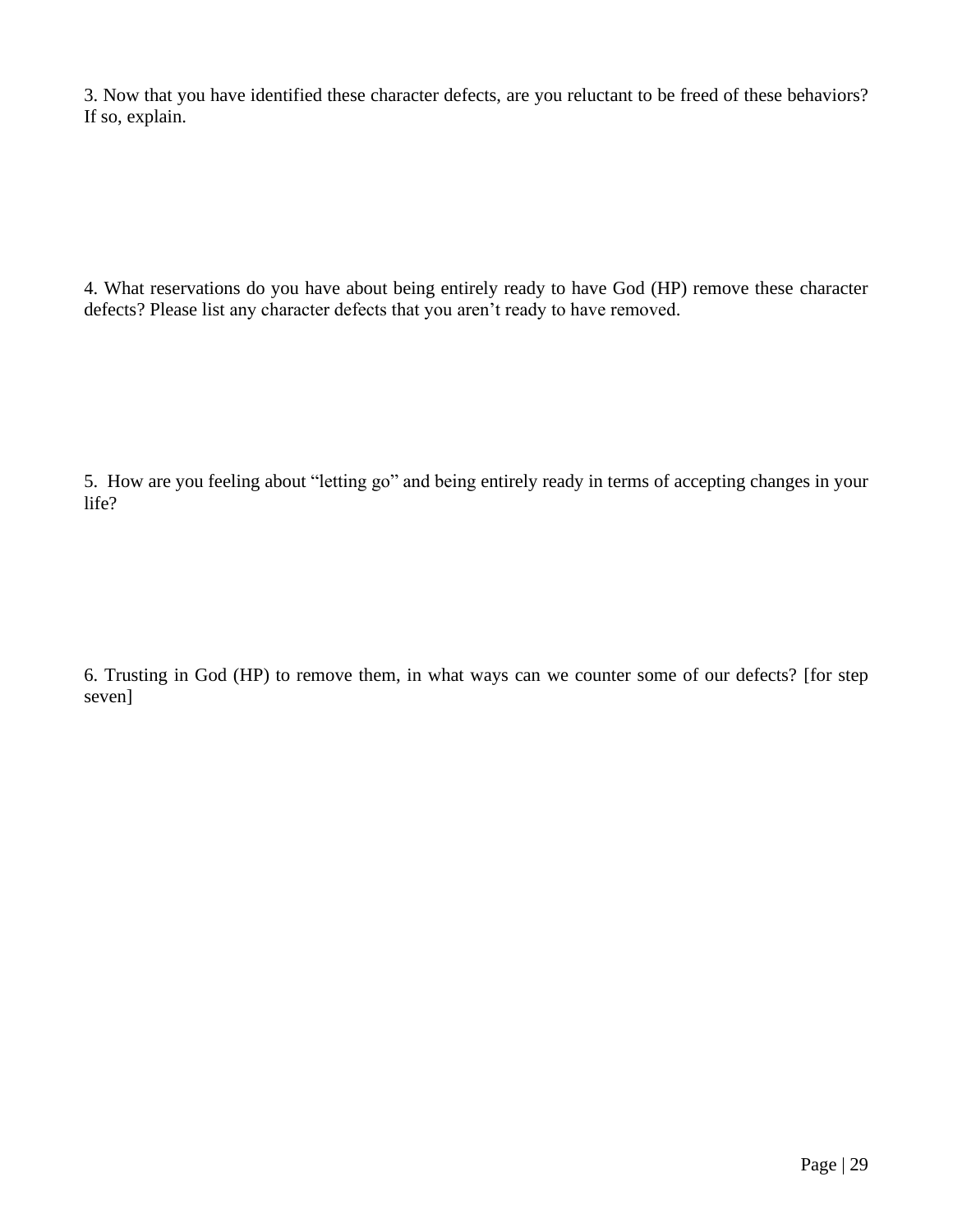3. Now that you have identified these character defects, are you reluctant to be freed of these behaviors? If so, explain.

4. What reservations do you have about being entirely ready to have God (HP) remove these character defects? Please list any character defects that you aren't ready to have removed.

5. How are you feeling about "letting go" and being entirely ready in terms of accepting changes in your life?

6. Trusting in God (HP) to remove them, in what ways can we counter some of our defects? [for step seven]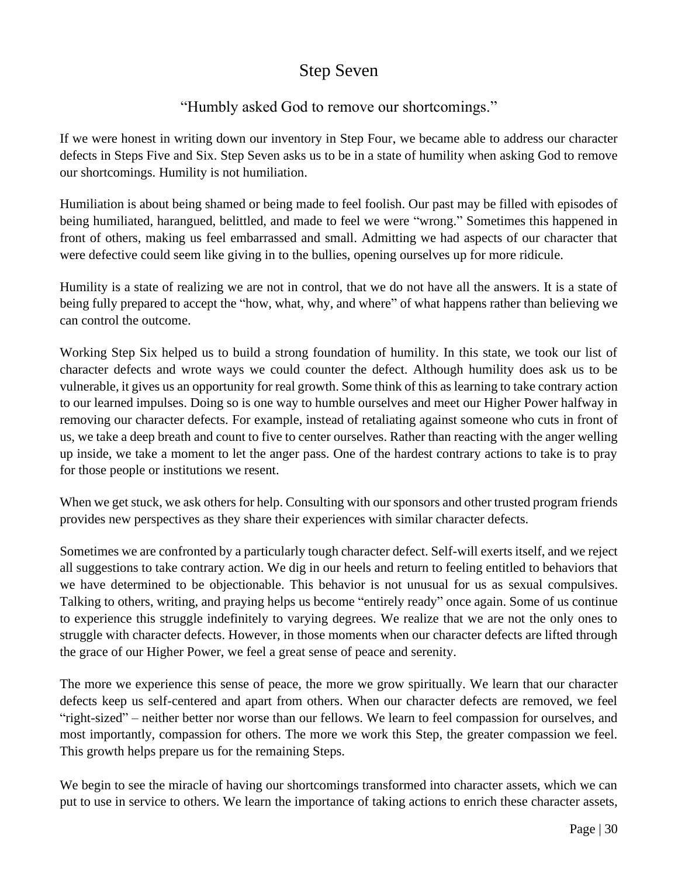# Step Seven

"Humbly asked God to remove our shortcomings."

If we were honest in writing down our inventory in Step Four, we became able to address our character defects in Steps Five and Six. Step Seven asks us to be in a state of humility when asking God to remove our shortcomings. Humility is not humiliation.

Humiliation is about being shamed or being made to feel foolish. Our past may be filled with episodes of being humiliated, harangued, belittled, and made to feel we were "wrong." Sometimes this happened in front of others, making us feel embarrassed and small. Admitting we had aspects of our character that were defective could seem like giving in to the bullies, opening ourselves up for more ridicule.

Humility is a state of realizing we are not in control, that we do not have all the answers. It is a state of being fully prepared to accept the "how, what, why, and where" of what happens rather than believing we can control the outcome.

Working Step Six helped us to build a strong foundation of humility. In this state, we took our list of character defects and wrote ways we could counter the defect. Although humility does ask us to be vulnerable, it gives us an opportunity for real growth. Some think of this as learning to take contrary action to our learned impulses. Doing so is one way to humble ourselves and meet our Higher Power halfway in removing our character defects. For example, instead of retaliating against someone who cuts in front of us, we take a deep breath and count to five to center ourselves. Rather than reacting with the anger welling up inside, we take a moment to let the anger pass. One of the hardest contrary actions to take is to pray for those people or institutions we resent.

When we get stuck, we ask others for help. Consulting with our sponsors and other trusted program friends provides new perspectives as they share their experiences with similar character defects.

Sometimes we are confronted by a particularly tough character defect. Self-will exerts itself, and we reject all suggestions to take contrary action. We dig in our heels and return to feeling entitled to behaviors that we have determined to be objectionable. This behavior is not unusual for us as sexual compulsives. Talking to others, writing, and praying helps us become "entirely ready" once again. Some of us continue to experience this struggle indefinitely to varying degrees. We realize that we are not the only ones to struggle with character defects. However, in those moments when our character defects are lifted through the grace of our Higher Power, we feel a great sense of peace and serenity.

The more we experience this sense of peace, the more we grow spiritually. We learn that our character defects keep us self-centered and apart from others. When our character defects are removed, we feel "right-sized" – neither better nor worse than our fellows. We learn to feel compassion for ourselves, and most importantly, compassion for others. The more we work this Step, the greater compassion we feel. This growth helps prepare us for the remaining Steps.

We begin to see the miracle of having our shortcomings transformed into character assets, which we can put to use in service to others. We learn the importance of taking actions to enrich these character assets,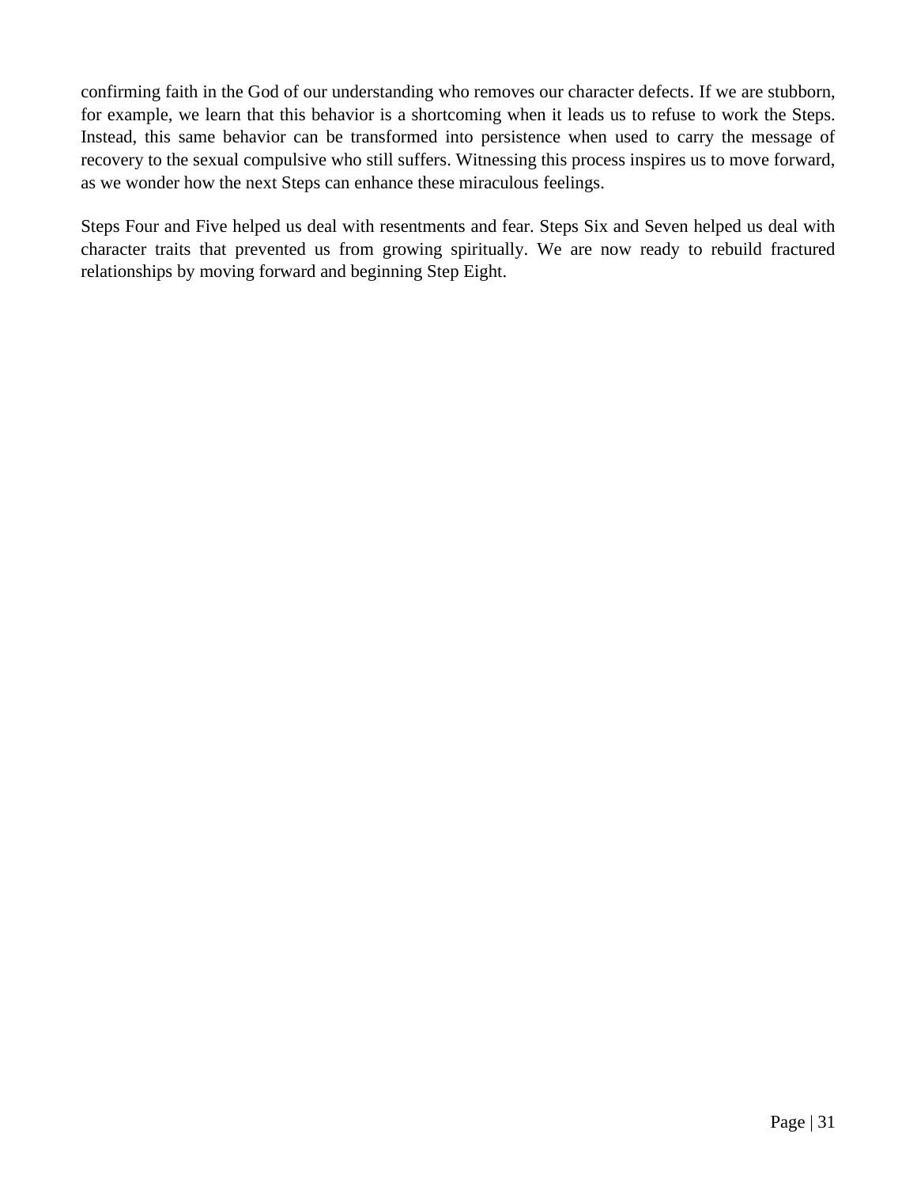confirming faith in the God of our understanding who removes our character defects. If we are stubborn, for example, we learn that this behavior is a shortcoming when it leads us to refuse to work the Steps. Instead, this same behavior can be transformed into persistence when used to carry the message of recovery to the sexual compulsive who still suffers. Witnessing this process inspires us to move forward, as we wonder how the next Steps can enhance these miraculous feelings.

Steps Four and Five helped us deal with resentments and fear. Steps Six and Seven helped us deal with character traits that prevented us from growing spiritually. We are now ready to rebuild fractured relationships by moving forward and beginning Step Eight.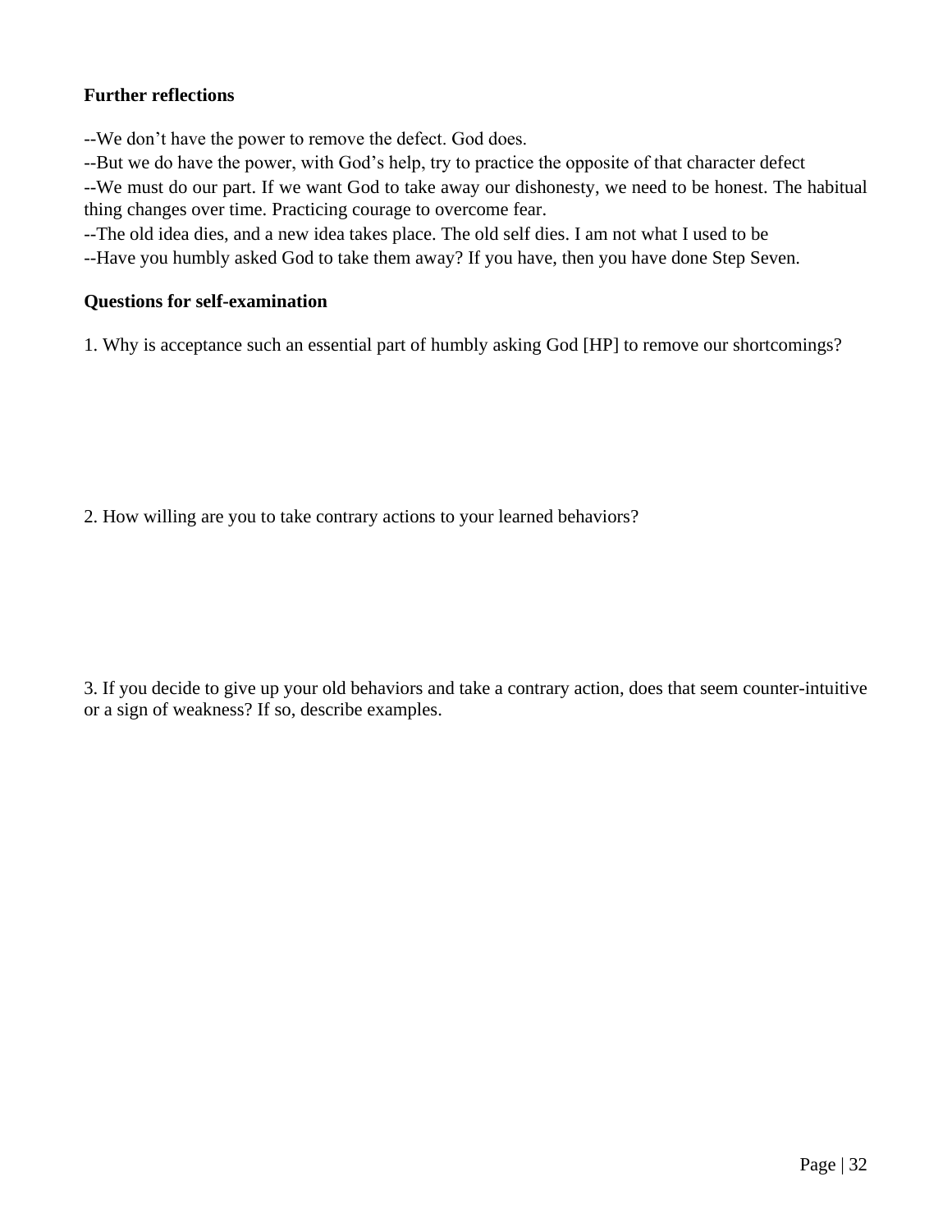**Further reflections**

--We don't have the power to remove the defect. God does.

--But we do have the power, with God's help, try to practice the opposite of that character defect

--We must do our part. If we want God to take away our dishonesty, we need to be honest. The habitual thing changes over time. Practicing courage to overcome fear.

--The old idea dies, and a new idea takes place. The old self dies. I am not what I used to be

--Have you humbly asked God to take them away? If you have, then you have done Step Seven.

**Questions for self-examination**

1. Why is acceptance such an essential part of humbly asking God [HP] to remove our shortcomings?

2. How willing are you to take contrary actions to your learned behaviors?

3. If you decide to give up your old behaviors and take a contrary action, does that seem counter-intuitive or a sign of weakness? If so, describe examples.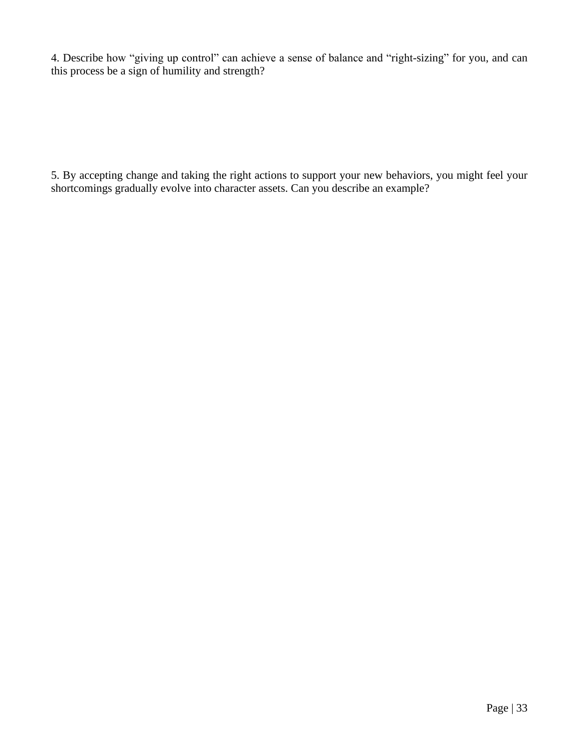4. Describe how “giving up control” can achieve a sense of balance and “right-sizing” for you, and can this process be a sign of humility and strength?

5. By accepting change and taking the right actions to support your new behaviors, you might feel your shortcomings gradually evolve into character assets. Can you describe an example?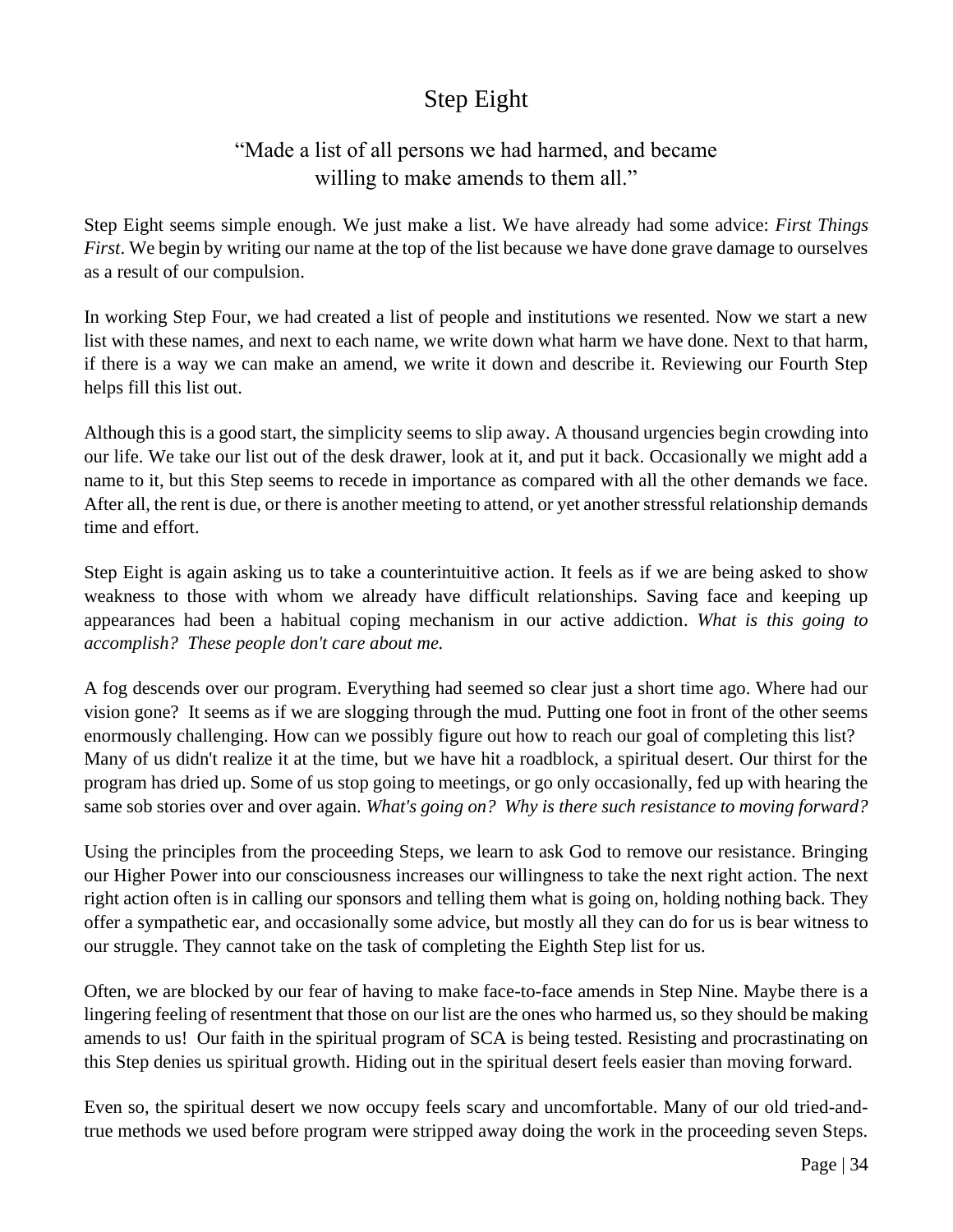# Step Eight

## "Made a list of all persons we had harmed, and became willing to make amends to them all."

Step Eight seems simple enough. We just make a list. We have already had some advice: *First Things First*. We begin by writing our name at the top of the list because we have done grave damage to ourselves as a result of our compulsion.

In working Step Four, we had created a list of people and institutions we resented. Now we start a new list with these names, and next to each name, we write down what harm we have done. Next to that harm, if there is a way we can make an amend, we write it down and describe it. Reviewing our Fourth Step helps fill this list out.

Although this is a good start, the simplicity seems to slip away. A thousand urgencies begin crowding into our life. We take our list out of the desk drawer, look at it, and put it back. Occasionally we might add a name to it, but this Step seems to recede in importance as compared with all the other demands we face. After all, the rent is due, or there is another meeting to attend, or yet another stressful relationship demands time and effort.

Step Eight is again asking us to take a counterintuitive action. It feels as if we are being asked to show weakness to those with whom we already have difficult relationships. Saving face and keeping up appearances had been a habitual coping mechanism in our active addiction. *What is this going to accomplish? These people don't care about me.*

A fog descends over our program. Everything had seemed so clear just a short time ago. Where had our vision gone? It seems as if we are slogging through the mud. Putting one foot in front of the other seems enormously challenging. How can we possibly figure out how to reach our goal of completing this list? Many of us didn't realize it at the time, but we have hit a roadblock, a spiritual desert. Our thirst for the program has dried up. Some of us stop going to meetings, or go only occasionally, fed up with hearing the same sob stories over and over again. *What's going on? Why is there such resistance to moving forward?*

Using the principles from the proceeding Steps, we learn to ask God to remove our resistance. Bringing our Higher Power into our consciousness increases our willingness to take the next right action. The next right action often is in calling our sponsors and telling them what is going on, holding nothing back. They offer a sympathetic ear, and occasionally some advice, but mostly all they can do for us is bear witness to our struggle. They cannot take on the task of completing the Eighth Step list for us.

Often, we are blocked by our fear of having to make face-to-face amends in Step Nine. Maybe there is a lingering feeling of resentment that those on our list are the ones who harmed us, so they should be making amends to us! Our faith in the spiritual program of SCA is being tested. Resisting and procrastinating on this Step denies us spiritual growth. Hiding out in the spiritual desert feels easier than moving forward.

Even so, the spiritual desert we now occupy feels scary and uncomfortable. Many of our old tried-and-true methods we used before program were stripped away doing the work in the proceeding seven Steps.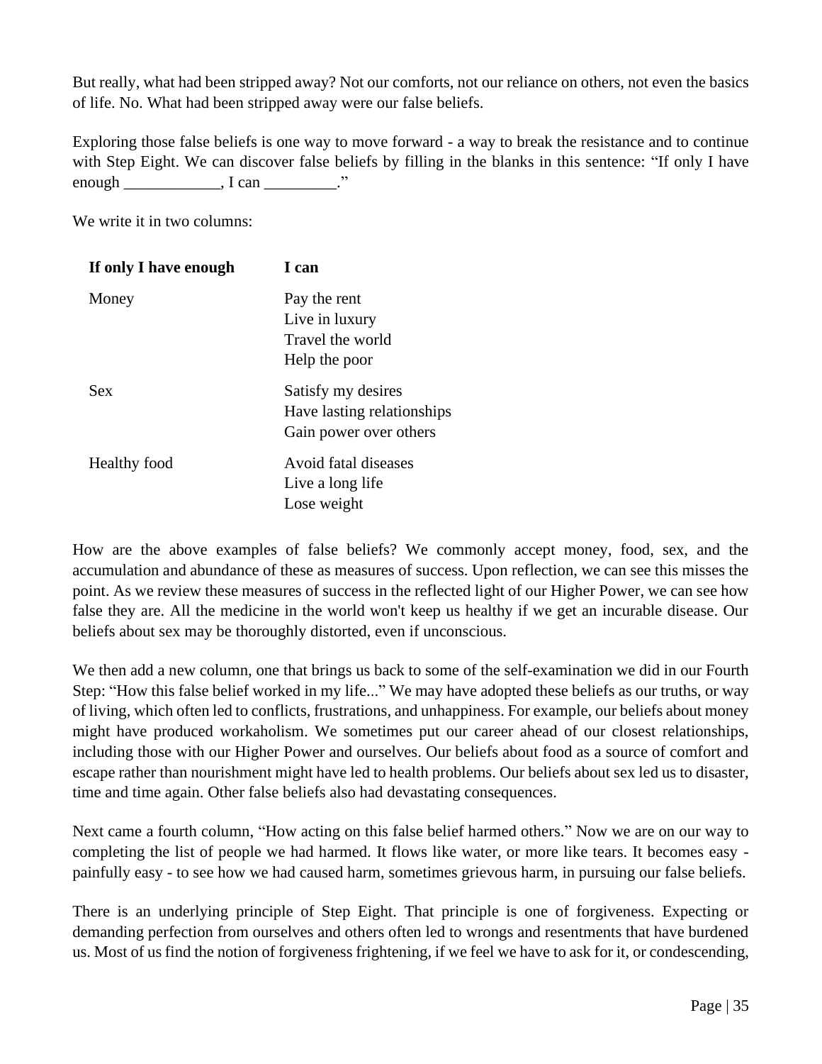But really, what had been stripped away? Not our comforts, not our reliance on others, not even the basics of life. No. What had been stripped away were our false beliefs.

Exploring those false beliefs is one way to move forward - a way to break the resistance and to continue with Step Eight. We can discover false beliefs by filling in the blanks in this sentence: "If only I have enough ____________, I can _________."

We write it in two columns:

| If only I have enough | I can |
|---|---|
| Money | Pay the rent<br>Live in luxury<br>Travel the world<br>Help the poor |
| Sex | Satisfy my desires<br>Have lasting relationships<br>Gain power over others |
| Healthy food | Avoid fatal diseases<br>Live a long life<br>Lose weight |

How are the above examples of false beliefs? We commonly accept money, food, sex, and the accumulation and abundance of these as measures of success. Upon reflection, we can see this misses the point. As we review these measures of success in the reflected light of our Higher Power, we can see how false they are. All the medicine in the world won't keep us healthy if we get an incurable disease. Our beliefs about sex may be thoroughly distorted, even if unconscious.

We then add a new column, one that brings us back to some of the self-examination we did in our Fourth Step: "How this false belief worked in my life..." We may have adopted these beliefs as our truths, or way of living, which often led to conflicts, frustrations, and unhappiness. For example, our beliefs about money might have produced workaholism. We sometimes put our career ahead of our closest relationships, including those with our Higher Power and ourselves. Our beliefs about food as a source of comfort and escape rather than nourishment might have led to health problems. Our beliefs about sex led us to disaster, time and time again. Other false beliefs also had devastating consequences.

Next came a fourth column, "How acting on this false belief harmed others." Now we are on our way to completing the list of people we had harmed. It flows like water, or more like tears. It becomes easy - painfully easy - to see how we had caused harm, sometimes grievous harm, in pursuing our false beliefs.

There is an underlying principle of Step Eight. That principle is one of forgiveness. Expecting or demanding perfection from ourselves and others often led to wrongs and resentments that have burdened us. Most of us find the notion of forgiveness frightening, if we feel we have to ask for it, or condescending,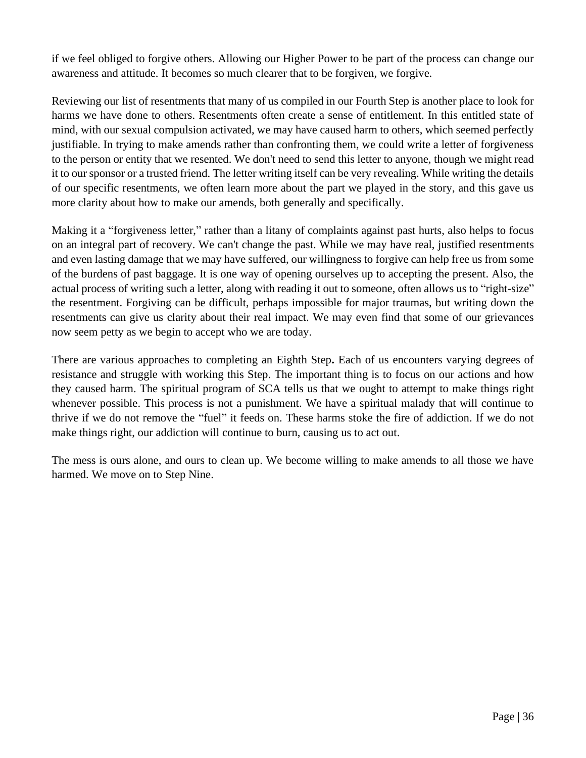if we feel obliged to forgive others. Allowing our Higher Power to be part of the process can change our awareness and attitude. It becomes so much clearer that to be forgiven, we forgive.

Reviewing our list of resentments that many of us compiled in our Fourth Step is another place to look for harms we have done to others. Resentments often create a sense of entitlement. In this entitled state of mind, with our sexual compulsion activated, we may have caused harm to others, which seemed perfectly justifiable. In trying to make amends rather than confronting them, we could write a letter of forgiveness to the person or entity that we resented. We don't need to send this letter to anyone, though we might read it to our sponsor or a trusted friend. The letter writing itself can be very revealing. While writing the details of our specific resentments, we often learn more about the part we played in the story, and this gave us more clarity about how to make our amends, both generally and specifically.

Making it a "forgiveness letter," rather than a litany of complaints against past hurts, also helps to focus on an integral part of recovery. We can't change the past. While we may have real, justified resentments and even lasting damage that we may have suffered, our willingness to forgive can help free us from some of the burdens of past baggage. It is one way of opening ourselves up to accepting the present. Also, the actual process of writing such a letter, along with reading it out to someone, often allows us to "right-size" the resentment. Forgiving can be difficult, perhaps impossible for major traumas, but writing down the resentments can give us clarity about their real impact. We may even find that some of our grievances now seem petty as we begin to accept who we are today.

There are various approaches to completing an Eighth Step**.** Each of us encounters varying degrees of resistance and struggle with working this Step. The important thing is to focus on our actions and how they caused harm. The spiritual program of SCA tells us that we ought to attempt to make things right whenever possible. This process is not a punishment. We have a spiritual malady that will continue to thrive if we do not remove the "fuel" it feeds on. These harms stoke the fire of addiction. If we do not make things right, our addiction will continue to burn, causing us to act out.

The mess is ours alone, and ours to clean up. We become willing to make amends to all those we have harmed. We move on to Step Nine.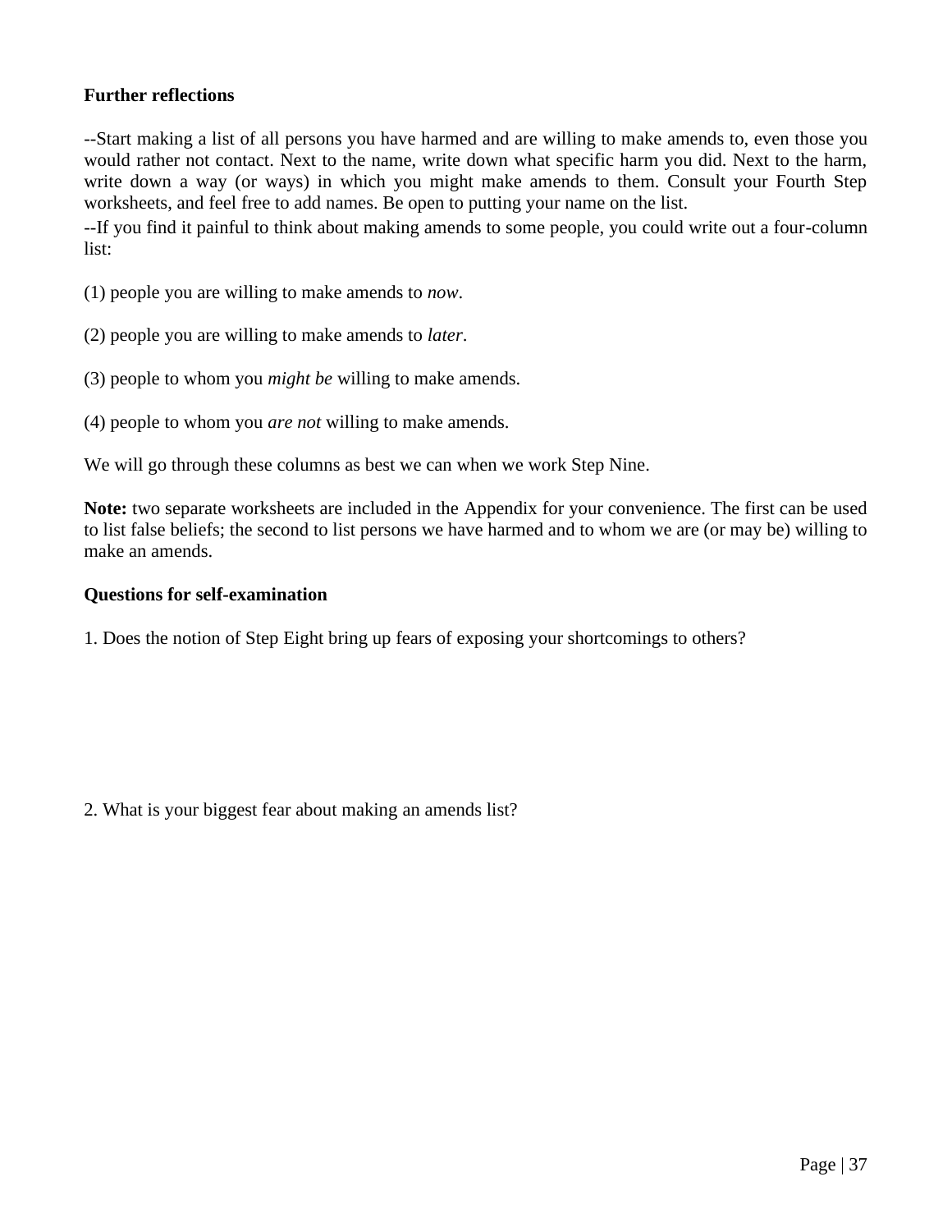**Further reflections**

--Start making a list of all persons you have harmed and are willing to make amends to, even those you would rather not contact. Next to the name, write down what specific harm you did. Next to the harm, write down a way (or ways) in which you might make amends to them. Consult your Fourth Step worksheets, and feel free to add names. Be open to putting your name on the list.

--If you find it painful to think about making amends to some people, you could write out a four-column list:

(1) people you are willing to make amends to *now*.

(2) people you are willing to make amends to *later*.

(3) people to whom you *might be* willing to make amends.

(4) people to whom you *are not* willing to make amends.

We will go through these columns as best we can when we work Step Nine.

**Note:** two separate worksheets are included in the Appendix for your convenience. The first can be used to list false beliefs; the second to list persons we have harmed and to whom we are (or may be) willing to make an amends.

**Questions for self-examination**

1. Does the notion of Step Eight bring up fears of exposing your shortcomings to others?

2. What is your biggest fear about making an amends list?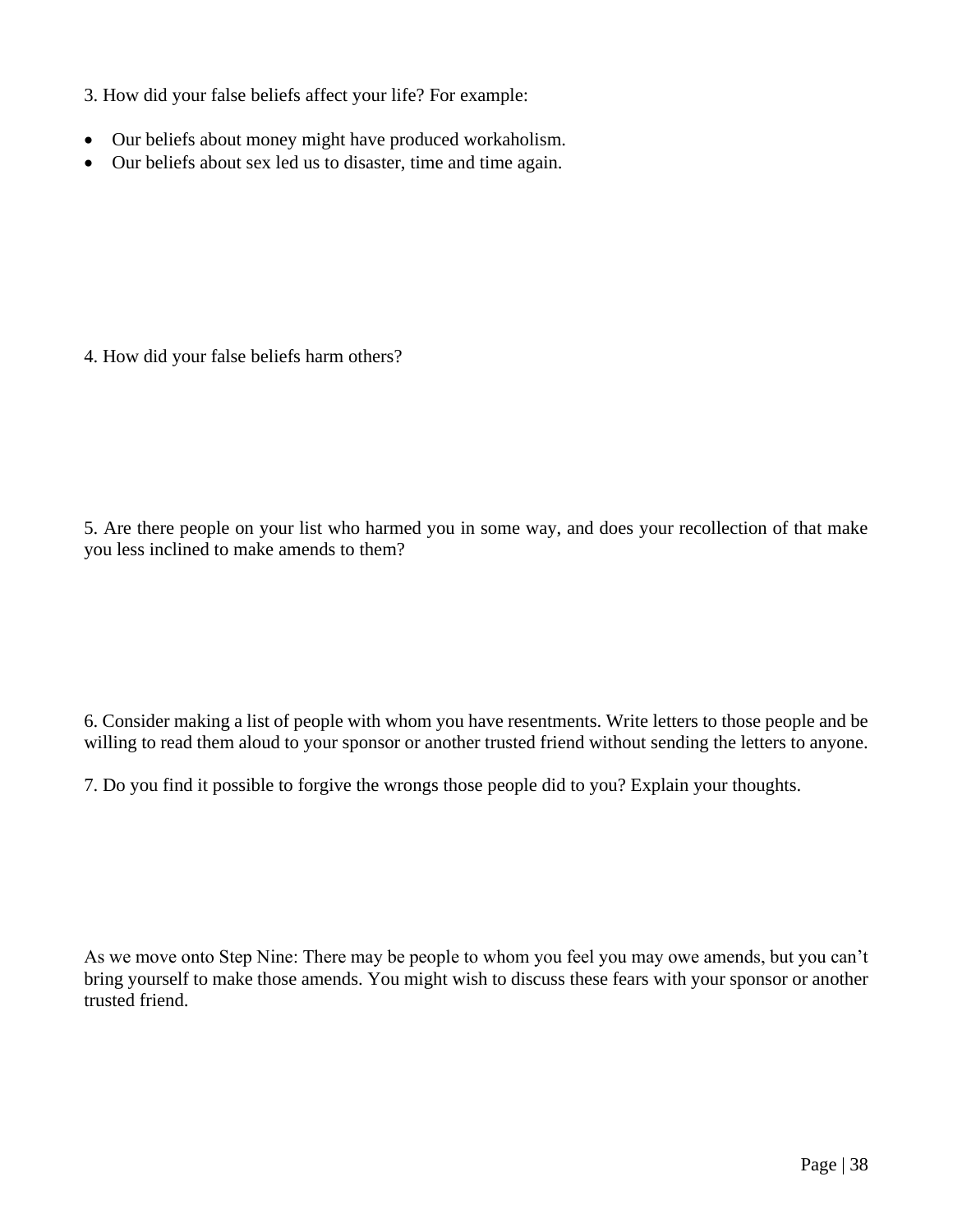3. How did your false beliefs affect your life? For example:

- Our beliefs about money might have produced workaholism.
- Our beliefs about sex led us to disaster, time and time again.

4. How did your false beliefs harm others?

5. Are there people on your list who harmed you in some way, and does your recollection of that make you less inclined to make amends to them?

6. Consider making a list of people with whom you have resentments. Write letters to those people and be willing to read them aloud to your sponsor or another trusted friend without sending the letters to anyone.

7. Do you find it possible to forgive the wrongs those people did to you? Explain your thoughts.

As we move onto Step Nine: There may be people to whom you feel you may owe amends, but you can't bring yourself to make those amends. You might wish to discuss these fears with your sponsor or another trusted friend.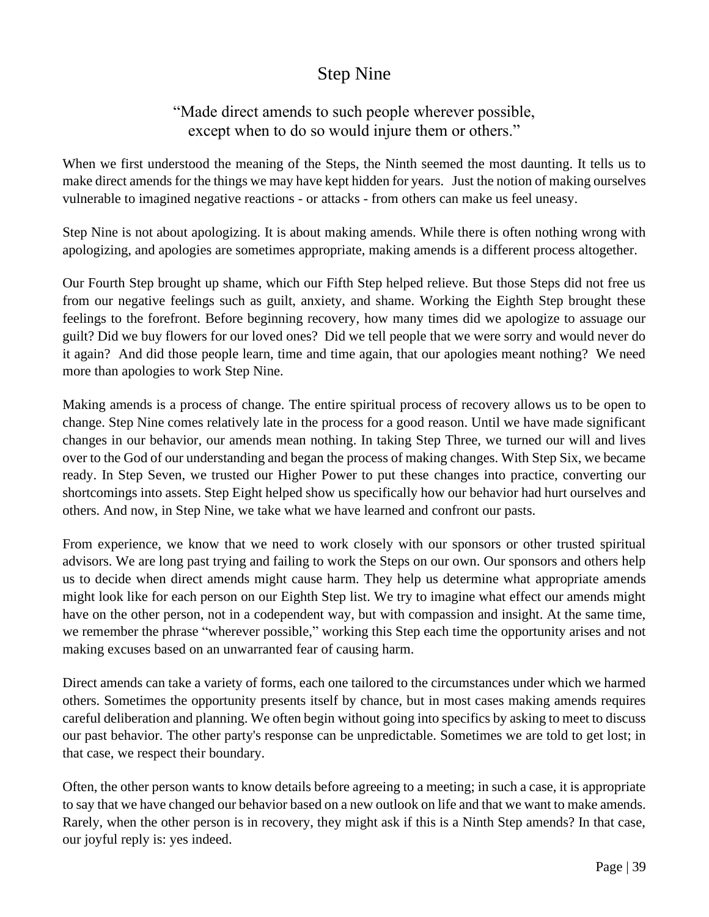# Step Nine

"Made direct amends to such people wherever possible,
except when to do so would injure them or others."

When we first understood the meaning of the Steps, the Ninth seemed the most daunting. It tells us to make direct amends for the things we may have kept hidden for years. Just the notion of making ourselves vulnerable to imagined negative reactions - or attacks - from others can make us feel uneasy.

Step Nine is not about apologizing. It is about making amends. While there is often nothing wrong with apologizing, and apologies are sometimes appropriate, making amends is a different process altogether.

Our Fourth Step brought up shame, which our Fifth Step helped relieve. But those Steps did not free us from our negative feelings such as guilt, anxiety, and shame. Working the Eighth Step brought these feelings to the forefront. Before beginning recovery, how many times did we apologize to assuage our guilt? Did we buy flowers for our loved ones? Did we tell people that we were sorry and would never do it again? And did those people learn, time and time again, that our apologies meant nothing? We need more than apologies to work Step Nine.

Making amends is a process of change. The entire spiritual process of recovery allows us to be open to change. Step Nine comes relatively late in the process for a good reason. Until we have made significant changes in our behavior, our amends mean nothing. In taking Step Three, we turned our will and lives over to the God of our understanding and began the process of making changes. With Step Six, we became ready. In Step Seven, we trusted our Higher Power to put these changes into practice, converting our shortcomings into assets. Step Eight helped show us specifically how our behavior had hurt ourselves and others. And now, in Step Nine, we take what we have learned and confront our pasts.

From experience, we know that we need to work closely with our sponsors or other trusted spiritual advisors. We are long past trying and failing to work the Steps on our own. Our sponsors and others help us to decide when direct amends might cause harm. They help us determine what appropriate amends might look like for each person on our Eighth Step list. We try to imagine what effect our amends might have on the other person, not in a codependent way, but with compassion and insight. At the same time, we remember the phrase "wherever possible," working this Step each time the opportunity arises and not making excuses based on an unwarranted fear of causing harm.

Direct amends can take a variety of forms, each one tailored to the circumstances under which we harmed others. Sometimes the opportunity presents itself by chance, but in most cases making amends requires careful deliberation and planning. We often begin without going into specifics by asking to meet to discuss our past behavior. The other party's response can be unpredictable. Sometimes we are told to get lost; in that case, we respect their boundary.

Often, the other person wants to know details before agreeing to a meeting; in such a case, it is appropriate to say that we have changed our behavior based on a new outlook on life and that we want to make amends. Rarely, when the other person is in recovery, they might ask if this is a Ninth Step amends? In that case, our joyful reply is: yes indeed.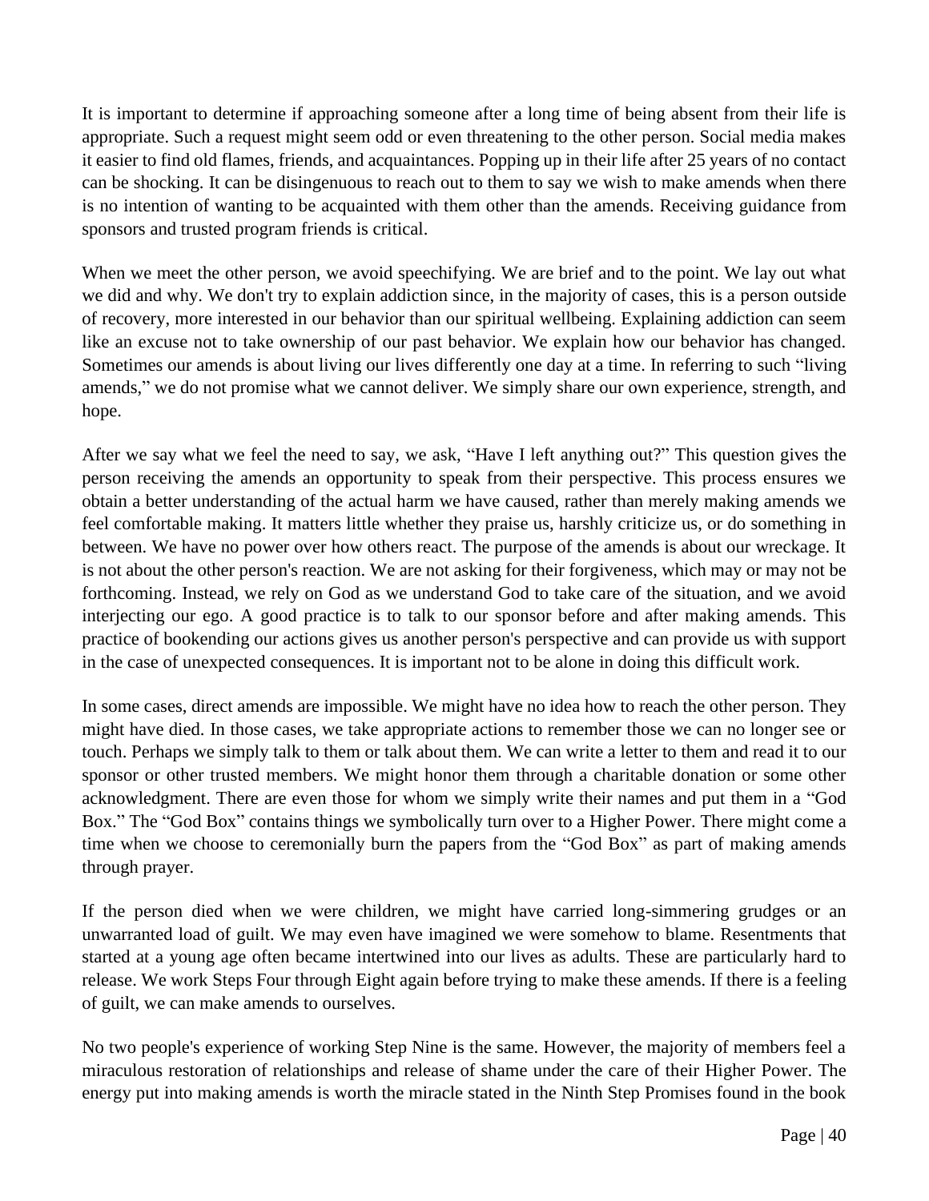It is important to determine if approaching someone after a long time of being absent from their life is appropriate. Such a request might seem odd or even threatening to the other person. Social media makes it easier to find old flames, friends, and acquaintances. Popping up in their life after 25 years of no contact can be shocking. It can be disingenuous to reach out to them to say we wish to make amends when there is no intention of wanting to be acquainted with them other than the amends. Receiving guidance from sponsors and trusted program friends is critical.

When we meet the other person, we avoid speechifying. We are brief and to the point. We lay out what we did and why. We don't try to explain addiction since, in the majority of cases, this is a person outside of recovery, more interested in our behavior than our spiritual wellbeing. Explaining addiction can seem like an excuse not to take ownership of our past behavior. We explain how our behavior has changed. Sometimes our amends is about living our lives differently one day at a time. In referring to such "living amends," we do not promise what we cannot deliver. We simply share our own experience, strength, and hope.

After we say what we feel the need to say, we ask, "Have I left anything out?" This question gives the person receiving the amends an opportunity to speak from their perspective. This process ensures we obtain a better understanding of the actual harm we have caused, rather than merely making amends we feel comfortable making. It matters little whether they praise us, harshly criticize us, or do something in between. We have no power over how others react. The purpose of the amends is about our wreckage. It is not about the other person's reaction. We are not asking for their forgiveness, which may or may not be forthcoming. Instead, we rely on God as we understand God to take care of the situation, and we avoid interjecting our ego. A good practice is to talk to our sponsor before and after making amends. This practice of bookending our actions gives us another person's perspective and can provide us with support in the case of unexpected consequences. It is important not to be alone in doing this difficult work.

In some cases, direct amends are impossible. We might have no idea how to reach the other person. They might have died. In those cases, we take appropriate actions to remember those we can no longer see or touch. Perhaps we simply talk to them or talk about them. We can write a letter to them and read it to our sponsor or other trusted members. We might honor them through a charitable donation or some other acknowledgment. There are even those for whom we simply write their names and put them in a "God Box." The "God Box" contains things we symbolically turn over to a Higher Power. There might come a time when we choose to ceremonially burn the papers from the "God Box" as part of making amends through prayer.

If the person died when we were children, we might have carried long-simmering grudges or an unwarranted load of guilt. We may even have imagined we were somehow to blame. Resentments that started at a young age often became intertwined into our lives as adults. These are particularly hard to release. We work Steps Four through Eight again before trying to make these amends. If there is a feeling of guilt, we can make amends to ourselves.

No two people's experience of working Step Nine is the same. However, the majority of members feel a miraculous restoration of relationships and release of shame under the care of their Higher Power. The energy put into making amends is worth the miracle stated in the Ninth Step Promises found in the book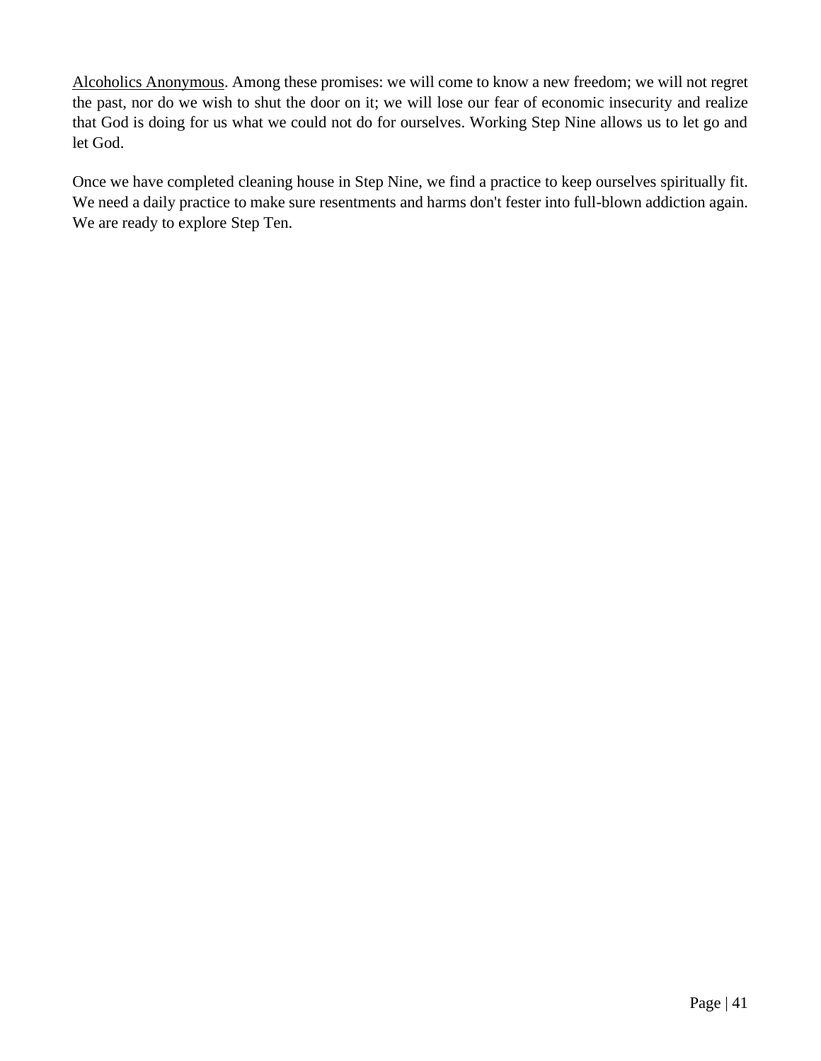Alcoholics Anonymous. Among these promises: we will come to know a new freedom; we will not regret the past, nor do we wish to shut the door on it; we will lose our fear of economic insecurity and realize that God is doing for us what we could not do for ourselves. Working Step Nine allows us to let go and let God.

Once we have completed cleaning house in Step Nine, we find a practice to keep ourselves spiritually fit. We need a daily practice to make sure resentments and harms don't fester into full-blown addiction again. We are ready to explore Step Ten.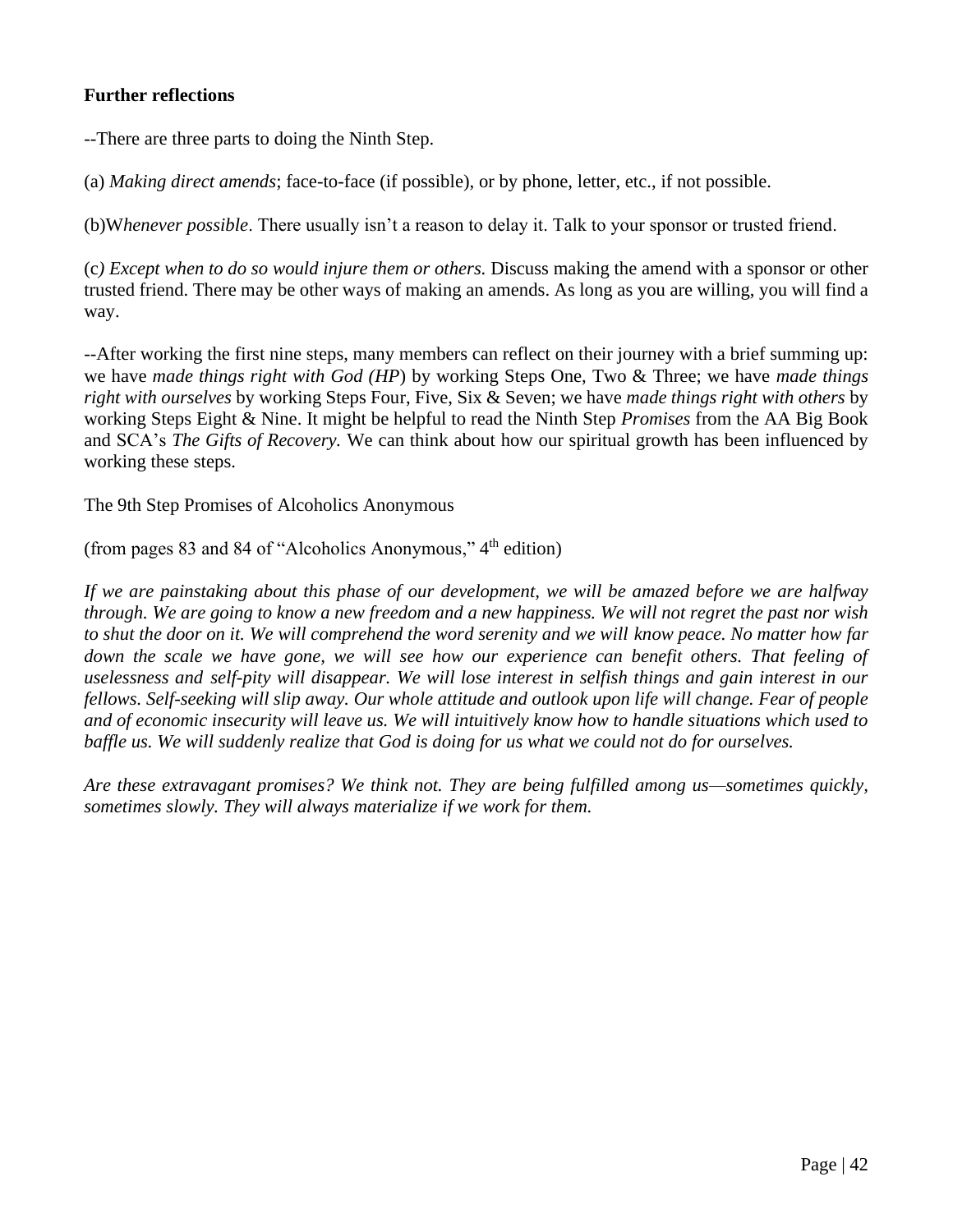**Further reflections**

--There are three parts to doing the Ninth Step.

(a) *Making direct amends*; face-to-face (if possible), or by phone, letter, etc., if not possible.

(b)W*henever possible*. There usually isn't a reason to delay it. Talk to your sponsor or trusted friend.

(c*) Except when to do so would injure them or others.* Discuss making the amend with a sponsor or other trusted friend. There may be other ways of making an amends. As long as you are willing, you will find a way.

--After working the first nine steps, many members can reflect on their journey with a brief summing up: we have *made things right with God (HP*) by working Steps One, Two & Three; we have *made things right with ourselves* by working Steps Four, Five, Six & Seven; we have *made things right with others* by working Steps Eight & Nine. It might be helpful to read the Ninth Step *Promises* from the AA Big Book and SCA's *The Gifts of Recovery.* We can think about how our spiritual growth has been influenced by working these steps.

The 9th Step Promises of Alcoholics Anonymous

(from pages 83 and 84 of "Alcoholics Anonymous," 4th edition)

*If we are painstaking about this phase of our development, we will be amazed before we are halfway through. We are going to know a new freedom and a new happiness. We will not regret the past nor wish to shut the door on it. We will comprehend the word serenity and we will know peace. No matter how far down the scale we have gone, we will see how our experience can benefit others. That feeling of uselessness and self-pity will disappear. We will lose interest in selfish things and gain interest in our fellows. Self-seeking will slip away. Our whole attitude and outlook upon life will change. Fear of people and of economic insecurity will leave us. We will intuitively know how to handle situations which used to baffle us. We will suddenly realize that God is doing for us what we could not do for ourselves.*

*Are these extravagant promises? We think not. They are being fulfilled among us—sometimes quickly, sometimes slowly. They will always materialize if we work for them.*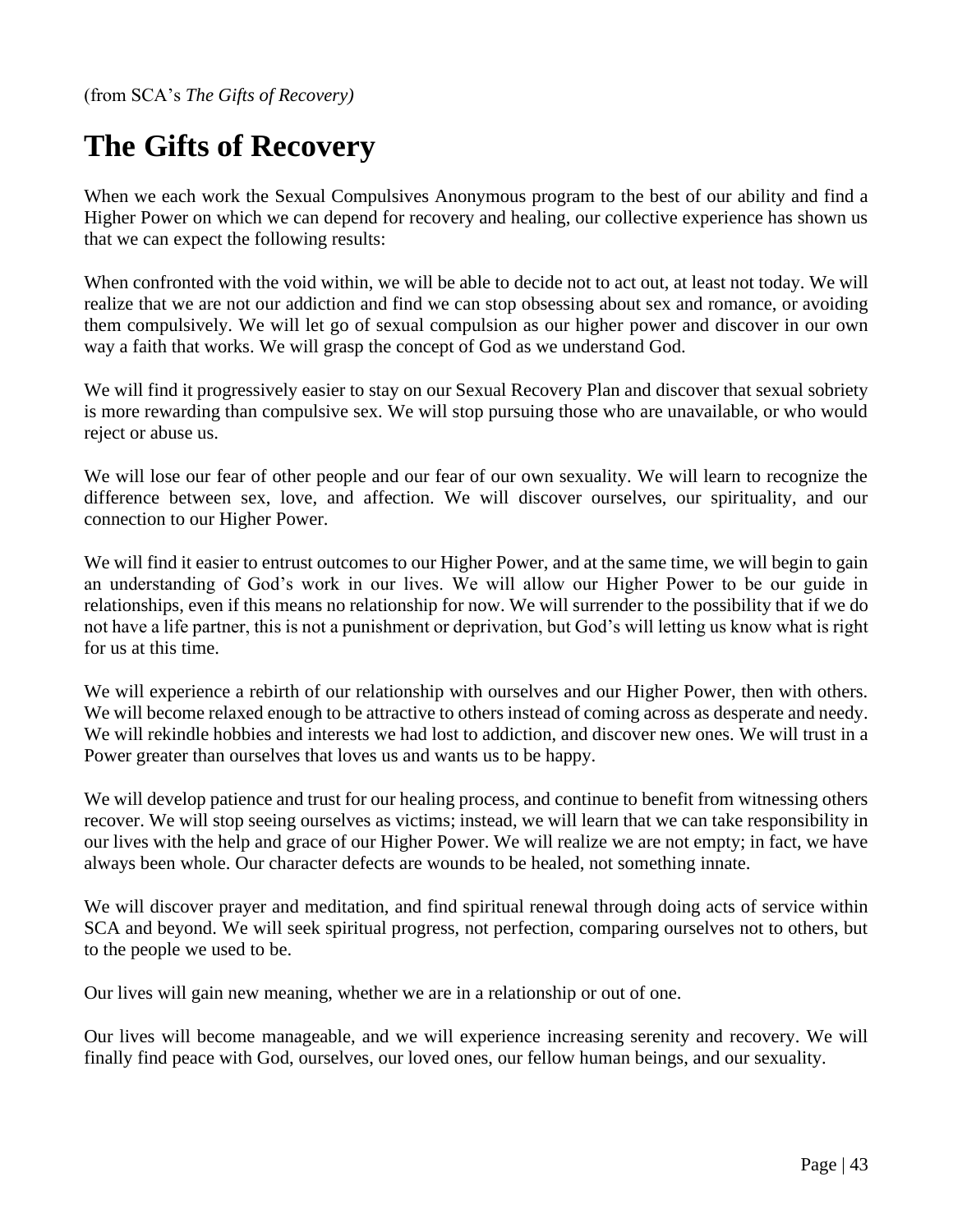(from SCA's *The Gifts of Recovery)*

# The Gifts of Recovery

When we each work the Sexual Compulsives Anonymous program to the best of our ability and find a Higher Power on which we can depend for recovery and healing, our collective experience has shown us that we can expect the following results:

When confronted with the void within, we will be able to decide not to act out, at least not today. We will realize that we are not our addiction and find we can stop obsessing about sex and romance, or avoiding them compulsively. We will let go of sexual compulsion as our higher power and discover in our own way a faith that works. We will grasp the concept of God as we understand God.

We will find it progressively easier to stay on our Sexual Recovery Plan and discover that sexual sobriety is more rewarding than compulsive sex. We will stop pursuing those who are unavailable, or who would reject or abuse us.

We will lose our fear of other people and our fear of our own sexuality. We will learn to recognize the difference between sex, love, and affection. We will discover ourselves, our spirituality, and our connection to our Higher Power.

We will find it easier to entrust outcomes to our Higher Power, and at the same time, we will begin to gain an understanding of God's work in our lives. We will allow our Higher Power to be our guide in relationships, even if this means no relationship for now. We will surrender to the possibility that if we do not have a life partner, this is not a punishment or deprivation, but God's will letting us know what is right for us at this time.

We will experience a rebirth of our relationship with ourselves and our Higher Power, then with others. We will become relaxed enough to be attractive to others instead of coming across as desperate and needy. We will rekindle hobbies and interests we had lost to addiction, and discover new ones. We will trust in a Power greater than ourselves that loves us and wants us to be happy.

We will develop patience and trust for our healing process, and continue to benefit from witnessing others recover. We will stop seeing ourselves as victims; instead, we will learn that we can take responsibility in our lives with the help and grace of our Higher Power. We will realize we are not empty; in fact, we have always been whole. Our character defects are wounds to be healed, not something innate.

We will discover prayer and meditation, and find spiritual renewal through doing acts of service within SCA and beyond. We will seek spiritual progress, not perfection, comparing ourselves not to others, but to the people we used to be.

Our lives will gain new meaning, whether we are in a relationship or out of one.

Our lives will become manageable, and we will experience increasing serenity and recovery. We will finally find peace with God, ourselves, our loved ones, our fellow human beings, and our sexuality.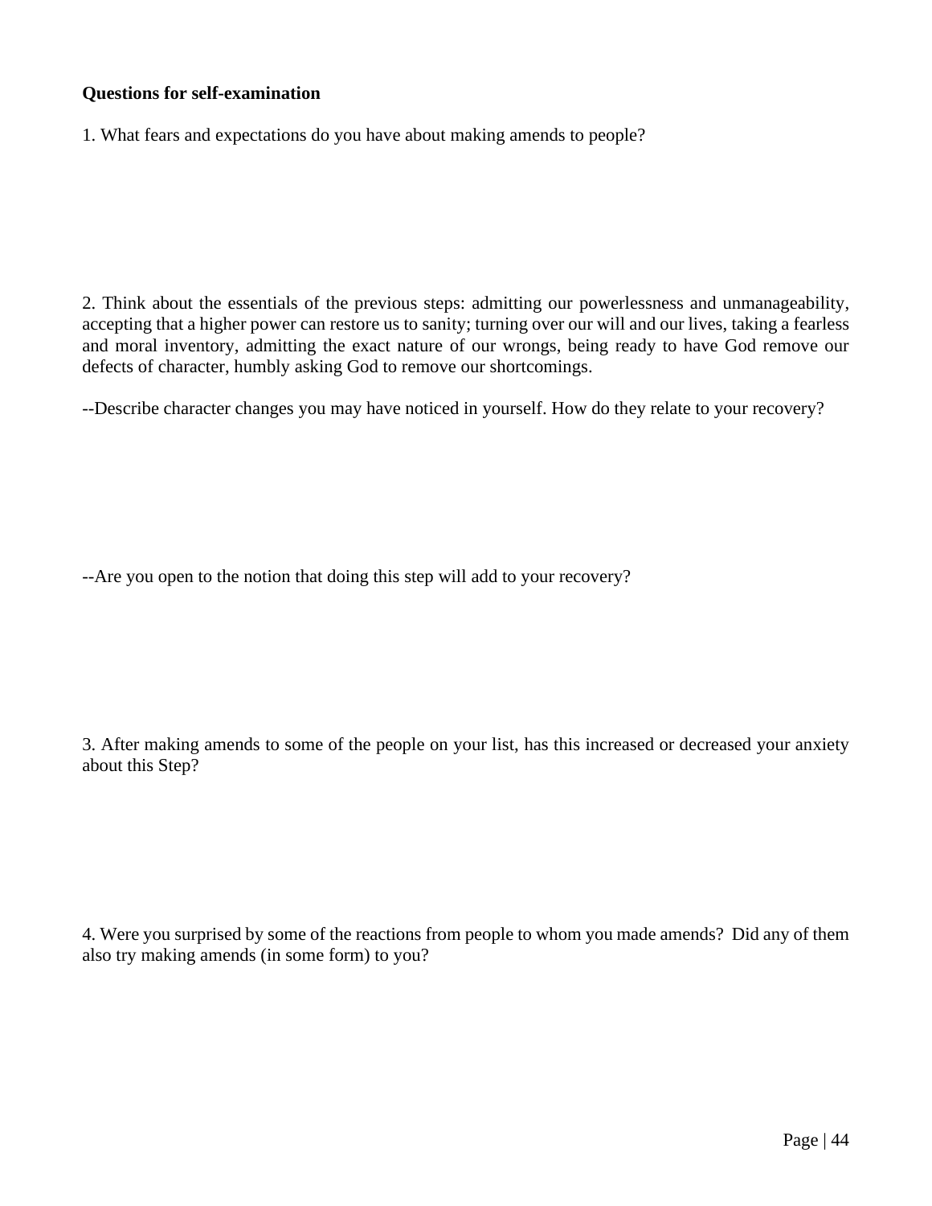**Questions for self-examination**

1. What fears and expectations do you have about making amends to people?

2. Think about the essentials of the previous steps: admitting our powerlessness and unmanageability, accepting that a higher power can restore us to sanity; turning over our will and our lives, taking a fearless and moral inventory, admitting the exact nature of our wrongs, being ready to have God remove our defects of character, humbly asking God to remove our shortcomings.

--Describe character changes you may have noticed in yourself. How do they relate to your recovery?

--Are you open to the notion that doing this step will add to your recovery?

3. After making amends to some of the people on your list, has this increased or decreased your anxiety about this Step?

4. Were you surprised by some of the reactions from people to whom you made amends? Did any of them also try making amends (in some form) to you?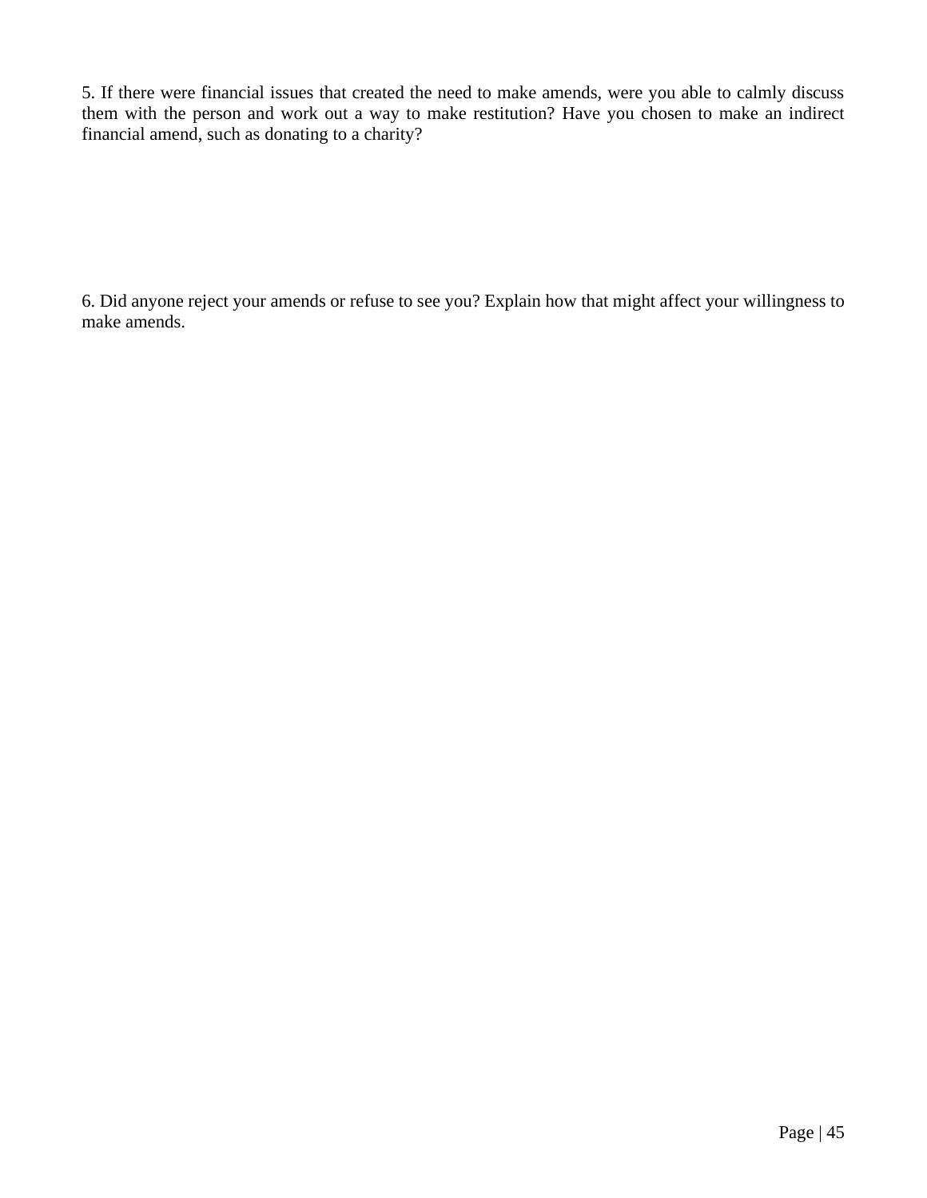5. If there were financial issues that created the need to make amends, were you able to calmly discuss them with the person and work out a way to make restitution? Have you chosen to make an indirect financial amend, such as donating to a charity?

6. Did anyone reject your amends or refuse to see you? Explain how that might affect your willingness to make amends.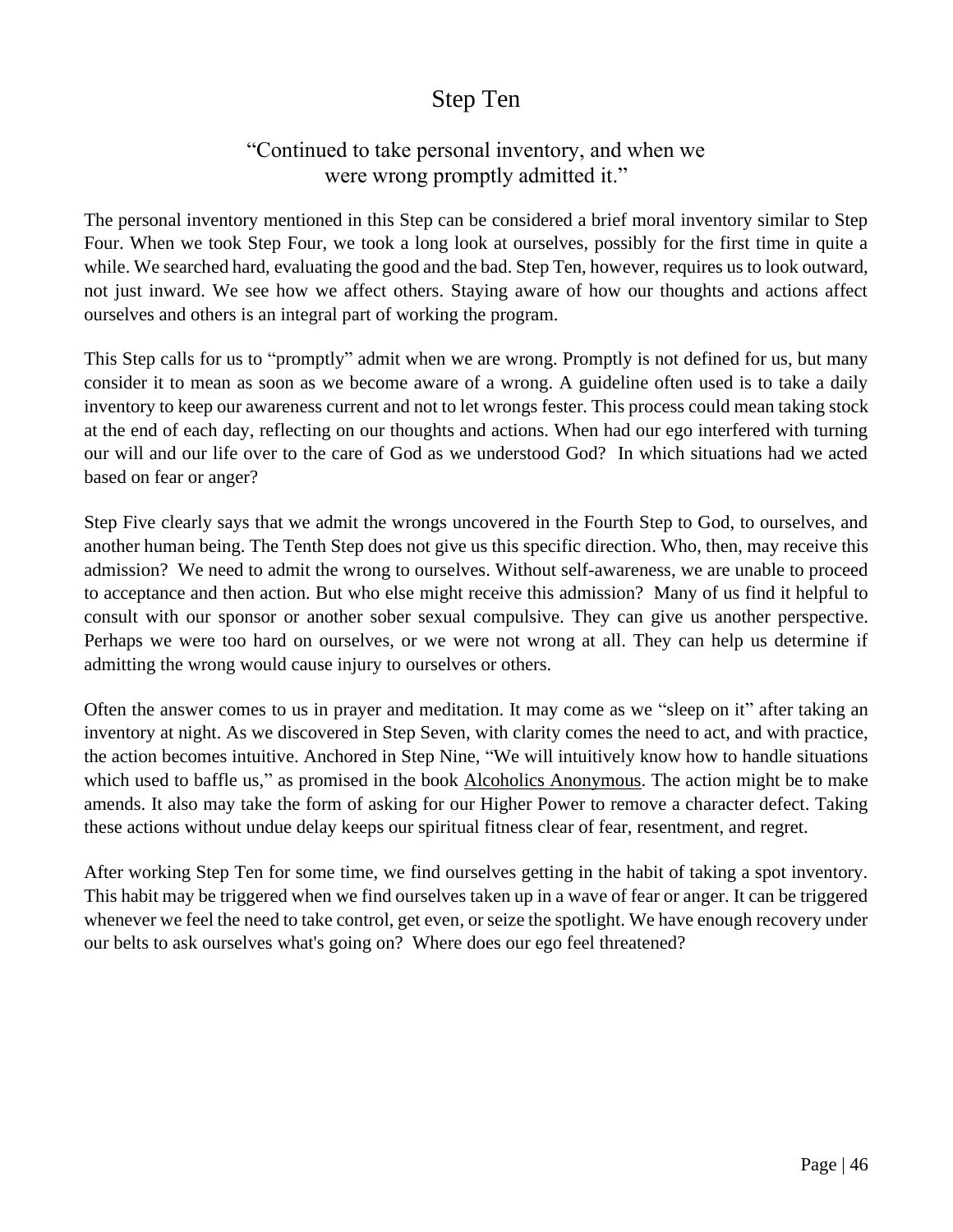# Step Ten

## "Continued to take personal inventory, and when we were wrong promptly admitted it."

The personal inventory mentioned in this Step can be considered a brief moral inventory similar to Step Four. When we took Step Four, we took a long look at ourselves, possibly for the first time in quite a while. We searched hard, evaluating the good and the bad. Step Ten, however, requires us to look outward, not just inward. We see how we affect others. Staying aware of how our thoughts and actions affect ourselves and others is an integral part of working the program.

This Step calls for us to "promptly" admit when we are wrong. Promptly is not defined for us, but many consider it to mean as soon as we become aware of a wrong. A guideline often used is to take a daily inventory to keep our awareness current and not to let wrongs fester. This process could mean taking stock at the end of each day, reflecting on our thoughts and actions. When had our ego interfered with turning our will and our life over to the care of God as we understood God? In which situations had we acted based on fear or anger?

Step Five clearly says that we admit the wrongs uncovered in the Fourth Step to God, to ourselves, and another human being. The Tenth Step does not give us this specific direction. Who, then, may receive this admission? We need to admit the wrong to ourselves. Without self-awareness, we are unable to proceed to acceptance and then action. But who else might receive this admission? Many of us find it helpful to consult with our sponsor or another sober sexual compulsive. They can give us another perspective. Perhaps we were too hard on ourselves, or we were not wrong at all. They can help us determine if admitting the wrong would cause injury to ourselves or others.

Often the answer comes to us in prayer and meditation. It may come as we "sleep on it" after taking an inventory at night. As we discovered in Step Seven, with clarity comes the need to act, and with practice, the action becomes intuitive. Anchored in Step Nine, "We will intuitively know how to handle situations which used to baffle us," as promised in the book Alcoholics Anonymous. The action might be to make amends. It also may take the form of asking for our Higher Power to remove a character defect. Taking these actions without undue delay keeps our spiritual fitness clear of fear, resentment, and regret.

After working Step Ten for some time, we find ourselves getting in the habit of taking a spot inventory. This habit may be triggered when we find ourselves taken up in a wave of fear or anger. It can be triggered whenever we feel the need to take control, get even, or seize the spotlight. We have enough recovery under our belts to ask ourselves what's going on? Where does our ego feel threatened?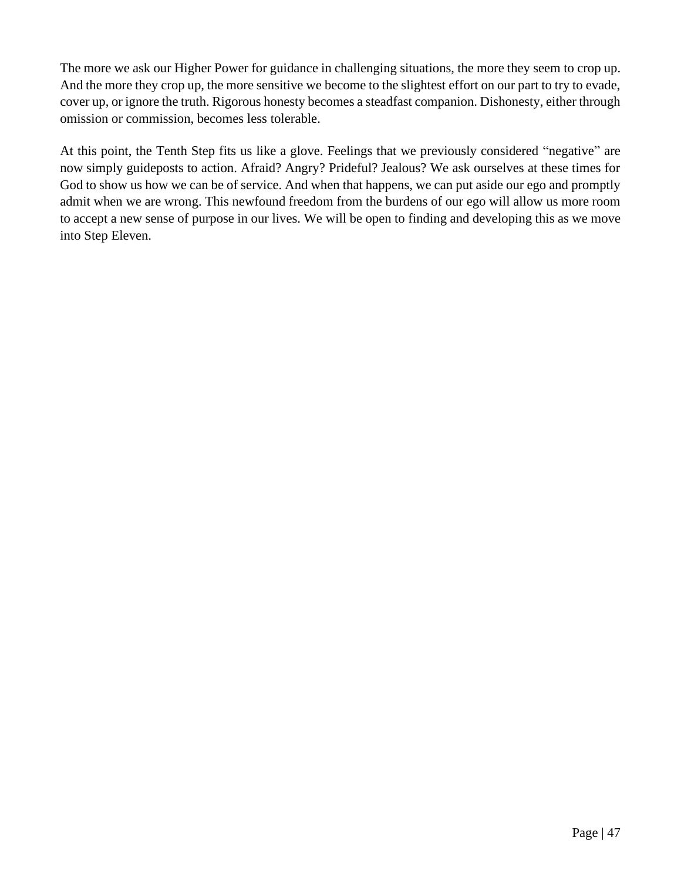The more we ask our Higher Power for guidance in challenging situations, the more they seem to crop up. And the more they crop up, the more sensitive we become to the slightest effort on our part to try to evade, cover up, or ignore the truth. Rigorous honesty becomes a steadfast companion. Dishonesty, either through omission or commission, becomes less tolerable.

At this point, the Tenth Step fits us like a glove. Feelings that we previously considered "negative" are now simply guideposts to action. Afraid? Angry? Prideful? Jealous? We ask ourselves at these times for God to show us how we can be of service. And when that happens, we can put aside our ego and promptly admit when we are wrong. This newfound freedom from the burdens of our ego will allow us more room to accept a new sense of purpose in our lives. We will be open to finding and developing this as we move into Step Eleven.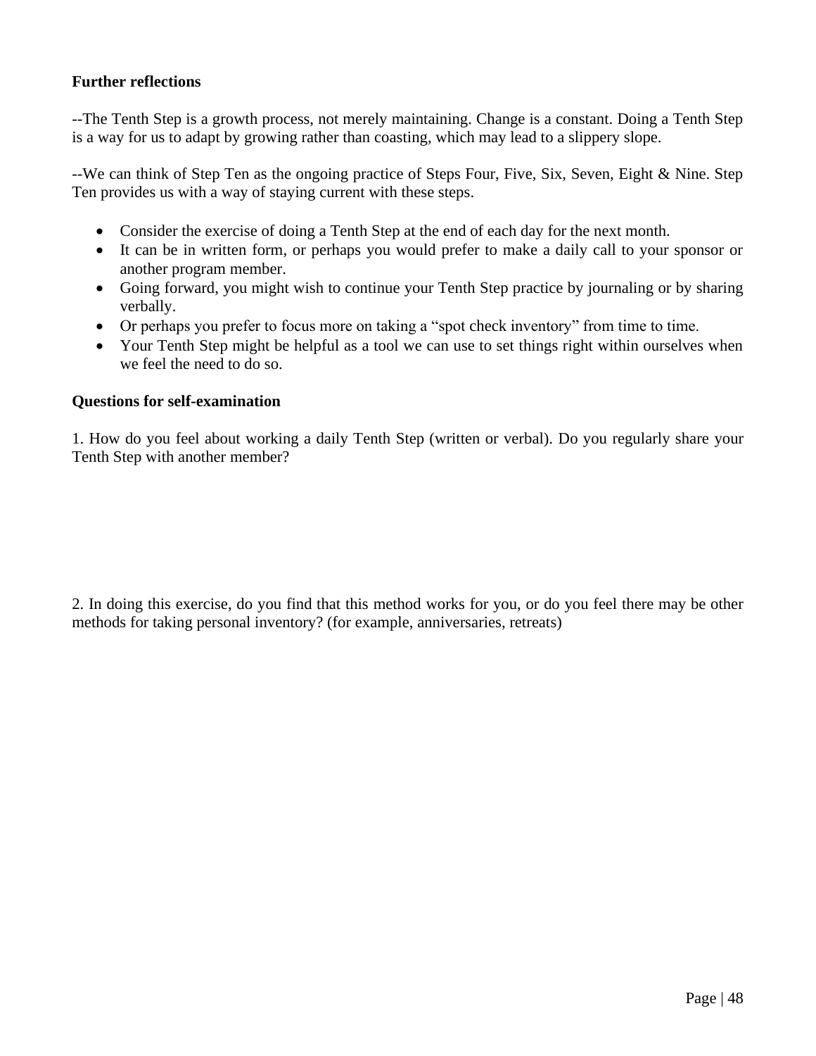**Further reflections**

--The Tenth Step is a growth process, not merely maintaining. Change is a constant. Doing a Tenth Step is a way for us to adapt by growing rather than coasting, which may lead to a slippery slope.

--We can think of Step Ten as the ongoing practice of Steps Four, Five, Six, Seven, Eight & Nine. Step Ten provides us with a way of staying current with these steps.

- Consider the exercise of doing a Tenth Step at the end of each day for the next month.
- It can be in written form, or perhaps you would prefer to make a daily call to your sponsor or another program member.
- Going forward, you might wish to continue your Tenth Step practice by journaling or by sharing verbally.
- Or perhaps you prefer to focus more on taking a "spot check inventory" from time to time.
- Your Tenth Step might be helpful as a tool we can use to set things right within ourselves when we feel the need to do so.

**Questions for self-examination**

1. How do you feel about working a daily Tenth Step (written or verbal). Do you regularly share your Tenth Step with another member?

2. In doing this exercise, do you find that this method works for you, or do you feel there may be other methods for taking personal inventory? (for example, anniversaries, retreats)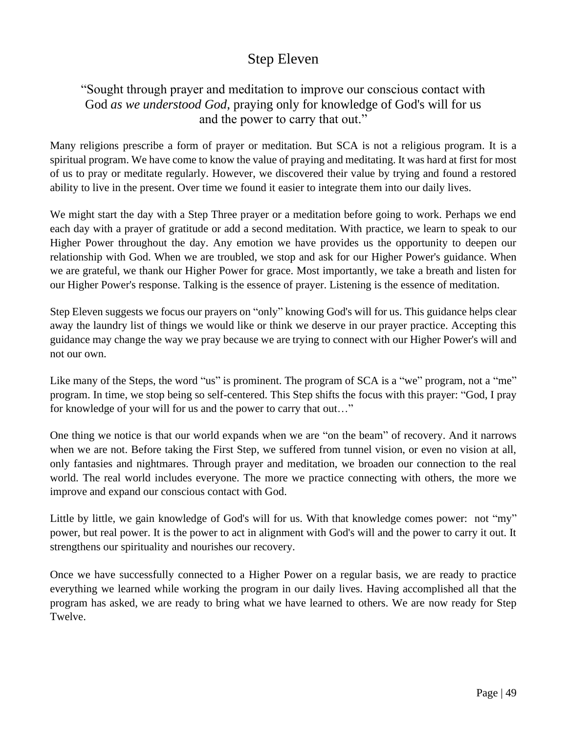# Step Eleven

"Sought through prayer and meditation to improve our conscious contact with God *as we understood God*, praying only for knowledge of God's will for us and the power to carry that out."

Many religions prescribe a form of prayer or meditation. But SCA is not a religious program. It is a spiritual program. We have come to know the value of praying and meditating. It was hard at first for most of us to pray or meditate regularly. However, we discovered their value by trying and found a restored ability to live in the present. Over time we found it easier to integrate them into our daily lives.

We might start the day with a Step Three prayer or a meditation before going to work. Perhaps we end each day with a prayer of gratitude or add a second meditation. With practice, we learn to speak to our Higher Power throughout the day. Any emotion we have provides us the opportunity to deepen our relationship with God. When we are troubled, we stop and ask for our Higher Power's guidance. When we are grateful, we thank our Higher Power for grace. Most importantly, we take a breath and listen for our Higher Power's response. Talking is the essence of prayer. Listening is the essence of meditation.

Step Eleven suggests we focus our prayers on "only" knowing God's will for us. This guidance helps clear away the laundry list of things we would like or think we deserve in our prayer practice. Accepting this guidance may change the way we pray because we are trying to connect with our Higher Power's will and not our own.

Like many of the Steps, the word "us" is prominent. The program of SCA is a "we" program, not a "me" program. In time, we stop being so self-centered. This Step shifts the focus with this prayer: "God, I pray for knowledge of your will for us and the power to carry that out…"

One thing we notice is that our world expands when we are "on the beam" of recovery. And it narrows when we are not. Before taking the First Step, we suffered from tunnel vision, or even no vision at all, only fantasies and nightmares. Through prayer and meditation, we broaden our connection to the real world. The real world includes everyone. The more we practice connecting with others, the more we improve and expand our conscious contact with God.

Little by little, we gain knowledge of God's will for us. With that knowledge comes power: not "my" power, but real power. It is the power to act in alignment with God's will and the power to carry it out. It strengthens our spirituality and nourishes our recovery.

Once we have successfully connected to a Higher Power on a regular basis, we are ready to practice everything we learned while working the program in our daily lives. Having accomplished all that the program has asked, we are ready to bring what we have learned to others. We are now ready for Step Twelve.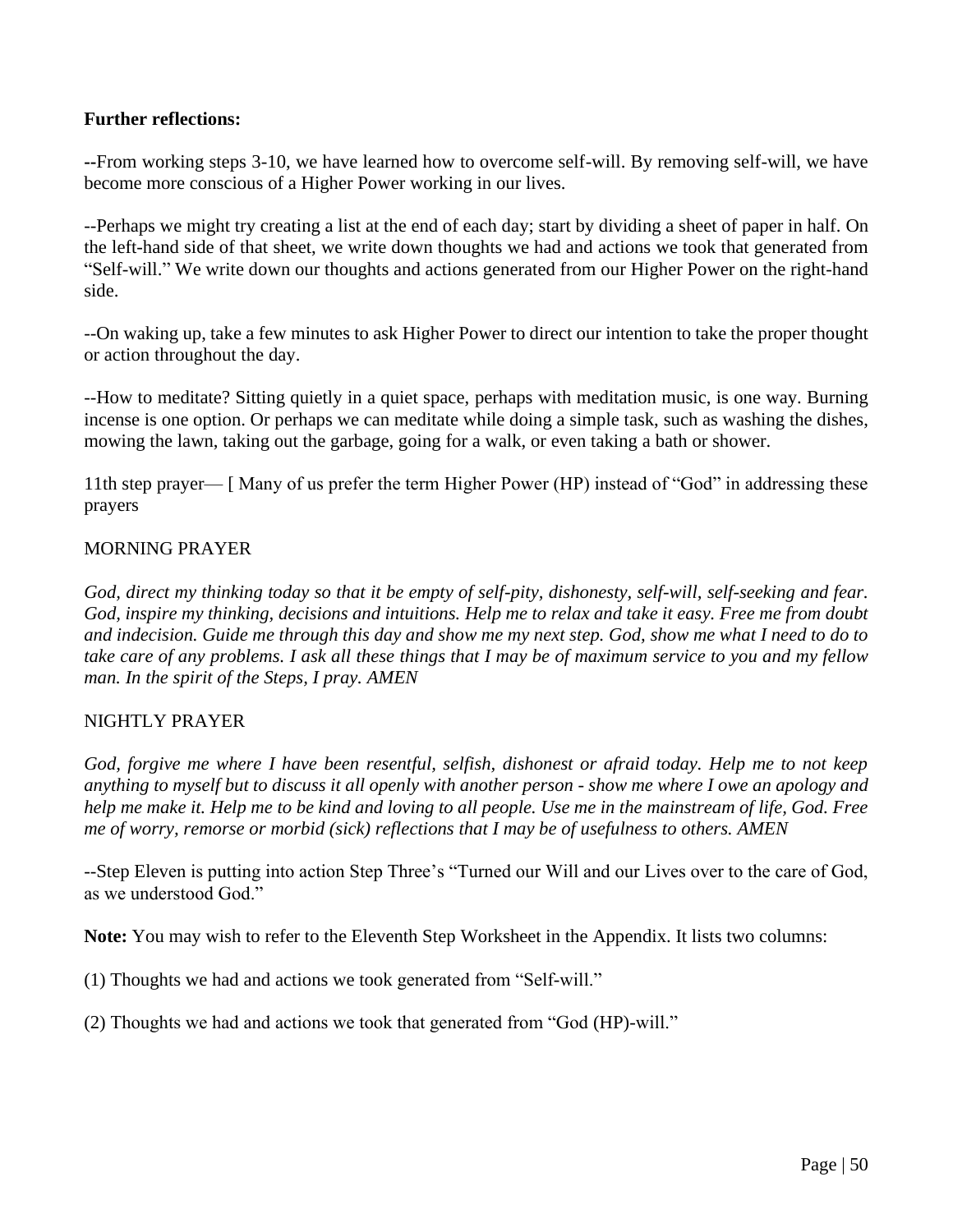**Further reflections:**

**--**From working steps 3-10, we have learned how to overcome self-will. By removing self-will, we have become more conscious of a Higher Power working in our lives.

--Perhaps we might try creating a list at the end of each day; start by dividing a sheet of paper in half. On the left-hand side of that sheet, we write down thoughts we had and actions we took that generated from "Self-will." We write down our thoughts and actions generated from our Higher Power on the right-hand side.

--On waking up, take a few minutes to ask Higher Power to direct our intention to take the proper thought or action throughout the day.

--How to meditate? Sitting quietly in a quiet space, perhaps with meditation music, is one way. Burning incense is one option. Or perhaps we can meditate while doing a simple task, such as washing the dishes, mowing the lawn, taking out the garbage, going for a walk, or even taking a bath or shower.

11th step prayer— [ Many of us prefer the term Higher Power (HP) instead of "God" in addressing these prayers

MORNING PRAYER

*God, direct my thinking today so that it be empty of self-pity, dishonesty, self-will, self-seeking and fear. God, inspire my thinking, decisions and intuitions. Help me to relax and take it easy. Free me from doubt and indecision. Guide me through this day and show me my next step. God, show me what I need to do to take care of any problems. I ask all these things that I may be of maximum service to you and my fellow man. In the spirit of the Steps, I pray. AMEN*

NIGHTLY PRAYER

*God, forgive me where I have been resentful, selfish, dishonest or afraid today. Help me to not keep anything to myself but to discuss it all openly with another person - show me where I owe an apology and help me make it. Help me to be kind and loving to all people. Use me in the mainstream of life, God. Free me of worry, remorse or morbid (sick) reflections that I may be of usefulness to others. AMEN*

--Step Eleven is putting into action Step Three's "Turned our Will and our Lives over to the care of God, as we understood God."

**Note:** You may wish to refer to the Eleventh Step Worksheet in the Appendix. It lists two columns:

(1) Thoughts we had and actions we took generated from "Self-will."

(2) Thoughts we had and actions we took that generated from "God (HP)-will."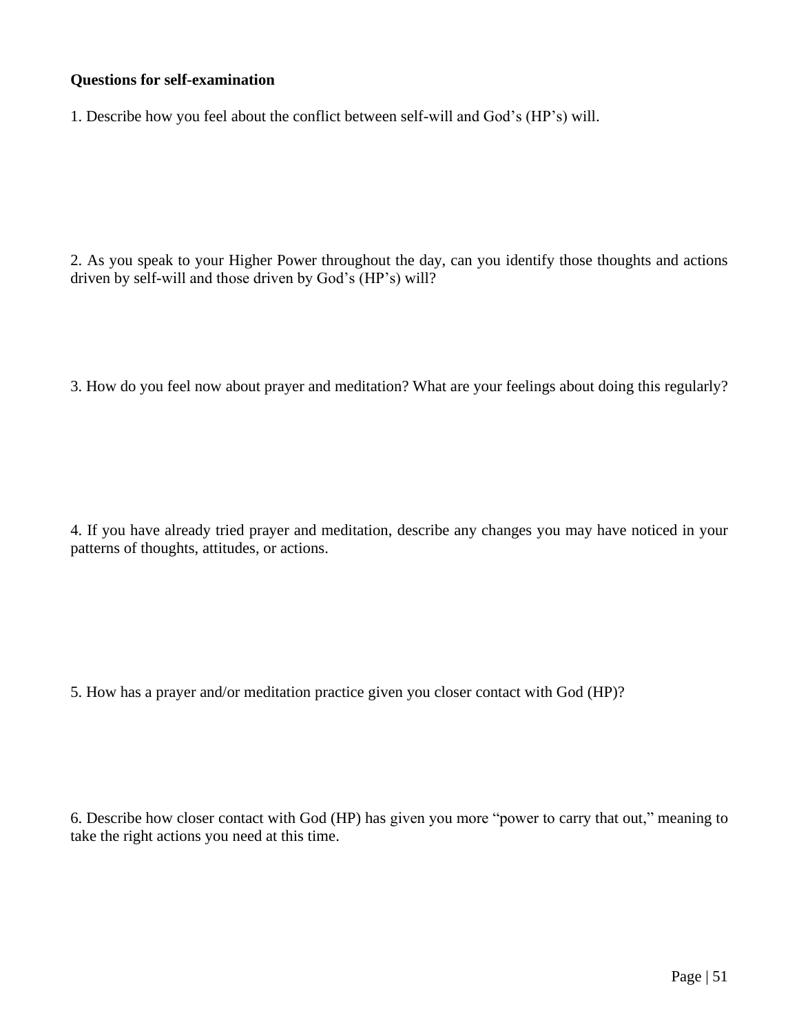**Questions for self-examination**

1. Describe how you feel about the conflict between self-will and God's (HP's) will.

2. As you speak to your Higher Power throughout the day, can you identify those thoughts and actions driven by self-will and those driven by God's (HP's) will?

3. How do you feel now about prayer and meditation? What are your feelings about doing this regularly?

4. If you have already tried prayer and meditation, describe any changes you may have noticed in your patterns of thoughts, attitudes, or actions.

5. How has a prayer and/or meditation practice given you closer contact with God (HP)?

6. Describe how closer contact with God (HP) has given you more "power to carry that out," meaning to take the right actions you need at this time.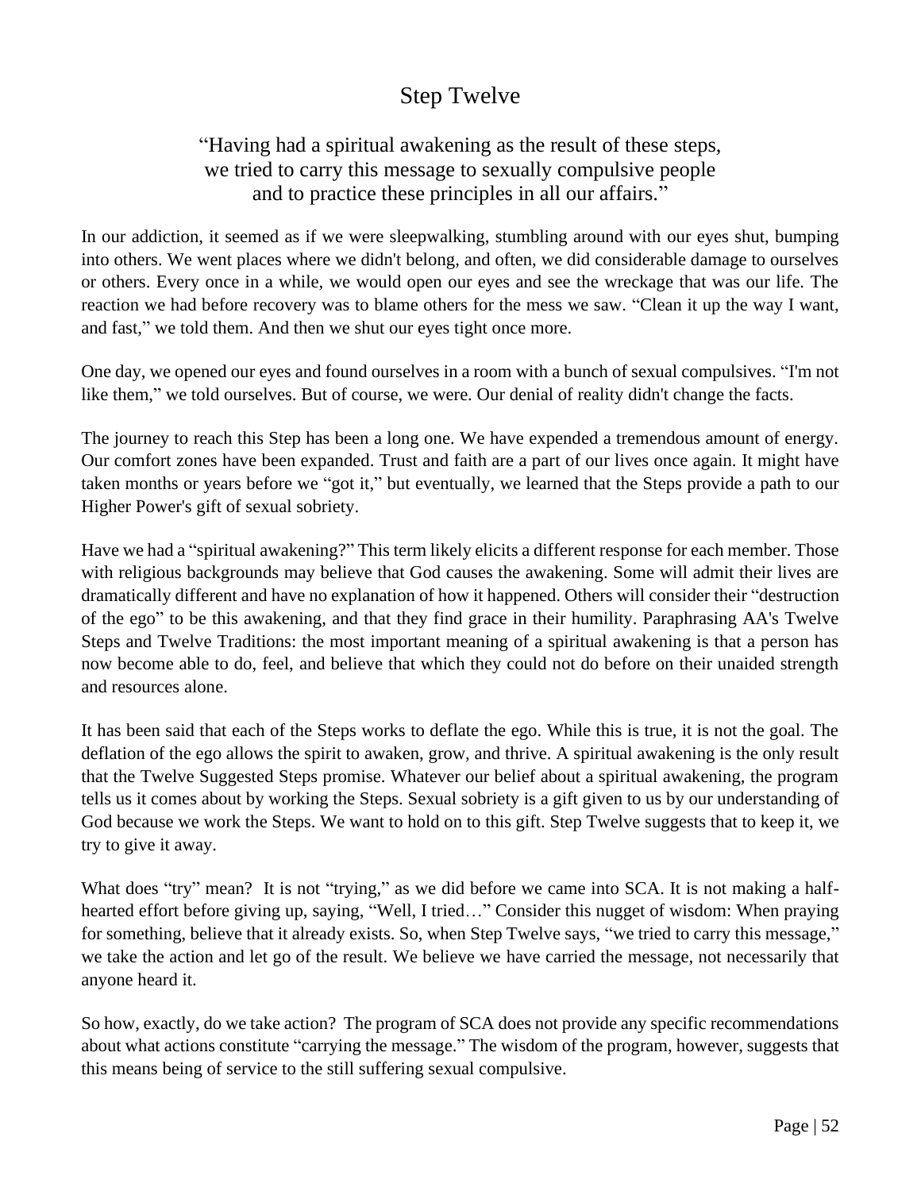# Step Twelve

"Having had a spiritual awakening as the result of these steps,
we tried to carry this message to sexually compulsive people
and to practice these principles in all our affairs."

In our addiction, it seemed as if we were sleepwalking, stumbling around with our eyes shut, bumping into others. We went places where we didn't belong, and often, we did considerable damage to ourselves or others. Every once in a while, we would open our eyes and see the wreckage that was our life. The reaction we had before recovery was to blame others for the mess we saw. "Clean it up the way I want, and fast," we told them. And then we shut our eyes tight once more.

One day, we opened our eyes and found ourselves in a room with a bunch of sexual compulsives. "I'm not like them," we told ourselves. But of course, we were. Our denial of reality didn't change the facts.

The journey to reach this Step has been a long one. We have expended a tremendous amount of energy. Our comfort zones have been expanded. Trust and faith are a part of our lives once again. It might have taken months or years before we "got it," but eventually, we learned that the Steps provide a path to our Higher Power's gift of sexual sobriety.

Have we had a "spiritual awakening?" This term likely elicits a different response for each member. Those with religious backgrounds may believe that God causes the awakening. Some will admit their lives are dramatically different and have no explanation of how it happened. Others will consider their "destruction of the ego" to be this awakening, and that they find grace in their humility. Paraphrasing AA's Twelve Steps and Twelve Traditions: the most important meaning of a spiritual awakening is that a person has now become able to do, feel, and believe that which they could not do before on their unaided strength and resources alone.

It has been said that each of the Steps works to deflate the ego. While this is true, it is not the goal. The deflation of the ego allows the spirit to awaken, grow, and thrive. A spiritual awakening is the only result that the Twelve Suggested Steps promise. Whatever our belief about a spiritual awakening, the program tells us it comes about by working the Steps. Sexual sobriety is a gift given to us by our understanding of God because we work the Steps. We want to hold on to this gift. Step Twelve suggests that to keep it, we try to give it away.

What does "try" mean? It is not "trying," as we did before we came into SCA. It is not making a half-hearted effort before giving up, saying, "Well, I tried…" Consider this nugget of wisdom: When praying for something, believe that it already exists. So, when Step Twelve says, "we tried to carry this message," we take the action and let go of the result. We believe we have carried the message, not necessarily that anyone heard it.

So how, exactly, do we take action? The program of SCA does not provide any specific recommendations about what actions constitute "carrying the message." The wisdom of the program, however, suggests that this means being of service to the still suffering sexual compulsive.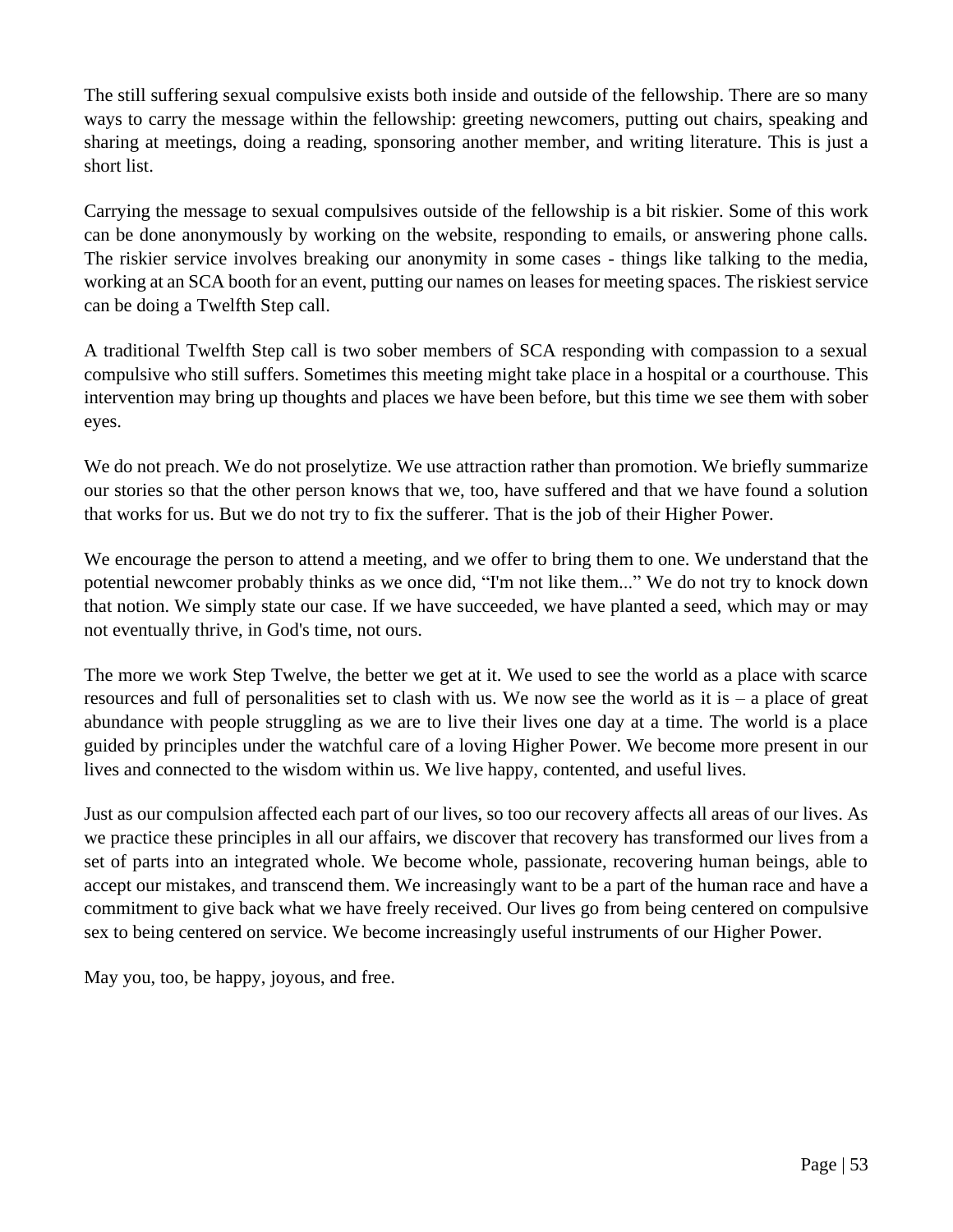The still suffering sexual compulsive exists both inside and outside of the fellowship. There are so many ways to carry the message within the fellowship: greeting newcomers, putting out chairs, speaking and sharing at meetings, doing a reading, sponsoring another member, and writing literature. This is just a short list.

Carrying the message to sexual compulsives outside of the fellowship is a bit riskier. Some of this work can be done anonymously by working on the website, responding to emails, or answering phone calls. The riskier service involves breaking our anonymity in some cases - things like talking to the media, working at an SCA booth for an event, putting our names on leases for meeting spaces. The riskiest service can be doing a Twelfth Step call.

A traditional Twelfth Step call is two sober members of SCA responding with compassion to a sexual compulsive who still suffers. Sometimes this meeting might take place in a hospital or a courthouse. This intervention may bring up thoughts and places we have been before, but this time we see them with sober eyes.

We do not preach. We do not proselytize. We use attraction rather than promotion. We briefly summarize our stories so that the other person knows that we, too, have suffered and that we have found a solution that works for us. But we do not try to fix the sufferer. That is the job of their Higher Power.

We encourage the person to attend a meeting, and we offer to bring them to one. We understand that the potential newcomer probably thinks as we once did, "I'm not like them..." We do not try to knock down that notion. We simply state our case. If we have succeeded, we have planted a seed, which may or may not eventually thrive, in God's time, not ours.

The more we work Step Twelve, the better we get at it. We used to see the world as a place with scarce resources and full of personalities set to clash with us. We now see the world as it is – a place of great abundance with people struggling as we are to live their lives one day at a time. The world is a place guided by principles under the watchful care of a loving Higher Power. We become more present in our lives and connected to the wisdom within us. We live happy, contented, and useful lives.

Just as our compulsion affected each part of our lives, so too our recovery affects all areas of our lives. As we practice these principles in all our affairs, we discover that recovery has transformed our lives from a set of parts into an integrated whole. We become whole, passionate, recovering human beings, able to accept our mistakes, and transcend them. We increasingly want to be a part of the human race and have a commitment to give back what we have freely received. Our lives go from being centered on compulsive sex to being centered on service. We become increasingly useful instruments of our Higher Power.

May you, too, be happy, joyous, and free.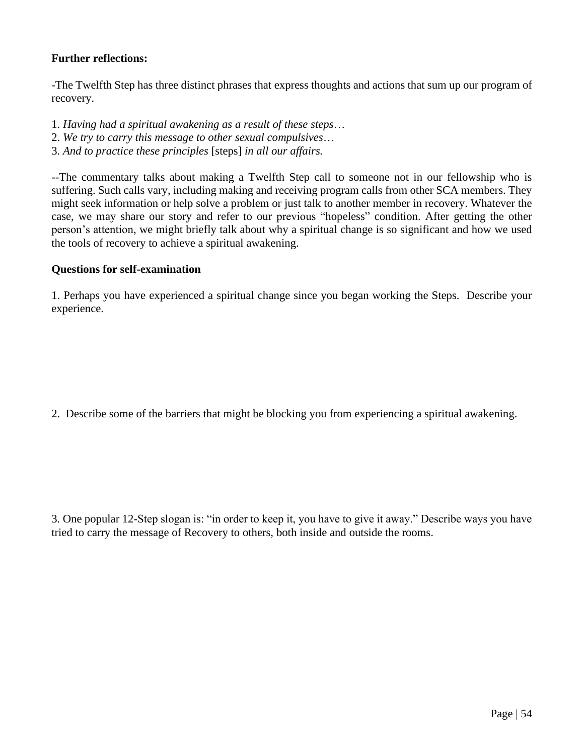**Further reflections:**

-The Twelfth Step has three distinct phrases that express thoughts and actions that sum up our program of recovery.

1. *Having had a spiritual awakening as a result of these steps…*
2. *We try to carry this message to other sexual compulsives…*
3. *And to practice these principles* [steps] *in all our affairs.*

--The commentary talks about making a Twelfth Step call to someone not in our fellowship who is suffering. Such calls vary, including making and receiving program calls from other SCA members. They might seek information or help solve a problem or just talk to another member in recovery. Whatever the case, we may share our story and refer to our previous "hopeless" condition. After getting the other person's attention, we might briefly talk about why a spiritual change is so significant and how we used the tools of recovery to achieve a spiritual awakening.

**Questions for self-examination**

1. Perhaps you have experienced a spiritual change since you began working the Steps. Describe your experience.

2. Describe some of the barriers that might be blocking you from experiencing a spiritual awakening.

3. One popular 12-Step slogan is: "in order to keep it, you have to give it away." Describe ways you have tried to carry the message of Recovery to others, both inside and outside the rooms.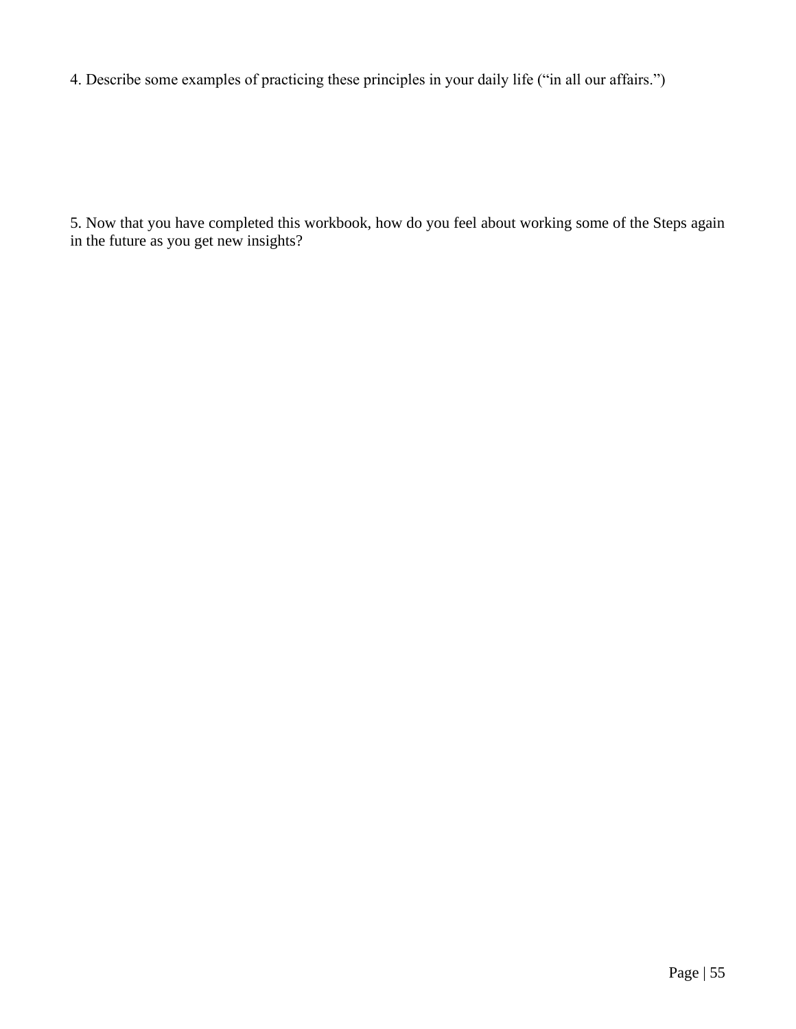4. Describe some examples of practicing these principles in your daily life ("in all our affairs.")

5. Now that you have completed this workbook, how do you feel about working some of the Steps again in the future as you get new insights?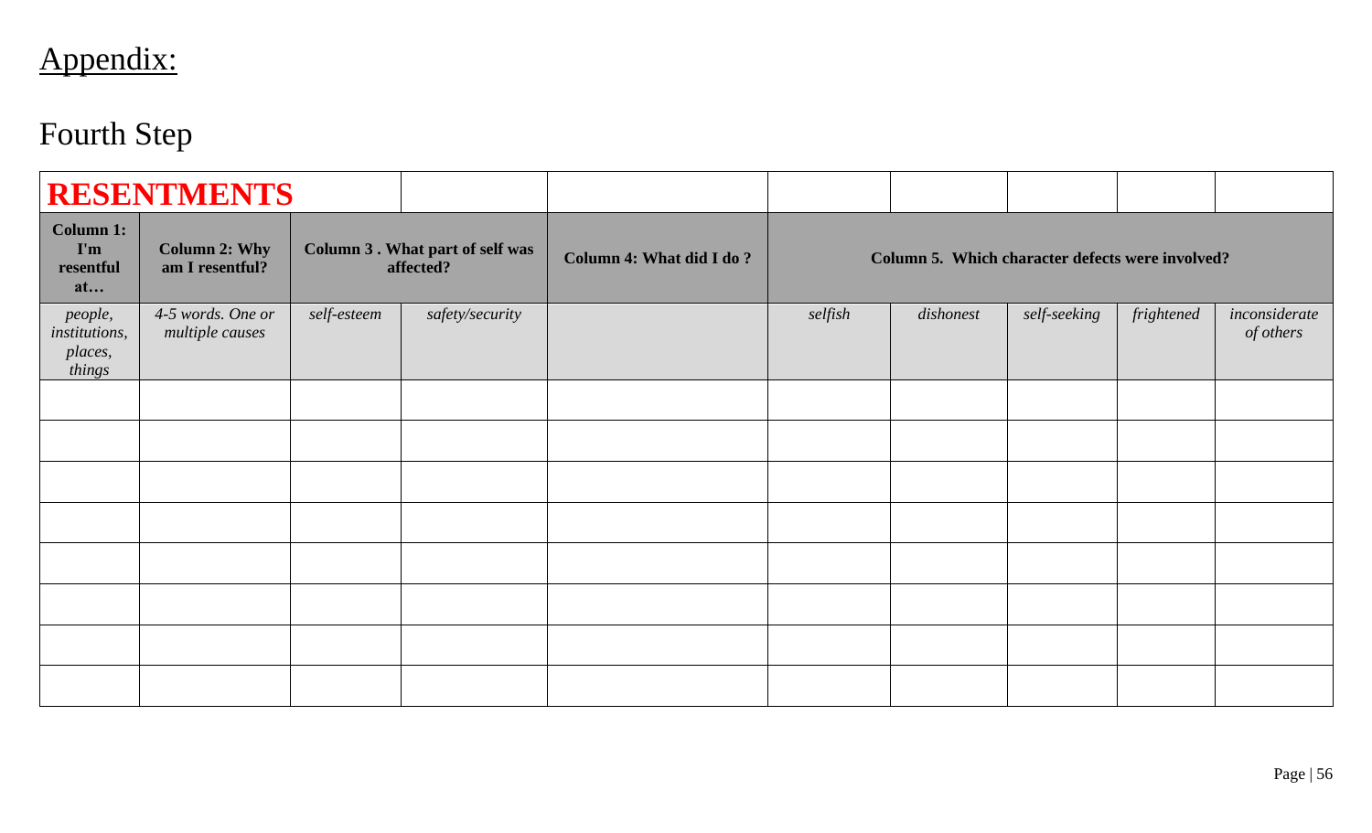# Appendix:

## Fourth Step

| **RESENTMENTS** | | | | | | | | | |
|---|---|---|---|---|---|---|---|---|---|
| **Column 1: I'm resentful at…** | **Column 2: Why am I resentful?** | **Column 3 . What part of self was affected?** | | **Column 4: What did I do ?** | **Column 5. Which character defects were involved?** | | | | |
| *people, institutions, places, things* | *4-5 words. One or multiple causes* | *self-esteem* | *safety/security* | | *selfish* | *dishonest* | *self-seeking* | *frightened* | *inconsiderate of others* |
| | | | | | | | | | |
| | | | | | | | | | |
| | | | | | | | | | |
| | | | | | | | | | |
| | | | | | | | | | |
| | | | | | | | | | |
| | | | | | | | | | |
| | | | | | | | | | |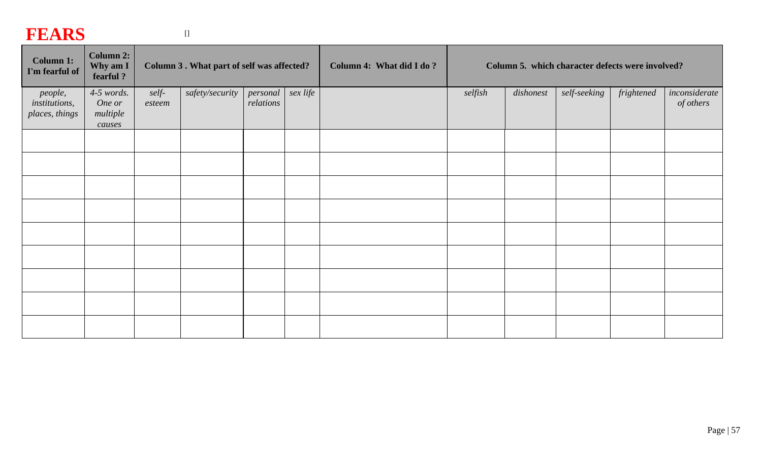# FEARS

[]

| Column 1: I'm fearful of | Column 2: Why am I fearful ? | Column 3 . What part of self was affected? | | | | Column 4: What did I do ? | Column 5. which character defects were involved? | | | | |
|---|---|---|---|---|---|---|---|---|---|---|---|
| *people, institutions, places, things* | *4-5 words. One or multiple causes* | *self-esteem* | *safety/security* | *personal relations* | *sex life* | | *selfish* | *dishonest* | *self-seeking* | *frightened* | *inconsiderate of others* |
| | | | | | | | | | | | |
| | | | | | | | | | | | |
| | | | | | | | | | | | |
| | | | | | | | | | | | |
| | | | | | | | | | | | |
| | | | | | | | | | | | |
| | | | | | | | | | | | |
| | | | | | | | | | | | |
| | | | | | | | | | | | |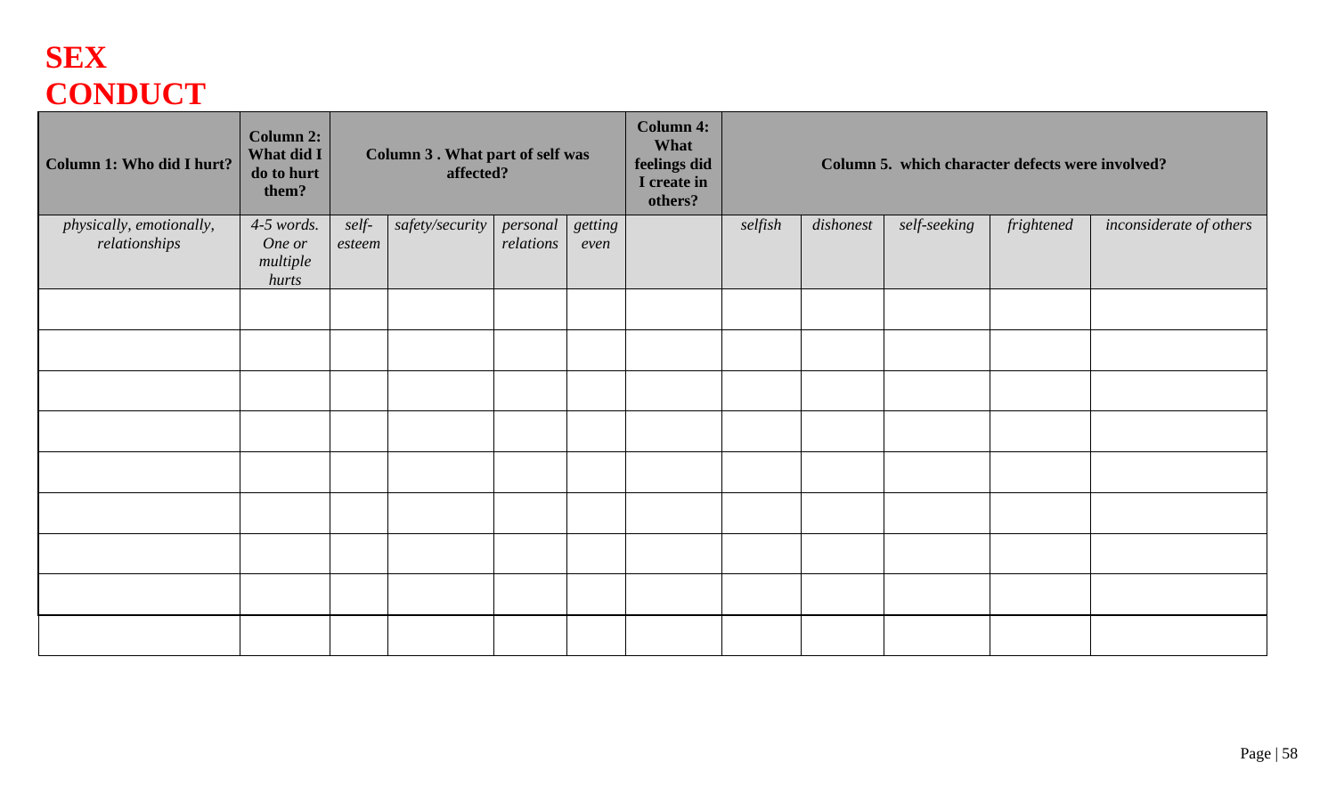# SEX CONDUCT

| Column 1: Who did I hurt? | Column 2: What did I do to hurt them? | Column 3 . What part of self was affected? | | | | Column 4: What feelings did I create in others? | Column 5. which character defects were involved? | | | | |
|---|---|---|---|---|---|---|---|---|---|---|---|
| *physically, emotionally, relationships* | *4-5 words. One or multiple hurts* | *self-esteem* | *safety/security* | *personal relations* | *getting even* | | *selfish* | *dishonest* | *self-seeking* | *frightened* | *inconsiderate of others* |
| | | | | | | | | | | | |
| | | | | | | | | | | | |
| | | | | | | | | | | | |
| | | | | | | | | | | | |
| | | | | | | | | | | | |
| | | | | | | | | | | | |
| | | | | | | | | | | | |
| | | | | | | | | | | | |
| | | | | | | | | | | | |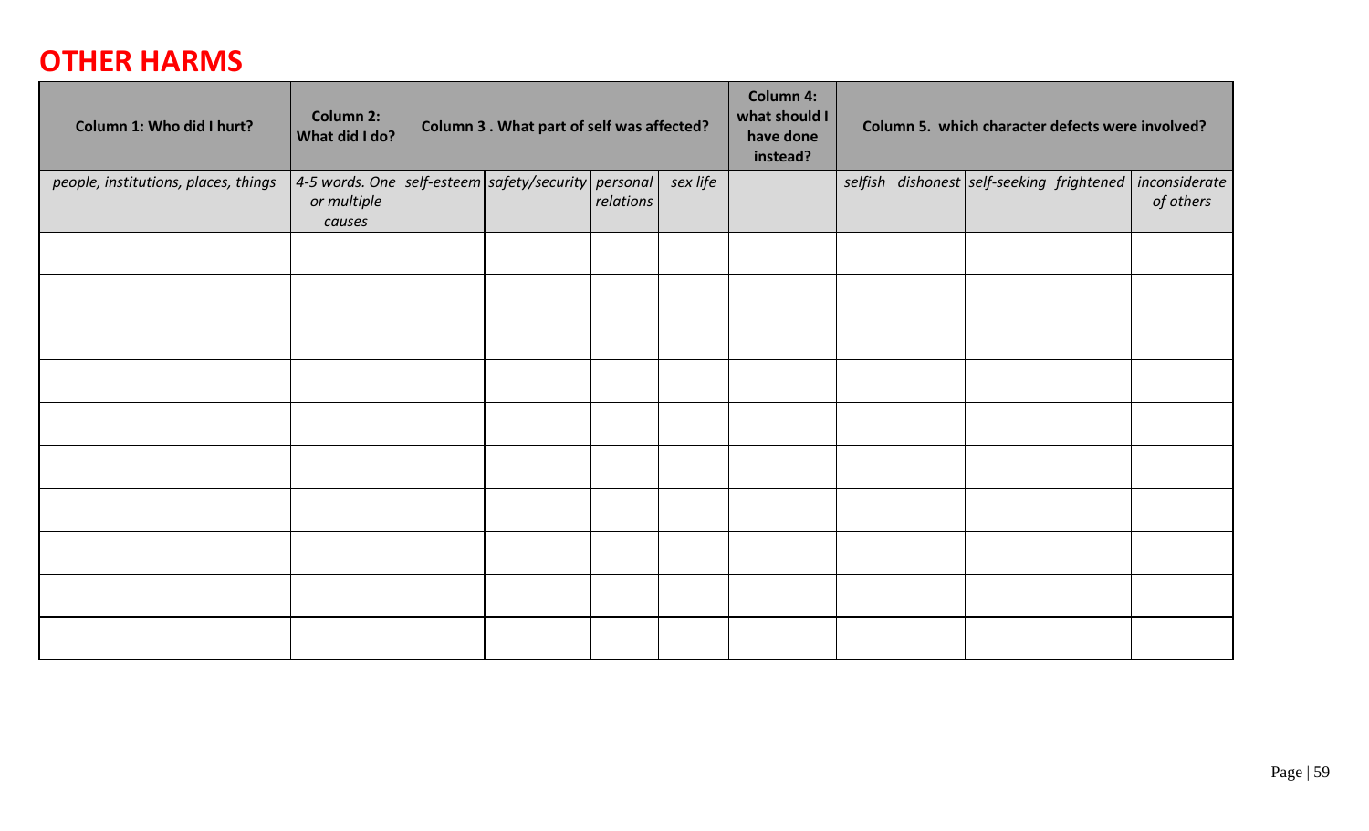## OTHER HARMS

| Column 1: Who did I hurt? | Column 2: What did I do? | Column 3 . What part of self was affected? | | | | Column 4: what should I have done instead? | Column 5. which character defects were involved? | | | | |
|---|---|---|---|---|---|---|---|---|---|---|---|
| *people, institutions, places, things* | *4-5 words. One or multiple causes* | *self-esteem* | *safety/security* | *personal relations* | *sex life* | | *selfish* | *dishonest* | *self-seeking* | *frightened* | *inconsiderate of others* |
| | | | | | | | | | | | |
| | | | | | | | | | | | |
| | | | | | | | | | | | |
| | | | | | | | | | | | |
| | | | | | | | | | | | |
| | | | | | | | | | | | |
| | | | | | | | | | | | |
| | | | | | | | | | | | |
| | | | | | | | | | | | |
| | | | | | | | | | | | |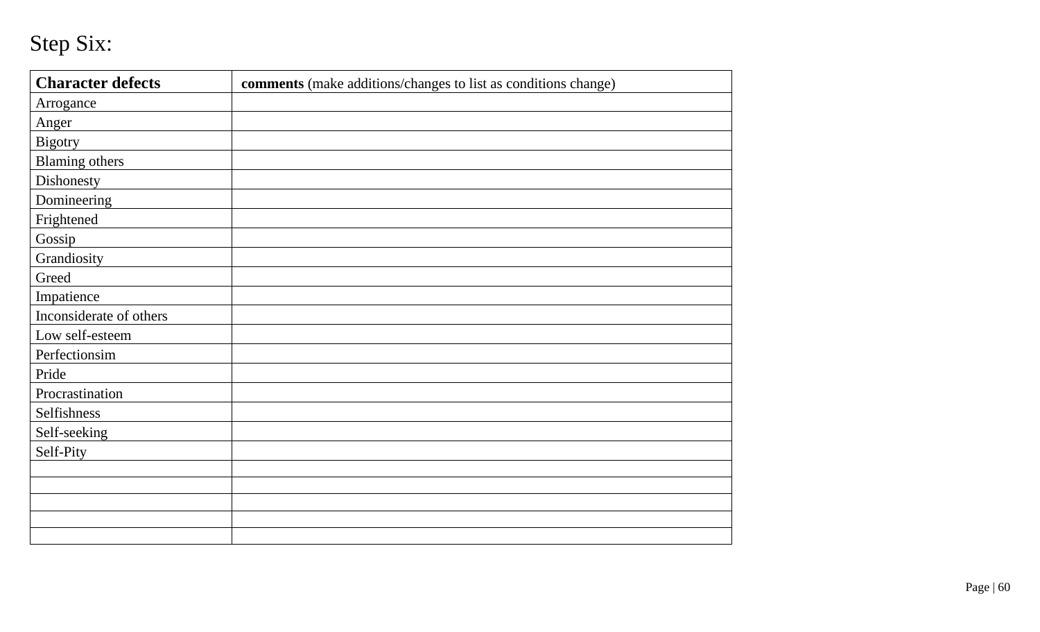# Step Six:

| **Character defects** | **comments** (make additions/changes to list as conditions change) |
|---|---|
| Arrogance | |
| Anger | |
| Bigotry | |
| Blaming others | |
| Dishonesty | |
| Domineering | |
| Frightened | |
| Gossip | |
| Grandiosity | |
| Greed | |
| Impatience | |
| Inconsiderate of others | |
| Low self-esteem | |
| Perfectionsim | |
| Pride | |
| Procrastination | |
| Selfishness | |
| Self-seeking | |
| Self-Pity | |
| | |
| | |
| | |
| | |
| | |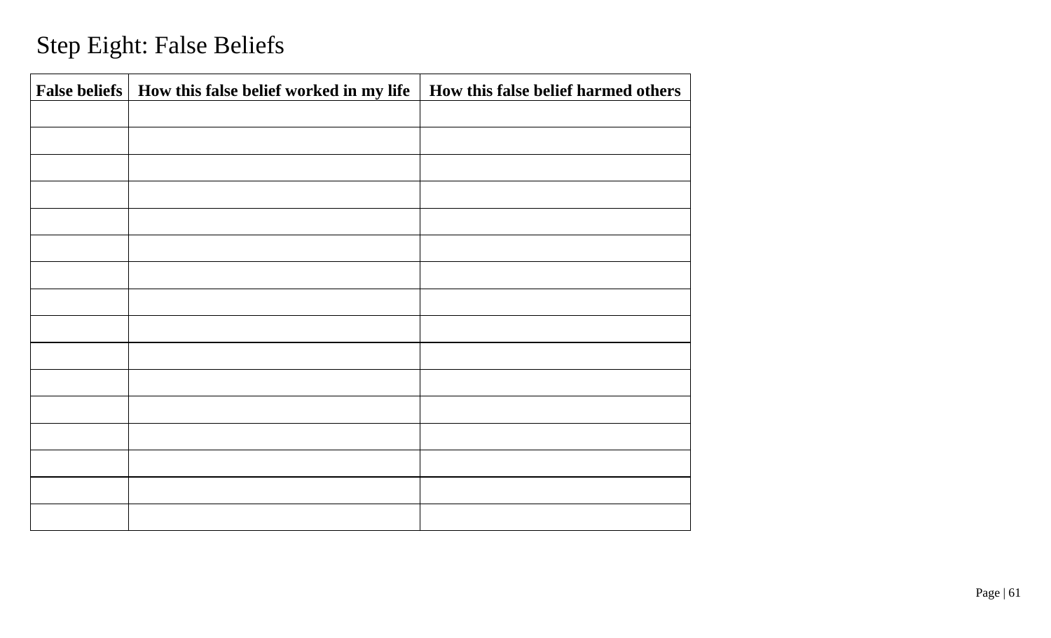# Step Eight: False Beliefs

| False beliefs | How this false belief worked in my life | How this false belief harmed others |
|---|---|---|
| | | |
| | | |
| | | |
| | | |
| | | |
| | | |
| | | |
| | | |
| | | |
| | | |
| | | |
| | | |
| | | |
| | | |
| | | |
| | | |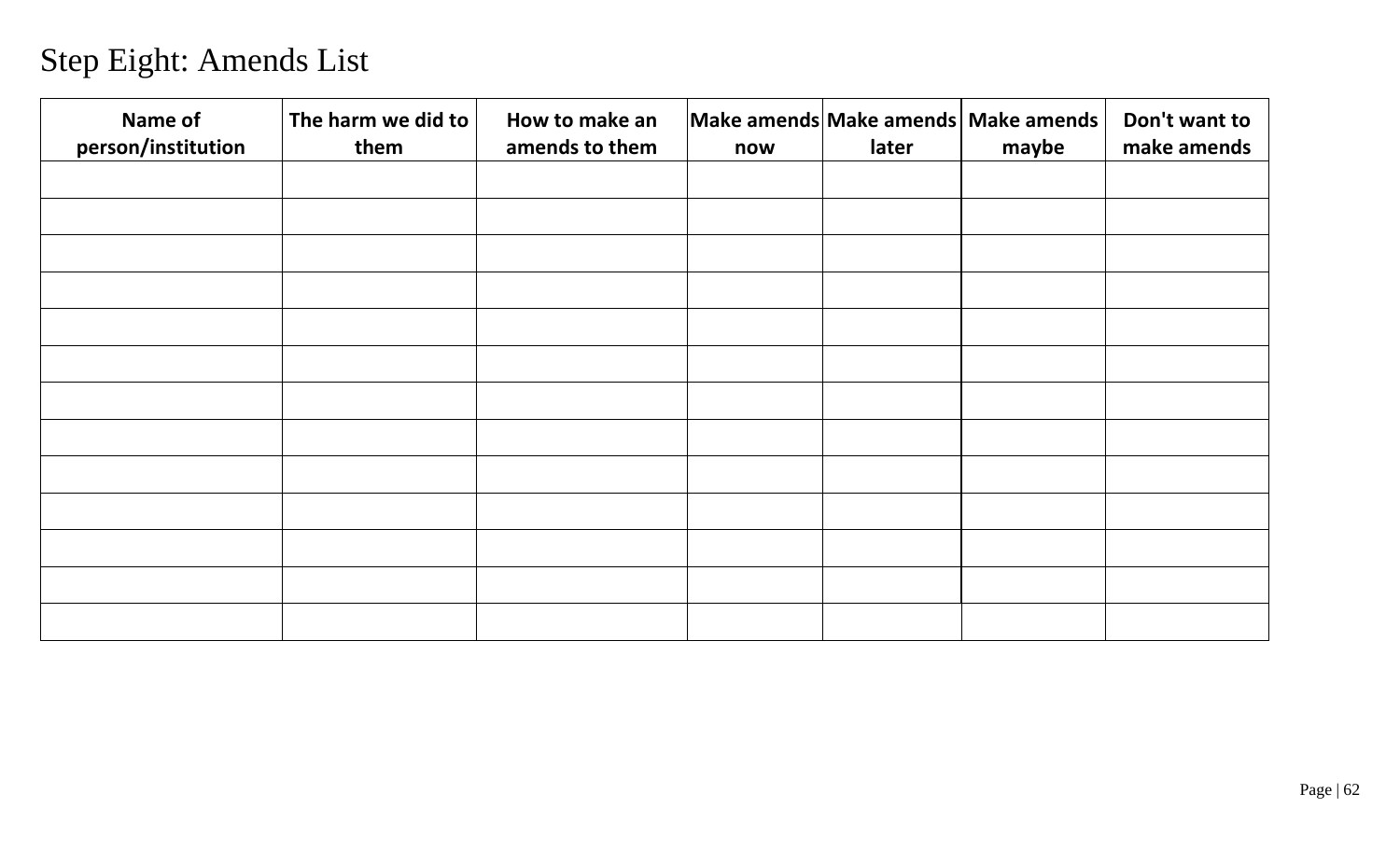# Step Eight: Amends List

| Name of person/institution | The harm we did to them | How to make an amends to them | Make amends now | Make amends later | Make amends maybe | Don't want to make amends |
|---|---|---|---|---|---|---|
| | | | | | | |
| | | | | | | |
| | | | | | | |
| | | | | | | |
| | | | | | | |
| | | | | | | |
| | | | | | | |
| | | | | | | |
| | | | | | | |
| | | | | | | |
| | | | | | | |
| | | | | | | |
| | | | | | | |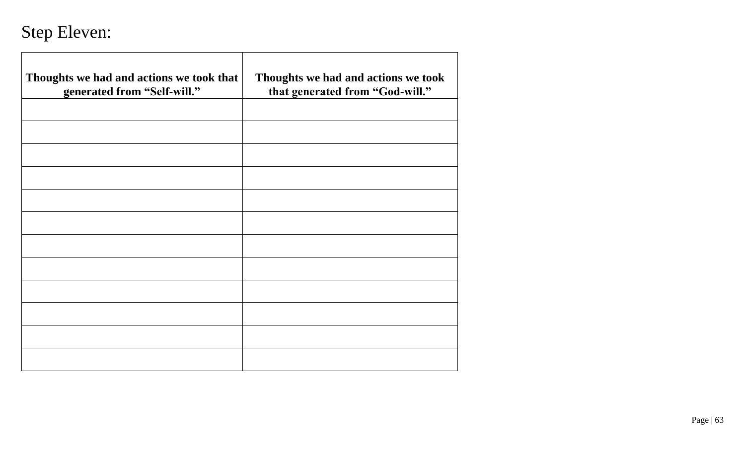# Step Eleven:

| Thoughts we had and actions we took that generated from "Self-will." | Thoughts we had and actions we took that generated from "God-will." |
| --- | --- |
| | |
| | |
| | |
| | |
| | |
| | |
| | |
| | |
| | |
| | |
| | |
| | |